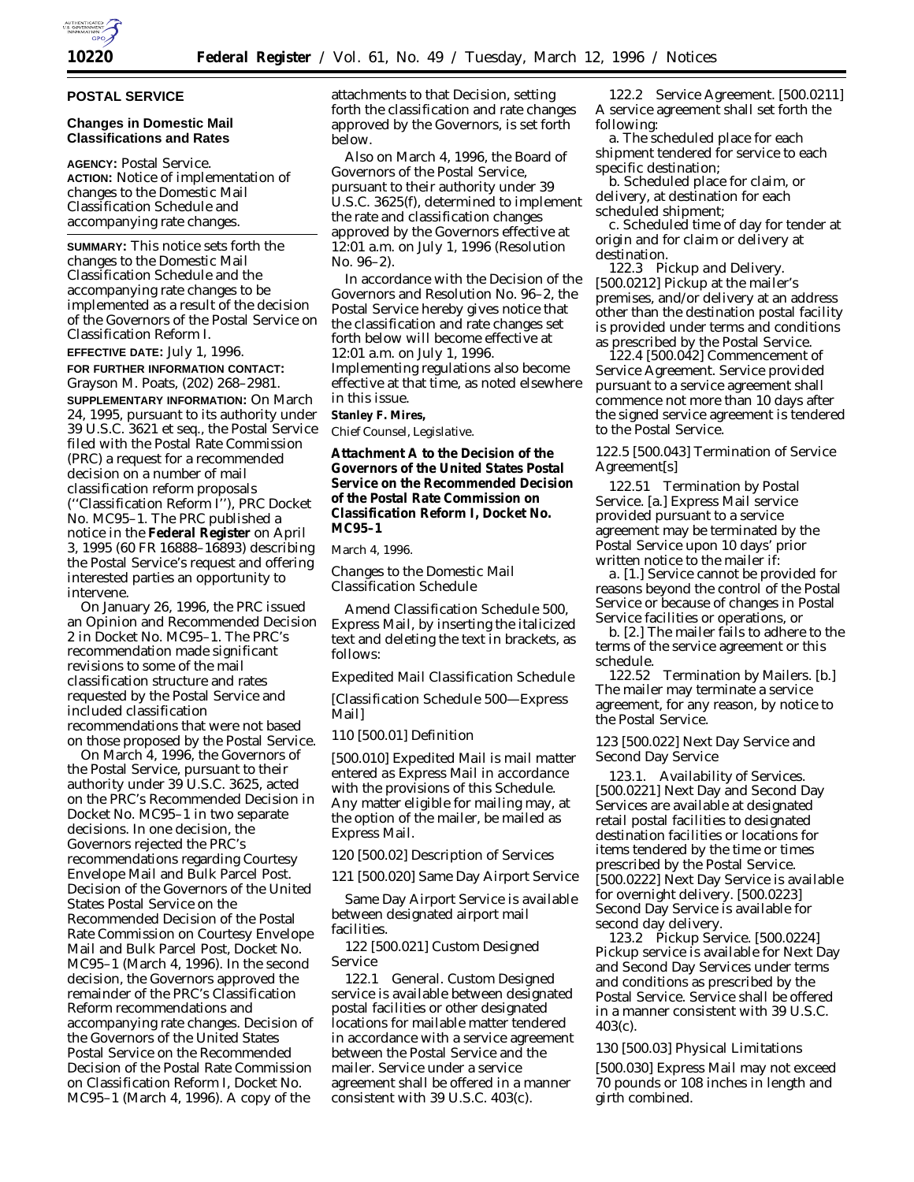## POSTAL SERVICE

### Changes in Domestic Mail Classifications and Rates

**AGENCY:** Postal Service.

**ACTION:** Notice of implementation of changes to the Domestic Mail Classification Schedule and accompanying rate changes.

**SUMMARY:** This notice sets forth the changes to the Domestic Mail Classification Schedule and the accompanying rate changes to be implemented as a result of the decision of the Governors of the Postal Service on Classification Reform I.

**EFFECTIVE DATE:** July 1, 1996.

**FOR FURTHER INFORMATION CONTACT:** Grayson M. Poats, (202) 268–2981.

**SUPPLEMENTARY INFORMATION:** On March 24, 1995, pursuant to its authority under 39 U.S.C. 3621 et seq., the Postal Service filed with the Postal Rate Commission (PRC) a request for a recommended decision on a number of mail classification reform proposals (''Classification Reform I''), PRC Docket No. MC95–1. The PRC published a notice in the **Federal Register** on April 3, 1995 (60 FR 16888–16893) describing the Postal Service's request and offering interested parties an opportunity to intervene.

On January 26, 1996, the PRC issued an Opinion and Recommended Decision 2 in Docket No. MC95–1. The PRC's recommendation made significant revisions to some of the mail classification structure and rates requested by the Postal Service and included classification recommendations that were not based on those proposed by the Postal Service.

On March 4, 1996, the Governors of the Postal Service, pursuant to their authority under 39 U.S.C. 3625, acted on the PRC's Recommended Decision in Docket No. MC95–1 in two separate decisions. In one decision, the Governors rejected the PRC's recommendations regarding Courtesy Envelope Mail and Bulk Parcel Post. Decision of the Governors of the United States Postal Service on the Recommended Decision of the Postal Rate Commission on Courtesy Envelope Mail and Bulk Parcel Post, Docket No. MC95–1 (March 4, 1996). In the second decision, the Governors approved the remainder of the PRC's Classification Reform recommendations and accompanying rate changes. Decision of the Governors of the United States Postal Service on the Recommended Decision of the Postal Rate Commission on Classification Reform I, Docket No. MC95–1 (March 4, 1996). A copy of the attachments to that Decision, setting forth the classification and rate changes approved by the Governors, is set forth below.

Also on March 4, 1996, the Board of Governors of the Postal Service, pursuant to their authority under 39 U.S.C. 3625(f), determined to implement the rate and classification changes approved by the Governors effective at 12:01 a.m. on July 1, 1996 (Resolution No. 96–2).

In accordance with the Decision of the Governors and Resolution No. 96–2, the Postal Service hereby gives notice that the classification and rate changes set forth below will become effective at 12:01 a.m. on July 1, 1996. Implementing regulations also become effective at that time, as noted elsewhere in this issue.

**Stanley F. Mires,**
*Chief Counsel, Legislative.*

### Attachment A to the Decision of the Governors of the United States Postal Service on the Recommended Decision of the Postal Rate Commission on Classification Reform I, Docket No. MC95–1

March 4, 1996.

*Changes to the Domestic Mail Classification Schedule*

Amend Classification Schedule 500, Express Mail, by inserting the italicized text and deleting the text in brackets, as follows:

*Expedited Mail Classification Schedule*

[Classification Schedule 500—Express Mail]

*110* [500.01] Definition

[500.010] Expedited Mail is mail matter entered as Express Mail in accordance with the provisions of this Schedule. Any matter eligible for mailing may, at the option of the mailer, be mailed as Express Mail.

*120* [500.02] Description of Services

*121* [500.020] Same Day Airport Service

Same Day Airport Service is available between designated airport mail facilities.

*122* [500.021] Custom Designed Service

*122.1 General.* Custom Designed service is available between designated postal facilities or other designated locations for mailable matter tendered in accordance with a service agreement between the Postal Service and the mailer. Service under a service agreement shall be offered in a manner consistent with 39 U.S.C. 403(c).

*122.2 Service Agreement.* [500.0211] A service agreement shall set forth the following:

a. The scheduled place for each shipment tendered for service to each specific destination;

b. Scheduled place for claim, or delivery, at destination for each scheduled shipment;

c. Scheduled time of day for tender at origin and for claim or delivery at destination.

*122.3 Pickup and Delivery.* [500.0212] Pickup at the mailer's premises, and/or delivery at an address other than the destination postal facility is provided under terms and conditions as prescribed by the Postal Service.

*122.4* [500.042] Commencement of Service Agreement. Service provided pursuant to a service agreement shall commence not more than 10 days after the signed service agreement is tendered to the Postal Service.

*122.5* [500.043] Termination of Service Agreement[s]

*122.51 Termination by Postal Service.* [a.] Express Mail service provided pursuant to a service agreement may be terminated by the Postal Service upon 10 days' prior written notice to the mailer if:

*a.* [1.] Service cannot be provided for reasons beyond the control of the Postal Service or because of changes in Postal Service facilities or operations, or

*b.* [2.] The mailer fails to adhere to the terms of the service agreement or this schedule.

*122.52 Termination by Mailers.* [b.] The mailer may terminate a service agreement, for any reason, by notice to the Postal Service.

*123* [500.022] Next Day Service and Second Day Service

*123.1. Availability of Services.* [500.0221] Next Day and Second Day Services are available at designated retail postal facilities to designated destination facilities or locations for items tendered by the time or times prescribed by the Postal Service. [500.0222] Next Day Service is available for overnight delivery. [500.0223] Second Day Service is available for second day delivery.

*123.2 Pickup Service.* [500.0224] Pickup service is available for Next Day and Second Day Services under terms and conditions as prescribed by the Postal Service. Service shall be offered in a manner consistent with 39 U.S.C. 403(c).

*130* [500.03] Physical Limitations

[500.030] Express Mail may not exceed 70 pounds or 108 inches in length and girth combined.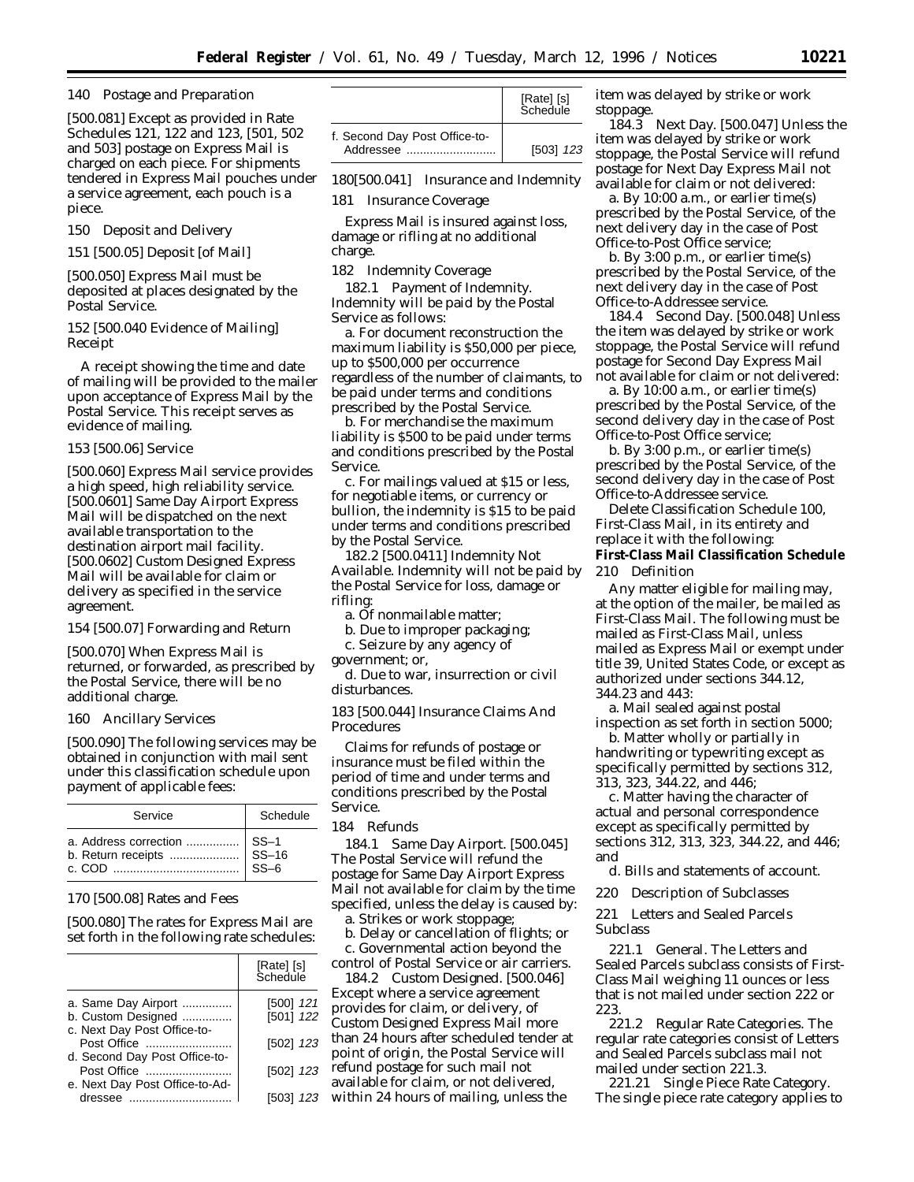140 Postage and Preparation

[500.081] Except as provided in Rate Schedules 121, 122 and 123, [501, 502 and 503] postage on Express Mail is charged on each piece. For shipments tendered in Express Mail pouches under a service agreement, each pouch is a piece.

150 Deposit and Delivery

151 [500.05] Deposit [of Mail]

[500.050] Express Mail must be deposited at places designated by the Postal Service.

152 [500.040 Evidence of Mailing] Receipt

A receipt showing the time and date of mailing will be provided to the mailer upon acceptance of Express Mail by the Postal Service. This receipt serves as evidence of mailing.

153 [500.06] Service

[500.060] Express Mail service provides a high speed, high reliability service. [500.0601] Same Day Airport Express Mail will be dispatched on the next available transportation to the destination airport mail facility. [500.0602] Custom Designed Express Mail will be available for claim or delivery as specified in the service agreement.

154 [500.07] Forwarding and Return

[500.070] When Express Mail is returned, or forwarded, as prescribed by the Postal Service, there will be no additional charge.

160 Ancillary Services

[500.090] The following services may be obtained in conjunction with mail sent under this classification schedule upon payment of applicable fees:

| Service | Schedule |
|---|---|
| a. Address correction | SS–1 |
| b. Return receipts | SS–16 |
| c. COD | SS–6 |

170 [500.08] Rates and Fees

[500.080] The rates for Express Mail are set forth in the following rate schedules:

| | [Rate] [s] Schedule |
|---|---|
| a. Same Day Airport | [500] *121* |
| b. Custom Designed | [501] *122* |
| c. Next Day Post Office-to-Post Office | [502] *123* |
| d. Second Day Post Office-to-Post Office | [502] *123* |
| e. Next Day Post Office-to-Addressee | [503] *123* |
| f. Second Day Post Office-to-Addressee | [503] *123* |

180[500.041] Insurance and Indemnity

181 Insurance Coverage

Express Mail is insured against loss, damage or rifling at no additional charge.

182 Indemnity Coverage

182.1 Payment of Indemnity. Indemnity will be paid by the Postal Service as follows:

a. For document reconstruction the maximum liability is $50,000 per piece, up to $500,000 per occurrence regardless of the number of claimants, to be paid under terms and conditions prescribed by the Postal Service.

b. For merchandise the maximum liability is $500 to be paid under terms and conditions prescribed by the Postal Service.

c. For mailings valued at $15 or less, for negotiable items, or currency or bullion, the indemnity is $15 to be paid under terms and conditions prescribed by the Postal Service.

182.2 [500.0411] Indemnity Not Available. Indemnity will not be paid by the Postal Service for loss, damage or rifling:

a. Of nonmailable matter;

b. Due to improper packaging;

c. Seizure by any agency of government; or,

d. Due to war, insurrection or civil disturbances.

183 [500.044] Insurance Claims And Procedures

Claims for refunds of postage or insurance must be filed within the period of time and under terms and conditions prescribed by the Postal Service.

184 Refunds

184.1 Same Day Airport. [500.045] The Postal Service will refund the postage for Same Day Airport Express Mail not available for claim by the time specified, unless the delay is caused by:

a. Strikes or work stoppage;

b. Delay or cancellation of flights; or

c. Governmental action beyond the control of Postal Service or air carriers.

184.2 Custom Designed. [500.046] Except where a service agreement provides for claim, or delivery, of Custom Designed Express Mail more than 24 hours after scheduled tender at point of origin, the Postal Service will refund postage for such mail not available for claim, or not delivered, within 24 hours of mailing, unless the item was delayed by strike or work stoppage.

184.3 Next Day. [500.047] Unless the item was delayed by strike or work stoppage, the Postal Service will refund postage for Next Day Express Mail not available for claim or not delivered:

a. By 10:00 a.m., or earlier time(s) prescribed by the Postal Service, of the next delivery day in the case of Post Office-to-Post Office service;

b. By 3:00 p.m., or earlier time(s) prescribed by the Postal Service, of the next delivery day in the case of Post Office-to-Addressee service.

184.4 Second Day. [500.048] Unless the item was delayed by strike or work stoppage, the Postal Service will refund postage for Second Day Express Mail not available for claim or not delivered:

a. By 10:00 a.m., or earlier time(s) prescribed by the Postal Service, of the second delivery day in the case of Post Office-to-Post Office service;

b. By 3:00 p.m., or earlier time(s) prescribed by the Postal Service, of the second delivery day in the case of Post Office-to-Addressee service.

Delete Classification Schedule 100, First-Class Mail, in its entirety and replace it with the following:

**First-Class Mail Classification Schedule**

210 Definition

Any matter eligible for mailing may, at the option of the mailer, be mailed as First-Class Mail. The following must be mailed as First-Class Mail, unless mailed as Express Mail or exempt under title 39, United States Code, or except as authorized under sections 344.12, 344.23 and 443:

a. Mail sealed against postal inspection as set forth in section 5000;

b. Matter wholly or partially in handwriting or typewriting except as specifically permitted by sections 312, 313, 323, 344.22, and 446;

c. Matter having the character of actual and personal correspondence except as specifically permitted by sections 312, 313, 323, 344.22, and 446; and

d. Bills and statements of account.

220 Description of Subclasses

221 Letters and Sealed Parcels Subclass

221.1 General. The Letters and Sealed Parcels subclass consists of First-Class Mail weighing 11 ounces or less that is not mailed under section 222 or 223.

221.2 Regular Rate Categories. The regular rate categories consist of Letters and Sealed Parcels subclass mail not mailed under section 221.3.

221.21 Single Piece Rate Category. The single piece rate category applies to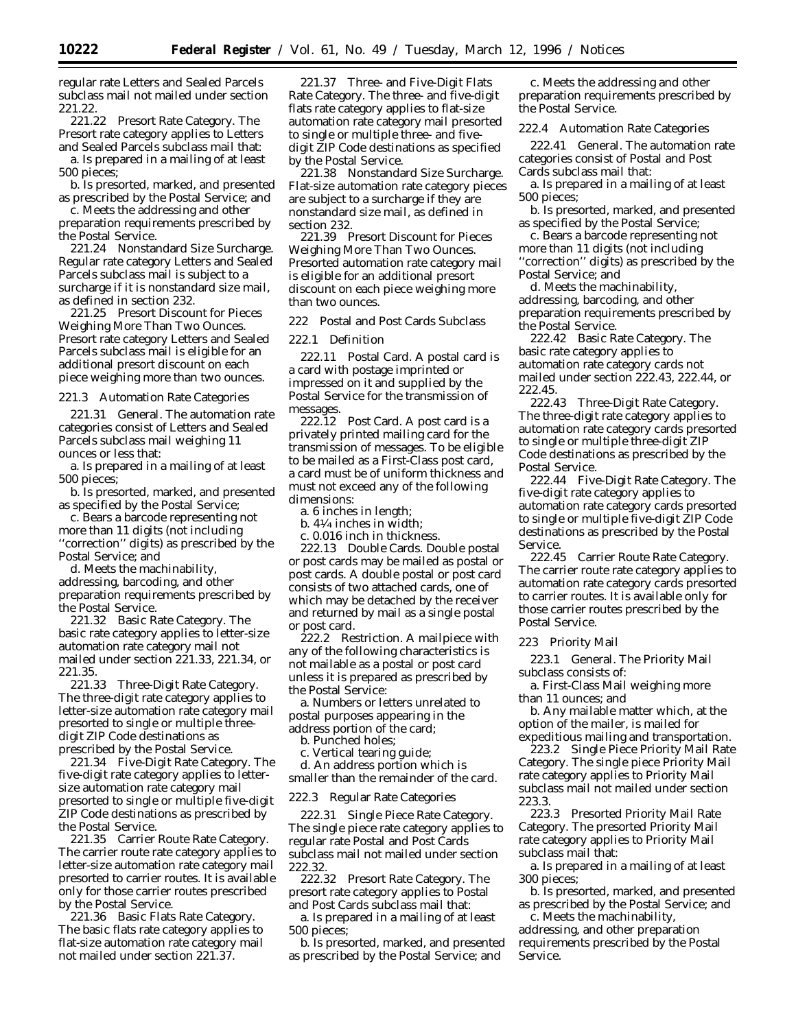regular rate Letters and Sealed Parcels subclass mail not mailed under section 221.22.

221.22 Presort Rate Category. The Presort rate category applies to Letters and Sealed Parcels subclass mail that:

a. Is prepared in a mailing of at least 500 pieces;

b. Is presorted, marked, and presented as prescribed by the Postal Service; and

c. Meets the addressing and other preparation requirements prescribed by the Postal Service.

221.24 Nonstandard Size Surcharge. Regular rate category Letters and Sealed Parcels subclass mail is subject to a surcharge if it is nonstandard size mail, as defined in section 232.

221.25 Presort Discount for Pieces Weighing More Than Two Ounces. Presort rate category Letters and Sealed Parcels subclass mail is eligible for an additional presort discount on each piece weighing more than two ounces.

221.3 Automation Rate Categories

221.31 General. The automation rate categories consist of Letters and Sealed Parcels subclass mail weighing 11 ounces or less that:

a. Is prepared in a mailing of at least 500 pieces;

b. Is presorted, marked, and presented as specified by the Postal Service;

c. Bears a barcode representing not more than 11 digits (not including ''correction'' digits) as prescribed by the Postal Service; and

d. Meets the machinability, addressing, barcoding, and other preparation requirements prescribed by the Postal Service.

221.32 Basic Rate Category. The basic rate category applies to letter-size automation rate category mail not mailed under section 221.33, 221.34, or 221.35.

221.33 Three-Digit Rate Category. The three-digit rate category applies to letter-size automation rate category mail presorted to single or multiple three-digit ZIP Code destinations as prescribed by the Postal Service.

221.34 Five-Digit Rate Category. The five-digit rate category applies to letter-size automation rate category mail presorted to single or multiple five-digit ZIP Code destinations as prescribed by the Postal Service.

221.35 Carrier Route Rate Category. The carrier route rate category applies to letter-size automation rate category mail presorted to carrier routes. It is available only for those carrier routes prescribed by the Postal Service.

221.36 Basic Flats Rate Category. The basic flats rate category applies to flat-size automation rate category mail not mailed under section 221.37.

221.37 Three- and Five-Digit Flats Rate Category. The three- and five-digit flats rate category applies to flat-size automation rate category mail presorted to single or multiple three- and five-digit ZIP Code destinations as specified by the Postal Service.

221.38 Nonstandard Size Surcharge. Flat-size automation rate category pieces are subject to a surcharge if they are nonstandard size mail, as defined in section 232.

221.39 Presort Discount for Pieces Weighing More Than Two Ounces. Presorted automation rate category mail is eligible for an additional presort discount on each piece weighing more than two ounces.

222 Postal and Post Cards Subclass

222.1 Definition

222.11 Postal Card. A postal card is a card with postage imprinted or impressed on it and supplied by the Postal Service for the transmission of messages.

222.12 Post Card. A post card is a privately printed mailing card for the transmission of messages. To be eligible to be mailed as a First-Class post card, a card must be of uniform thickness and must not exceed any of the following dimensions:

a. 6 inches in length;

b. 4¼ inches in width;

c. 0.016 inch in thickness.

222.13 Double Cards. Double postal or post cards may be mailed as postal or post cards. A double postal or post card consists of two attached cards, one of which may be detached by the receiver and returned by mail as a single postal or post card.

222.2 Restriction. A mailpiece with any of the following characteristics is not mailable as a postal or post card unless it is prepared as prescribed by the Postal Service:

a. Numbers or letters unrelated to postal purposes appearing in the address portion of the card;

b. Punched holes;

c. Vertical tearing guide;

d. An address portion which is smaller than the remainder of the card.

222.3 Regular Rate Categories

222.31 Single Piece Rate Category. The single piece rate category applies to regular rate Postal and Post Cards subclass mail not mailed under section 222.32.

222.32 Presort Rate Category. The presort rate category applies to Postal and Post Cards subclass mail that:

a. Is prepared in a mailing of at least 500 pieces;

b. Is presorted, marked, and presented as prescribed by the Postal Service; and

c. Meets the addressing and other preparation requirements prescribed by the Postal Service.

222.4 Automation Rate Categories

222.41 General. The automation rate categories consist of Postal and Post Cards subclass mail that:

a. Is prepared in a mailing of at least 500 pieces;

b. Is presorted, marked, and presented as specified by the Postal Service;

c. Bears a barcode representing not more than 11 digits (not including ''correction'' digits) as prescribed by the Postal Service; and

d. Meets the machinability, addressing, barcoding, and other preparation requirements prescribed by the Postal Service.

222.42 Basic Rate Category. The basic rate category applies to automation rate category cards not mailed under section 222.43, 222.44, or 222.45.

222.43 Three-Digit Rate Category. The three-digit rate category applies to automation rate category cards presorted to single or multiple three-digit ZIP Code destinations as prescribed by the Postal Service.

222.44 Five-Digit Rate Category. The five-digit rate category applies to automation rate category cards presorted to single or multiple five-digit ZIP Code destinations as prescribed by the Postal Service.

222.45 Carrier Route Rate Category. The carrier route rate category applies to automation rate category cards presorted to carrier routes. It is available only for those carrier routes prescribed by the Postal Service.

223 Priority Mail

223.1 General. The Priority Mail subclass consists of:

a. First-Class Mail weighing more than 11 ounces; and

b. Any mailable matter which, at the option of the mailer, is mailed for expeditious mailing and transportation.

223.2 Single Piece Priority Mail Rate Category. The single piece Priority Mail rate category applies to Priority Mail subclass mail not mailed under section 223.3.

223.3 Presorted Priority Mail Rate Category. The presorted Priority Mail rate category applies to Priority Mail subclass mail that:

a. Is prepared in a mailing of at least 300 pieces;

b. Is presorted, marked, and presented as prescribed by the Postal Service; and

c. Meets the machinability, addressing, and other preparation requirements prescribed by the Postal Service.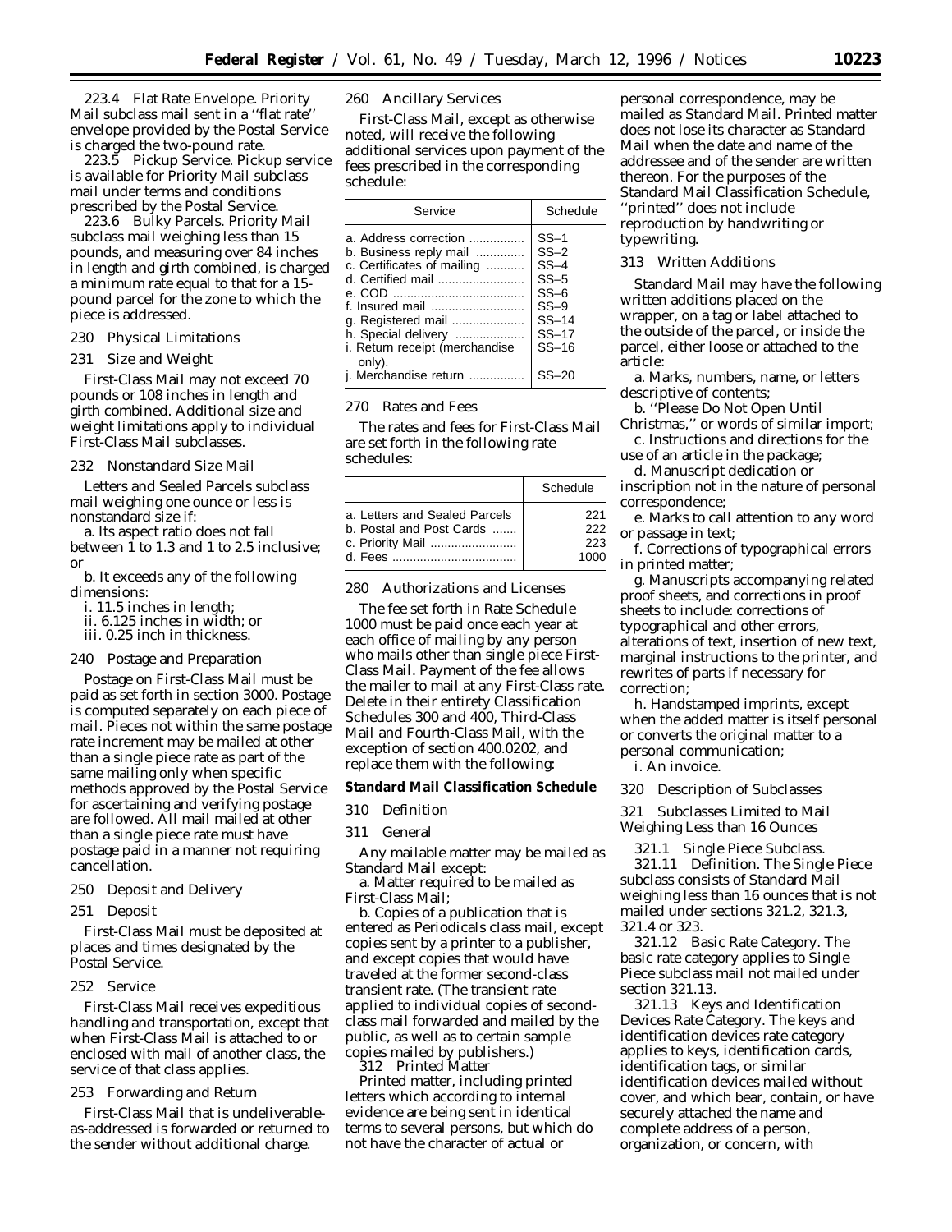223.4 Flat Rate Envelope. Priority Mail subclass mail sent in a ''flat rate'' envelope provided by the Postal Service is charged the two-pound rate.

223.5 Pickup Service. Pickup service is available for Priority Mail subclass mail under terms and conditions prescribed by the Postal Service.

223.6 Bulky Parcels. Priority Mail subclass mail weighing less than 15 pounds, and measuring over 84 inches in length and girth combined, is charged a minimum rate equal to that for a 15-pound parcel for the zone to which the piece is addressed.

230 Physical Limitations

231 Size and Weight

First-Class Mail may not exceed 70 pounds or 108 inches in length and girth combined. Additional size and weight limitations apply to individual First-Class Mail subclasses.

232 Nonstandard Size Mail

Letters and Sealed Parcels subclass mail weighing one ounce or less is nonstandard size if:

a. Its aspect ratio does not fall between 1 to 1.3 and 1 to 2.5 inclusive; or

b. It exceeds any of the following dimensions:

i. 11.5 inches in length;

ii. 6.125 inches in width; or

iii. 0.25 inch in thickness.

240 Postage and Preparation

Postage on First-Class Mail must be paid as set forth in section 3000. Postage is computed separately on each piece of mail. Pieces not within the same postage rate increment may be mailed at other than a single piece rate as part of the same mailing only when specific methods approved by the Postal Service for ascertaining and verifying postage are followed. All mail mailed at other than a single piece rate must have postage paid in a manner not requiring cancellation.

250 Deposit and Delivery

251 Deposit

First-Class Mail must be deposited at places and times designated by the Postal Service.

252 Service

First-Class Mail receives expeditious handling and transportation, except that when First-Class Mail is attached to or enclosed with mail of another class, the service of that class applies.

253 Forwarding and Return

First-Class Mail that is undeliverable-as-addressed is forwarded or returned to the sender without additional charge.

260 Ancillary Services

First-Class Mail, except as otherwise noted, will receive the following additional services upon payment of the fees prescribed in the corresponding schedule:

| Service | Schedule |
|---|---|
| a. Address correction | SS–1 |
| b. Business reply mail | SS–2 |
| c. Certificates of mailing | SS–4 |
| d. Certified mail | SS–5 |
| e. COD | SS–6 |
| f. Insured mail | SS–9 |
| g. Registered mail | SS–14 |
| h. Special delivery | SS–17 |
| i. Return receipt (merchandise only). | SS–16 |
| j. Merchandise return | SS–20 |

270 Rates and Fees

The rates and fees for First-Class Mail are set forth in the following rate schedules:

| | Schedule |
|---|---|
| a. Letters and Sealed Parcels | 221 |
| b. Postal and Post Cards | 222 |
| c. Priority Mail | 223 |
| d. Fees | 1000 |

280 Authorizations and Licenses

The fee set forth in Rate Schedule 1000 must be paid once each year at each office of mailing by any person who mails other than single piece First-Class Mail. Payment of the fee allows the mailer to mail at any First-Class rate. Delete in their entirety Classification Schedules 300 and 400, Third-Class Mail and Fourth-Class Mail, with the exception of section 400.0202, and replace them with the following:

**Standard Mail Classification Schedule**

310 Definition

311 General

Any mailable matter may be mailed as Standard Mail except:

a. Matter required to be mailed as First-Class Mail;

b. Copies of a publication that is entered as Periodicals class mail, except copies sent by a printer to a publisher, and except copies that would have traveled at the former second-class transient rate. (The transient rate applied to individual copies of second-class mail forwarded and mailed by the public, as well as to certain sample copies mailed by publishers.)

312 Printed Matter

Printed matter, including printed letters which according to internal evidence are being sent in identical terms to several persons, but which do not have the character of actual or personal correspondence, may be mailed as Standard Mail. Printed matter does not lose its character as Standard Mail when the date and name of the addressee and of the sender are written thereon. For the purposes of the Standard Mail Classification Schedule, ''printed'' does not include reproduction by handwriting or typewriting.

313 Written Additions

Standard Mail may have the following written additions placed on the wrapper, on a tag or label attached to the outside of the parcel, or inside the parcel, either loose or attached to the article:

a. Marks, numbers, name, or letters descriptive of contents;

b. ''Please Do Not Open Until Christmas,'' or words of similar import;

c. Instructions and directions for the use of an article in the package;

d. Manuscript dedication or inscription not in the nature of personal correspondence;

e. Marks to call attention to any word or passage in text;

f. Corrections of typographical errors in printed matter;

g. Manuscripts accompanying related proof sheets, and corrections in proof sheets to include: corrections of typographical and other errors, alterations of text, insertion of new text, marginal instructions to the printer, and rewrites of parts if necessary for correction;

h. Handstamped imprints, except when the added matter is itself personal or converts the original matter to a personal communication;

i. An invoice.

320 Description of Subclasses

321 Subclasses Limited to Mail Weighing Less than 16 Ounces

321.1 Single Piece Subclass.

321.11 Definition. The Single Piece subclass consists of Standard Mail weighing less than 16 ounces that is not mailed under sections 321.2, 321.3, 321.4 or 323.

321.12 Basic Rate Category. The basic rate category applies to Single Piece subclass mail not mailed under section 321.13.

321.13 Keys and Identification Devices Rate Category. The keys and identification devices rate category applies to keys, identification cards, identification tags, or similar identification devices mailed without cover, and which bear, contain, or have securely attached the name and complete address of a person, organization, or concern, with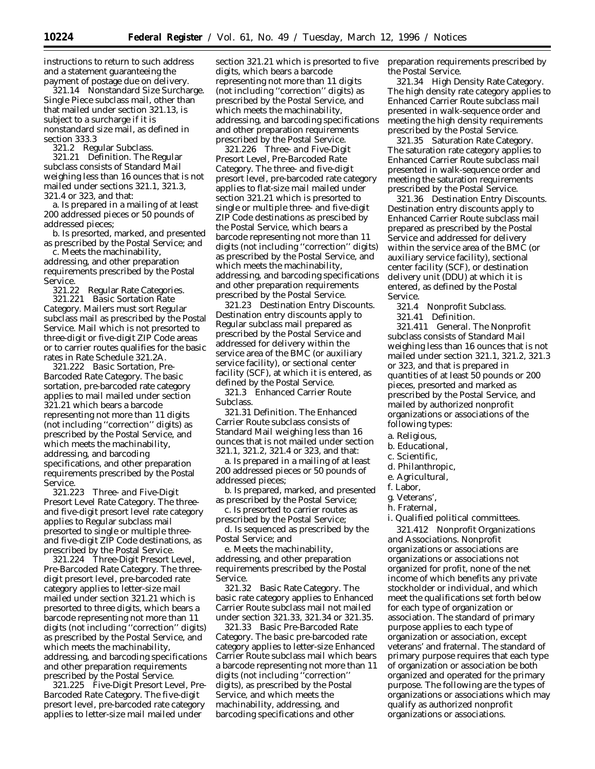instructions to return to such address and a statement guaranteeing the payment of postage due on delivery.

321.14 Nonstandard Size Surcharge. Single Piece subclass mail, other than that mailed under section 321.13, is subject to a surcharge if it is nonstandard size mail, as defined in section 333.3

321.2 Regular Subclass.

321.21 Definition. The Regular subclass consists of Standard Mail weighing less than 16 ounces that is not mailed under sections 321.1, 321.3, 321.4 or 323, and that:

a. Is prepared in a mailing of at least 200 addressed pieces or 50 pounds of addressed pieces;

b. Is presorted, marked, and presented as prescribed by the Postal Service; and

c. Meets the machinability, addressing, and other preparation requirements prescribed by the Postal Service.

321.22 Regular Rate Categories.

321.221 Basic Sortation Rate Category. Mailers must sort Regular subclass mail as prescribed by the Postal Service. Mail which is not presorted to three-digit or five-digit ZIP Code areas or to carrier routes qualifies for the basic rates in Rate Schedule 321.2A.

321.222 Basic Sortation, Pre-Barcoded Rate Category. The basic sortation, pre-barcoded rate category applies to mail mailed under section 321.21 which bears a barcode representing not more than 11 digits (not including ''correction'' digits) as prescribed by the Postal Service, and which meets the machinability, addressing, and barcoding specifications, and other preparation requirements prescribed by the Postal Service.

321.223 Three- and Five-Digit Presort Level Rate Category. The three- and five-digit presort level rate category applies to Regular subclass mail presorted to single or multiple three- and five-digit ZIP Code destinations, as prescribed by the Postal Service.

321.224 Three-Digit Presort Level, Pre-Barcoded Rate Category. The three-digit presort level, pre-barcoded rate category applies to letter-size mail mailed under section 321.21 which is presorted to three digits, which bears a barcode representing not more than 11 digits (not including ''correction'' digits) as prescribed by the Postal Service, and which meets the machinability, addressing, and barcoding specifications and other preparation requirements prescribed by the Postal Service.

321.225 Five-Digit Presort Level, Pre-Barcoded Rate Category. The five-digit presort level, pre-barcoded rate category applies to letter-size mail mailed under section 321.21 which is presorted to five digits, which bears a barcode representing not more than 11 digits (not including ''correction'' digits) as prescribed by the Postal Service, and which meets the machinability, addressing, and barcoding specifications and other preparation requirements prescribed by the Postal Service.

321.226 Three- and Five-Digit Presort Level, Pre-Barcoded Rate Category. The three- and five-digit presort level, pre-barcoded rate category applies to flat-size mail mailed under section 321.21 which is presorted to single or multiple three- and five-digit ZIP Code destinations as prescibed by the Postal Service, which bears a barcode representing not more than 11 digits (not including ''correction'' digits) as prescribed by the Postal Service, and which meets the machinability, addressing, and barcoding specifications and other preparation requirements prescribed by the Postal Service.

321.23 Destination Entry Discounts. Destination entry discounts apply to Regular subclass mail prepared as prescribed by the Postal Service and addressed for delivery within the service area of the BMC (or auxiliary service facility), or sectional center facility (SCF), at which it is entered, as defined by the Postal Service.

321.3 Enhanced Carrier Route Subclass.

321.31 Definition. The Enhanced Carrier Route subclass consists of Standard Mail weighing less than 16 ounces that is not mailed under section 321.1, 321.2, 321.4 or 323, and that:

a. Is prepared in a mailing of at least 200 addressed pieces or 50 pounds of addressed pieces;

b. Is prepared, marked, and presented as prescribed by the Postal Service;

c. Is presorted to carrier routes as prescribed by the Postal Service;

d. Is sequenced as prescribed by the Postal Service; and

e. Meets the machinability, addressing, and other preparation requirements prescribed by the Postal Service.

321.32 Basic Rate Category. The basic rate category applies to Enhanced Carrier Route subclass mail not mailed under section 321.33, 321.34 or 321.35.

321.33 Basic Pre-Barcoded Rate Category. The basic pre-barcoded rate category applies to letter-size Enhanced Carrier Route subclass mail which bears a barcode representing not more than 11 digits (not including ''correction'' digits), as prescribed by the Postal Service, and which meets the machinability, addressing, and barcoding specifications and other preparation requirements prescribed by the Postal Service.

321.34 High Density Rate Category. The high density rate category applies to Enhanced Carrier Route subclass mail presented in walk-sequence order and meeting the high density requirements prescribed by the Postal Service.

321.35 Saturation Rate Category. The saturation rate category applies to Enhanced Carrier Route subclass mail presented in walk-sequence order and meeting the saturation requirements prescribed by the Postal Service.

321.36 Destination Entry Discounts. Destination entry discounts apply to Enhanced Carrier Route subclass mail prepared as prescribed by the Postal Service and addressed for delivery within the service area of the BMC (or auxiliary service facility), sectional center facility (SCF), or destination delivery unit (DDU) at which it is entered, as defined by the Postal Service.

321.4 Nonprofit Subclass.

321.41 Definition.

321.411 General. The Nonprofit subclass consists of Standard Mail weighing less than 16 ounces that is not mailed under section 321.1, 321.2, 321.3 or 323, and that is prepared in quantities of at least 50 pounds or 200 pieces, presorted and marked as prescribed by the Postal Service, and mailed by authorized nonprofit organizations or associations of the following types:

a. Religious,
b. Educational,
c. Scientific,
d. Philanthropic,
e. Agricultural,
f. Labor,
g. Veterans',
h. Fraternal,
i. Qualified political committees.

321.412 Nonprofit Organizations and Associations. Nonprofit organizations or associations are organizations or associations not organized for profit, none of the net income of which benefits any private stockholder or individual, and which meet the qualifications set forth below for each type of organization or association. The standard of primary purpose applies to each type of organization or association, except veterans' and fraternal. The standard of primary purpose requires that each type of organization or association be both organized and operated for the primary purpose. The following are the types of organizations or associations which may qualify as authorized nonprofit organizations or associations.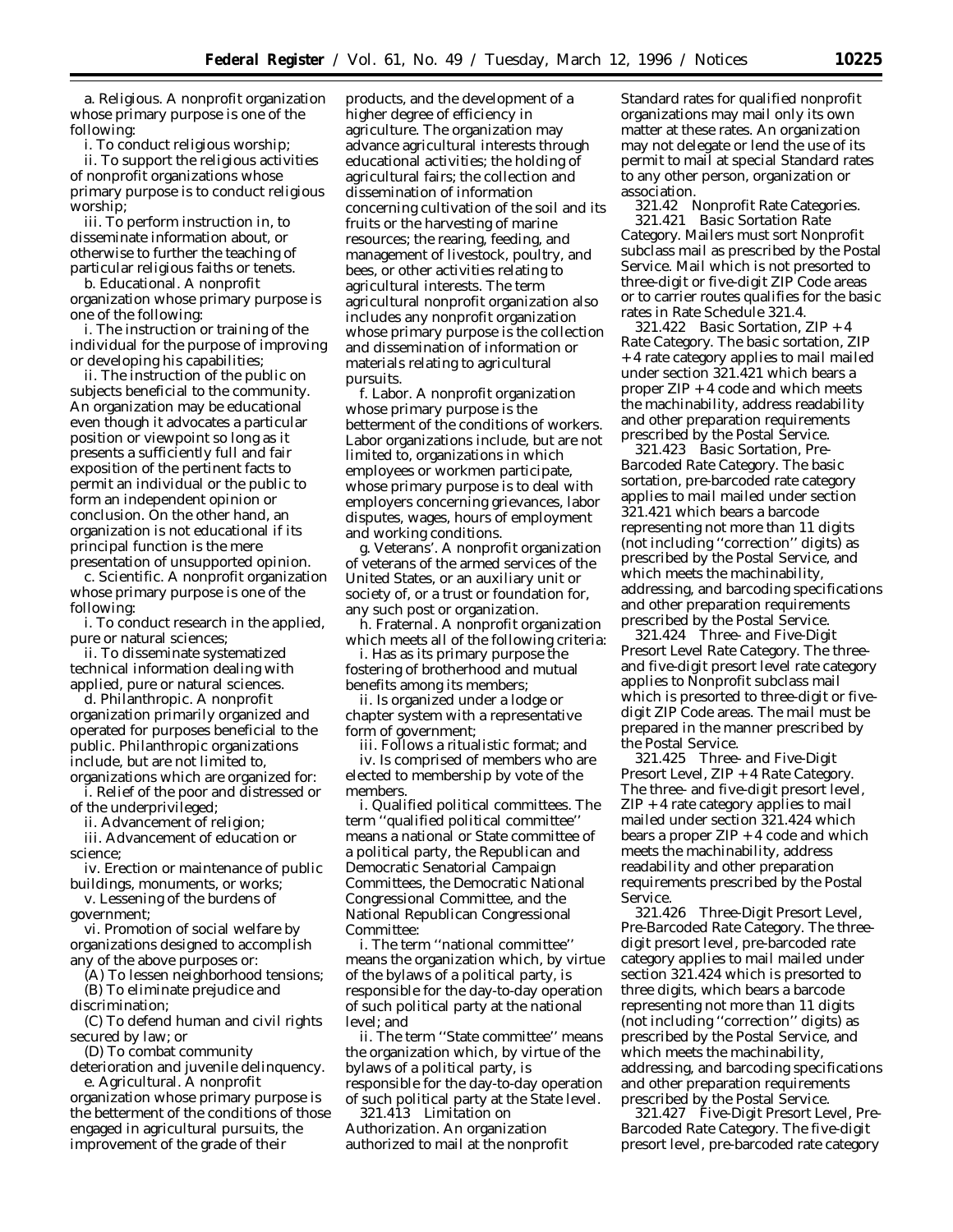a. *Religious.* A nonprofit organization whose primary purpose is one of the following:

i. To conduct religious worship;

ii. To support the religious activities of nonprofit organizations whose primary purpose is to conduct religious worship;

iii. To perform instruction in, to disseminate information about, or otherwise to further the teaching of particular religious faiths or tenets.

b. *Educational.* A nonprofit organization whose primary purpose is one of the following:

i. The instruction or training of the individual for the purpose of improving or developing his capabilities;

ii. The instruction of the public on subjects beneficial to the community. An organization may be educational even though it advocates a particular position or viewpoint so long as it presents a sufficiently full and fair exposition of the pertinent facts to permit an individual or the public to form an independent opinion or conclusion. On the other hand, an organization is not educational if its principal function is the mere presentation of unsupported opinion.

c. *Scientific.* A nonprofit organization whose primary purpose is one of the following:

i. To conduct research in the applied, pure or natural sciences;

ii. To disseminate systematized technical information dealing with applied, pure or natural sciences.

d. *Philanthropic.* A nonprofit organization primarily organized and operated for purposes beneficial to the public. Philanthropic organizations include, but are not limited to, organizations which are organized for:

i. Relief of the poor and distressed or of the underprivileged;

ii. Advancement of religion;

iii. Advancement of education or science;

iv. Erection or maintenance of public buildings, monuments, or works;

v. Lessening of the burdens of government;

vi. Promotion of social welfare by organizations designed to accomplish any of the above purposes or:

(A) To lessen neighborhood tensions;

(B) To eliminate prejudice and discrimination;

(C) To defend human and civil rights secured by law; or

(D) To combat community deterioration and juvenile delinquency.

e. *Agricultural.* A nonprofit organization whose primary purpose is the betterment of the conditions of those engaged in agricultural pursuits, the improvement of the grade of their products, and the development of a higher degree of efficiency in agriculture. The organization may advance agricultural interests through educational activities; the holding of agricultural fairs; the collection and dissemination of information concerning cultivation of the soil and its fruits or the harvesting of marine resources; the rearing, feeding, and management of livestock, poultry, and bees, or other activities relating to agricultural interests. The term agricultural nonprofit organization also includes any nonprofit organization whose primary purpose is the collection and dissemination of information or materials relating to agricultural pursuits.

f. *Labor.* A nonprofit organization whose primary purpose is the betterment of the conditions of workers. Labor organizations include, but are not limited to, organizations in which employees or workmen participate, whose primary purpose is to deal with employers concerning grievances, labor disputes, wages, hours of employment and working conditions.

g. *Veterans'.* A nonprofit organization of veterans of the armed services of the United States, or an auxiliary unit or society of, or a trust or foundation for, any such post or organization.

h. *Fraternal.* A nonprofit organization which meets all of the following criteria:

i. Has as its primary purpose the fostering of brotherhood and mutual benefits among its members;

ii. Is organized under a lodge or chapter system with a representative form of government;

iii. Follows a ritualistic format; and

iv. Is comprised of members who are elected to membership by vote of the members.

i. *Qualified political committees.* The term ''qualified political committee'' means a national or State committee of a political party, the Republican and Democratic Senatorial Campaign Committees, the Democratic National Congressional Committee, and the National Republican Congressional Committee:

i. The term ''national committee'' means the organization which, by virtue of the bylaws of a political party, is responsible for the day-to-day operation of such political party at the national level; and

ii. The term ''State committee'' means the organization which, by virtue of the bylaws of a political party, is responsible for the day-to-day operation of such political party at the State level.

321.413 Limitation on Authorization. An organization authorized to mail at the nonprofit Standard rates for qualified nonprofit organizations may mail only its own matter at these rates. An organization may not delegate or lend the use of its permit to mail at special Standard rates to any other person, organization or association.

321.42 Nonprofit Rate Categories.

321.421 Basic Sortation Rate Category. Mailers must sort Nonprofit subclass mail as prescribed by the Postal Service. Mail which is not presorted to three-digit or five-digit ZIP Code areas or to carrier routes qualifies for the basic rates in Rate Schedule 321.4.

321.422 Basic Sortation, ZIP + 4 Rate Category. The basic sortation, ZIP + 4 rate category applies to mail mailed under section 321.421 which bears a proper ZIP + 4 code and which meets the machinability, address readability and other preparation requirements prescribed by the Postal Service.

321.423 Basic Sortation, Pre-Barcoded Rate Category. The basic sortation, pre-barcoded rate category applies to mail mailed under section 321.421 which bears a barcode representing not more than 11 digits (not including ''correction'' digits) as prescribed by the Postal Service, and which meets the machinability, addressing, and barcoding specifications and other preparation requirements prescribed by the Postal Service.

321.424 Three- and Five-Digit Presort Level Rate Category. The three- and five-digit presort level rate category applies to Nonprofit subclass mail which is presorted to three-digit or five-digit ZIP Code areas. The mail must be prepared in the manner prescribed by the Postal Service.

321.425 Three- and Five-Digit Presort Level, ZIP + 4 Rate Category. The three- and five-digit presort level, ZIP + 4 rate category applies to mail mailed under section 321.424 which bears a proper ZIP + 4 code and which meets the machinability, address readability and other preparation requirements prescribed by the Postal Service.

321.426 Three-Digit Presort Level, Pre-Barcoded Rate Category. The three-digit presort level, pre-barcoded rate category applies to mail mailed under section 321.424 which is presorted to three digits, which bears a barcode representing not more than 11 digits (not including ''correction'' digits) as prescribed by the Postal Service, and which meets the machinability, addressing, and barcoding specifications and other preparation requirements prescribed by the Postal Service.

321.427 Five-Digit Presort Level, Pre-Barcoded Rate Category. The five-digit presort level, pre-barcoded rate category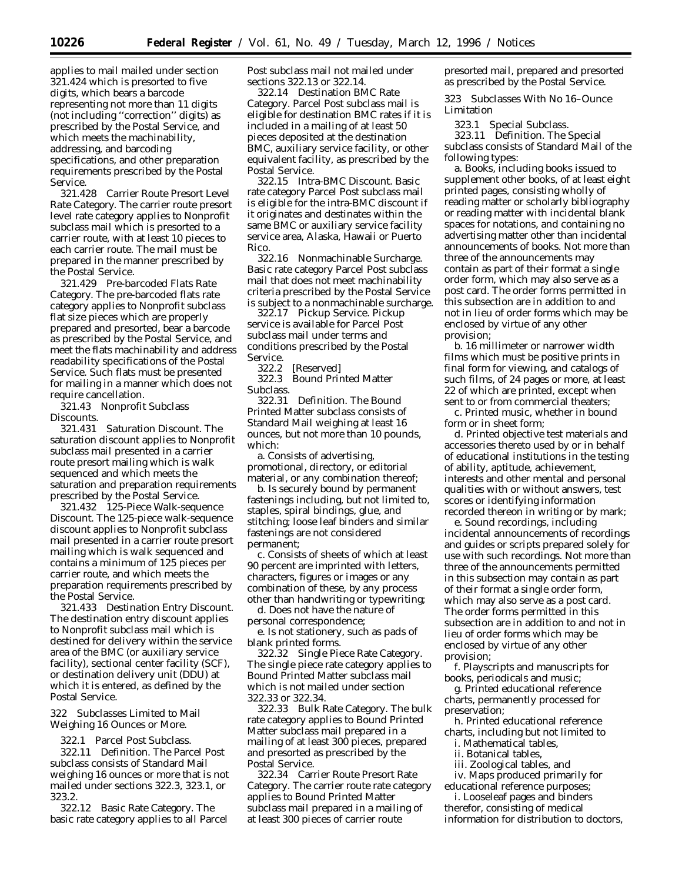applies to mail mailed under section 321.424 which is presorted to five digits, which bears a barcode representing not more than 11 digits (not including ''correction'' digits) as prescribed by the Postal Service, and which meets the machinability, addressing, and barcoding specifications, and other preparation requirements prescribed by the Postal Service.

321.428 Carrier Route Presort Level Rate Category. The carrier route presort level rate category applies to Nonprofit subclass mail which is presorted to a carrier route, with at least 10 pieces to each carrier route. The mail must be prepared in the manner prescribed by the Postal Service.

321.429 Pre-barcoded Flats Rate Category. The pre-barcoded flats rate category applies to Nonprofit subclass flat size pieces which are properly prepared and presorted, bear a barcode as prescribed by the Postal Service, and meet the flats machinability and address readability specifications of the Postal Service. Such flats must be presented for mailing in a manner which does not require cancellation.

321.43 Nonprofit Subclass Discounts.

321.431 Saturation Discount. The saturation discount applies to Nonprofit subclass mail presented in a carrier route presort mailing which is walk sequenced and which meets the saturation and preparation requirements prescribed by the Postal Service.

321.432 125-Piece Walk-sequence Discount. The 125-piece walk-sequence discount applies to Nonprofit subclass mail presented in a carrier route presort mailing which is walk sequenced and contains a minimum of 125 pieces per carrier route, and which meets the preparation requirements prescribed by the Postal Service.

321.433 Destination Entry Discount. The destination entry discount applies to Nonprofit subclass mail which is destined for delivery within the service area of the BMC (or auxiliary service facility), sectional center facility (SCF), or destination delivery unit (DDU) at which it is entered, as defined by the Postal Service.

322 Subclasses Limited to Mail Weighing 16 Ounces or More.

322.1 Parcel Post Subclass.

322.11 Definition. The Parcel Post subclass consists of Standard Mail weighing 16 ounces or more that is not mailed under sections 322.3, 323.1, or 323.2.

322.12 Basic Rate Category. The basic rate category applies to all Parcel Post subclass mail not mailed under sections 322.13 or 322.14.

322.14 Destination BMC Rate Category. Parcel Post subclass mail is eligible for destination BMC rates if it is included in a mailing of at least 50 pieces deposited at the destination BMC, auxiliary service facility, or other equivalent facility, as prescribed by the Postal Service.

322.15 Intra-BMC Discount. Basic rate category Parcel Post subclass mail is eligible for the intra-BMC discount if it originates and destinates within the same BMC or auxiliary service facility service area, Alaska, Hawaii or Puerto Rico.

322.16 Nonmachinable Surcharge. Basic rate category Parcel Post subclass mail that does not meet machinability criteria prescribed by the Postal Service is subject to a nonmachinable surcharge.

322.17 Pickup Service. Pickup service is available for Parcel Post subclass mail under terms and conditions prescribed by the Postal Service.

322.2 [Reserved]

322.3 Bound Printed Matter Subclass.

322.31 Definition. The Bound Printed Matter subclass consists of Standard Mail weighing at least 16 ounces, but not more than 10 pounds, which:

a. Consists of advertising, promotional, directory, or editorial material, or any combination thereof;

b. Is securely bound by permanent fastenings including, but not limited to, staples, spiral bindings, glue, and stitching; loose leaf binders and similar fastenings are not considered permanent;

c. Consists of sheets of which at least 90 percent are imprinted with letters, characters, figures or images or any combination of these, by any process other than handwriting or typewriting;

d. Does not have the nature of personal correspondence;

e. Is not stationery, such as pads of blank printed forms.

322.32 Single Piece Rate Category. The single piece rate category applies to Bound Printed Matter subclass mail which is not mailed under section 322.33 or 322.34.

322.33 Bulk Rate Category. The bulk rate category applies to Bound Printed Matter subclass mail prepared in a mailing of at least 300 pieces, prepared and presorted as prescribed by the Postal Service.

322.34 Carrier Route Presort Rate Category. The carrier route rate category applies to Bound Printed Matter subclass mail prepared in a mailing of at least 300 pieces of carrier route presorted mail, prepared and presorted as prescribed by the Postal Service.

323 Subclasses With No 16–Ounce Limitation

323.1 Special Subclass.

323.11 Definition. The Special subclass consists of Standard Mail of the following types:

a. Books, including books issued to supplement other books, of at least eight printed pages, consisting wholly of reading matter or scholarly bibliography or reading matter with incidental blank spaces for notations, and containing no advertising matter other than incidental announcements of books. Not more than three of the announcements may contain as part of their format a single order form, which may also serve as a post card. The order forms permitted in this subsection are in addition to and not in lieu of order forms which may be enclosed by virtue of any other provision;

b. 16 millimeter or narrower width films which must be positive prints in final form for viewing, and catalogs of such films, of 24 pages or more, at least 22 of which are printed, except when sent to or from commercial theaters;

c. Printed music, whether in bound form or in sheet form;

d. Printed objective test materials and accessories thereto used by or in behalf of educational institutions in the testing of ability, aptitude, achievement, interests and other mental and personal qualities with or without answers, test scores or identifying information recorded thereon in writing or by mark;

e. Sound recordings, including incidental announcements of recordings and guides or scripts prepared solely for use with such recordings. Not more than three of the announcements permitted in this subsection may contain as part of their format a single order form, which may also serve as a post card. The order forms permitted in this subsection are in addition to and not in lieu of order forms which may be enclosed by virtue of any other provision;

f. Playscripts and manuscripts for books, periodicals and music;

g. Printed educational reference charts, permanently processed for preservation;

h. Printed educational reference charts, including but not limited to

i. Mathematical tables,

ii. Botanical tables,

iii. Zoological tables, and

iv. Maps produced primarily for educational reference purposes;

i. Looseleaf pages and binders therefor, consisting of medical information for distribution to doctors,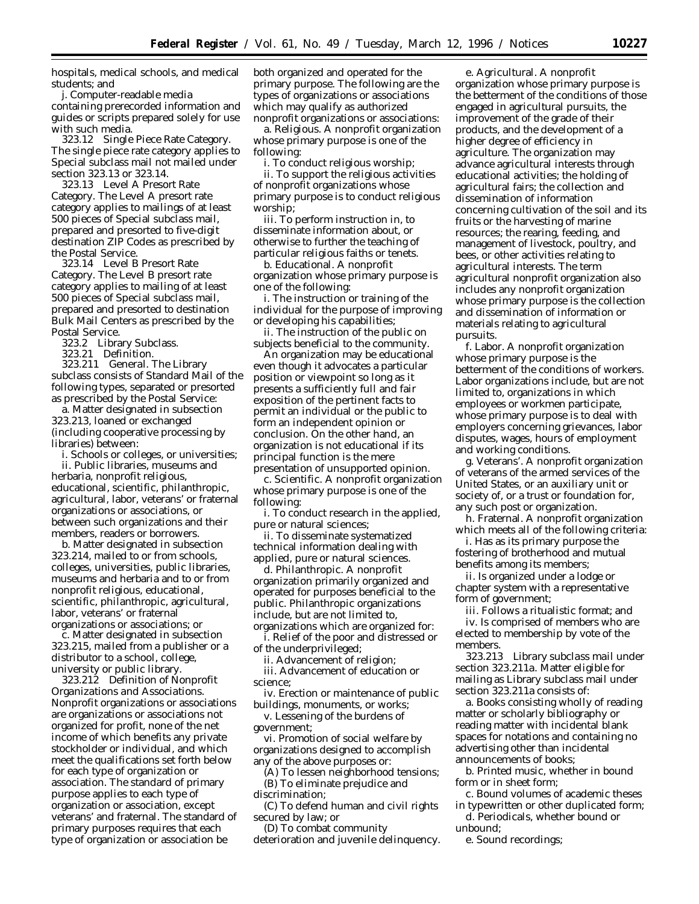hospitals, medical schools, and medical students; and

j. Computer-readable media containing prerecorded information and guides or scripts prepared solely for use with such media.

323.12 Single Piece Rate Category. The single piece rate category applies to Special subclass mail not mailed under section 323.13 or 323.14.

323.13 Level A Presort Rate Category. The Level A presort rate category applies to mailings of at least 500 pieces of Special subclass mail, prepared and presorted to five-digit destination ZIP Codes as prescribed by the Postal Service.

323.14 Level B Presort Rate Category. The Level B presort rate category applies to mailing of at least 500 pieces of Special subclass mail, prepared and presorted to destination Bulk Mail Centers as prescribed by the Postal Service.

323.2 Library Subclass.

323.21 Definition.

323.211 General. The Library subclass consists of Standard Mail of the following types, separated or presorted as prescribed by the Postal Service:

a. Matter designated in subsection 323.213, loaned or exchanged (including cooperative processing by libraries) between:

i. Schools or colleges, or universities;

ii. Public libraries, museums and herbaria, nonprofit religious, educational, scientific, philanthropic, agricultural, labor, veterans' or fraternal organizations or associations, or between such organizations and their members, readers or borrowers.

b. Matter designated in subsection 323.214, mailed to or from schools, colleges, universities, public libraries, museums and herbaria and to or from nonprofit religious, educational, scientific, philanthropic, agricultural, labor, veterans' or fraternal organizations or associations; or

c. Matter designated in subsection 323.215, mailed from a publisher or a distributor to a school, college, university or public library.

323.212 *Definition of Nonprofit Organizations and Associations.* Nonprofit organizations or associations are organizations or associations not organized for profit, none of the net income of which benefits any private stockholder or individual, and which meet the qualifications set forth below for each type of organization or association. The standard of primary purpose applies to each type of organization or association, except veterans' and fraternal. The standard of primary purposes requires that each type of organization or association be both organized and operated for the primary purpose. The following are the types of organizations or associations which may qualify as authorized nonprofit organizations or associations:

a. Religious. A nonprofit organization whose primary purpose is one of the following:

i. To conduct religious worship;

ii. To support the religious activities of nonprofit organizations whose primary purpose is to conduct religious worship;

iii. To perform instruction in, to disseminate information about, or otherwise to further the teaching of particular religious faiths or tenets.

b. Educational. A nonprofit organization whose primary purpose is one of the following:

i. The instruction or training of the individual for the purpose of improving or developing his capabilities;

ii. The instruction of the public on subjects beneficial to the community.

An organization may be educational even though it advocates a particular position or viewpoint so long as it presents a sufficiently full and fair exposition of the pertinent facts to permit an individual or the public to form an independent opinion or conclusion. On the other hand, an organization is not educational if its principal function is the mere presentation of unsupported opinion.

c. Scientific. A nonprofit organization whose primary purpose is one of the following:

i. To conduct research in the applied, pure or natural sciences;

ii. To disseminate systematized technical information dealing with applied, pure or natural sciences.

d. Philanthropic. A nonprofit organization primarily organized and operated for purposes beneficial to the public. Philanthropic organizations include, but are not limited to, organizations which are organized for:

i. Relief of the poor and distressed or of the underprivileged;

ii. Advancement of religion;

iii. Advancement of education or science;

iv. Erection or maintenance of public buildings, monuments, or works;

v. Lessening of the burdens of government;

vi. Promotion of social welfare by organizations designed to accomplish any of the above purposes or:

(A) To lessen neighborhood tensions;

(B) To eliminate prejudice and discrimination;

(C) To defend human and civil rights secured by law; or

(D) To combat community deterioration and juvenile delinquency.

e. Agricultural. A nonprofit organization whose primary purpose is the betterment of the conditions of those engaged in agricultural pursuits, the improvement of the grade of their products, and the development of a higher degree of efficiency in agriculture. The organization may advance agricultural interests through educational activities; the holding of agricultural fairs; the collection and dissemination of information concerning cultivation of the soil and its fruits or the harvesting of marine resources; the rearing, feeding, and management of livestock, poultry, and bees, or other activities relating to agricultural interests. The term agricultural nonprofit organization also includes any nonprofit organization whose primary purpose is the collection and dissemination of information or materials relating to agricultural pursuits.

f. Labor. A nonprofit organization whose primary purpose is the betterment of the conditions of workers. Labor organizations include, but are not limited to, organizations in which employees or workmen participate, whose primary purpose is to deal with employers concerning grievances, labor disputes, wages, hours of employment and working conditions.

g. Veterans'. A nonprofit organization of veterans of the armed services of the United States, or an auxiliary unit or society of, or a trust or foundation for, any such post or organization.

h. Fraternal. A nonprofit organization which meets all of the following criteria:

i. Has as its primary purpose the fostering of brotherhood and mutual benefits among its members;

ii. Is organized under a lodge or chapter system with a representative form of government;

iii. Follows a ritualistic format; and

iv. Is comprised of members who are elected to membership by vote of the members.

323.213 *Library subclass mail under section 323.211a.* Matter eligible for mailing as Library subclass mail under section 323.211a consists of:

a. Books consisting wholly of reading matter or scholarly bibliography or reading matter with incidental blank spaces for notations and containing no advertising other than incidental announcements of books;

b. Printed music, whether in bound form or in sheet form;

c. Bound volumes of academic theses in typewritten or other duplicated form;

d. Periodicals, whether bound or unbound;

e. Sound recordings;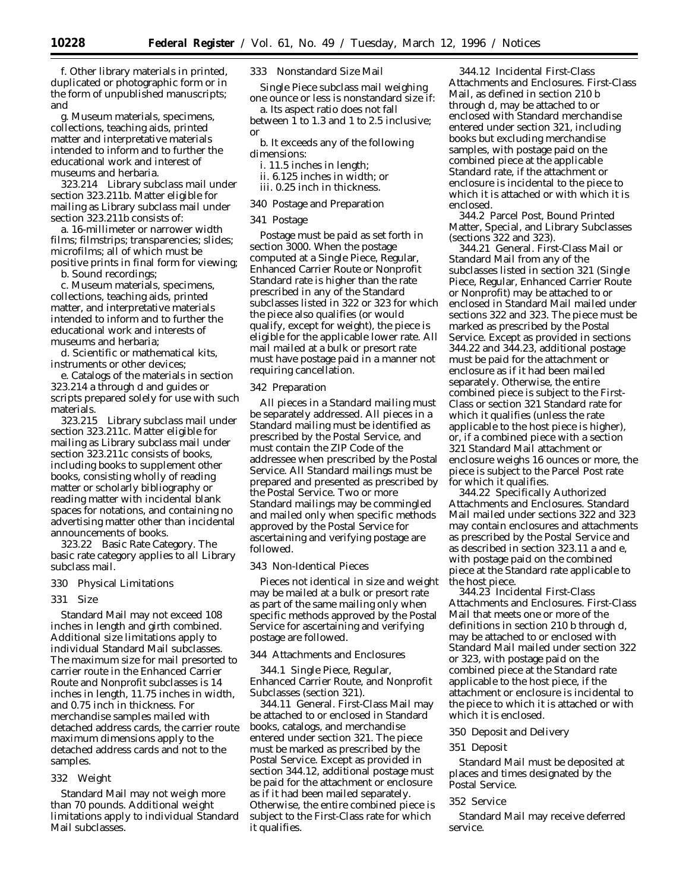f. Other library materials in printed, duplicated or photographic form or in the form of unpublished manuscripts; and

g. Museum materials, specimens, collections, teaching aids, printed matter and interpretative materials intended to inform and to further the educational work and interest of museums and herbaria.

323.214 Library subclass mail under section 323.211b. Matter eligible for mailing as Library subclass mail under section 323.211b consists of:

a. 16-millimeter or narrower width films; filmstrips; transparencies; slides; microfilms; all of which must be positive prints in final form for viewing;

b. Sound recordings;

c. Museum materials, specimens, collections, teaching aids, printed matter, and interpretative materials intended to inform and to further the educational work and interests of museums and herbaria;

d. Scientific or mathematical kits, instruments or other devices;

e. Catalogs of the materials in section 323.214 a through d and guides or scripts prepared solely for use with such materials.

323.215 Library subclass mail under section 323.211c. Matter eligible for mailing as Library subclass mail under section 323.211c consists of books, including books to supplement other books, consisting wholly of reading matter or scholarly bibliography or reading matter with incidental blank spaces for notations, and containing no advertising matter other than incidental announcements of books.

323.22 Basic Rate Category. The basic rate category applies to all Library subclass mail.

330 Physical Limitations

331 Size

Standard Mail may not exceed 108 inches in length and girth combined. Additional size limitations apply to individual Standard Mail subclasses. The maximum size for mail presorted to carrier route in the Enhanced Carrier Route and Nonprofit subclasses is 14 inches in length, 11.75 inches in width, and 0.75 inch in thickness. For merchandise samples mailed with detached address cards, the carrier route maximum dimensions apply to the detached address cards and not to the samples.

332 Weight

Standard Mail may not weigh more than 70 pounds. Additional weight limitations apply to individual Standard Mail subclasses.

333 Nonstandard Size Mail

Single Piece subclass mail weighing one ounce or less is nonstandard size if:

a. Its aspect ratio does not fall between 1 to 1.3 and 1 to 2.5 inclusive; or

b. It exceeds any of the following dimensions:

i. 11.5 inches in length;

ii. 6.125 inches in width; or

iii. 0.25 inch in thickness.

340 Postage and Preparation

341 Postage

Postage must be paid as set forth in section 3000. When the postage computed at a Single Piece, Regular, Enhanced Carrier Route or Nonprofit Standard rate is higher than the rate prescribed in any of the Standard subclasses listed in 322 or 323 for which the piece also qualifies (or would qualify, except for weight), the piece is eligible for the applicable lower rate. All mail mailed at a bulk or presort rate must have postage paid in a manner not requiring cancellation.

342 Preparation

All pieces in a Standard mailing must be separately addressed. All pieces in a Standard mailing must be identified as prescribed by the Postal Service, and must contain the ZIP Code of the addressee when prescribed by the Postal Service. All Standard mailings must be prepared and presented as prescribed by the Postal Service. Two or more Standard mailings may be commingled and mailed only when specific methods approved by the Postal Service for ascertaining and verifying postage are followed.

343 Non-Identical Pieces

Pieces not identical in size and weight may be mailed at a bulk or presort rate as part of the same mailing only when specific methods approved by the Postal Service for ascertaining and verifying postage are followed.

344 Attachments and Enclosures

344.1 Single Piece, Regular, Enhanced Carrier Route, and Nonprofit Subclasses (section 321).

344.11 General. First-Class Mail may be attached to or enclosed in Standard books, catalogs, and merchandise entered under section 321. The piece must be marked as prescribed by the Postal Service. Except as provided in section 344.12, additional postage must be paid for the attachment or enclosure as if it had been mailed separately. Otherwise, the entire combined piece is subject to the First-Class rate for which it qualifies.

344.12 Incidental First-Class Attachments and Enclosures. First-Class Mail, as defined in section 210 b through d, may be attached to or enclosed with Standard merchandise entered under section 321, including books but excluding merchandise samples, with postage paid on the combined piece at the applicable Standard rate, if the attachment or enclosure is incidental to the piece to which it is attached or with which it is enclosed.

344.2 Parcel Post, Bound Printed Matter, Special, and Library Subclasses (sections 322 and 323).

344.21 General. First-Class Mail or Standard Mail from any of the subclasses listed in section 321 (Single Piece, Regular, Enhanced Carrier Route or Nonprofit) may be attached to or enclosed in Standard Mail mailed under sections 322 and 323. The piece must be marked as prescribed by the Postal Service. Except as provided in sections 344.22 and 344.23, additional postage must be paid for the attachment or enclosure as if it had been mailed separately. Otherwise, the entire combined piece is subject to the First-Class or section 321 Standard rate for which it qualifies (unless the rate applicable to the host piece is higher), or, if a combined piece with a section 321 Standard Mail attachment or enclosure weighs 16 ounces or more, the piece is subject to the Parcel Post rate for which it qualifies.

344.22 Specifically Authorized Attachments and Enclosures. Standard Mail mailed under sections 322 and 323 may contain enclosures and attachments as prescribed by the Postal Service and as described in section 323.11 a and e, with postage paid on the combined piece at the Standard rate applicable to the host piece.

344.23 Incidental First-Class Attachments and Enclosures. First-Class Mail that meets one or more of the definitions in section 210 b through d, may be attached to or enclosed with Standard Mail mailed under section 322 or 323, with postage paid on the combined piece at the Standard rate applicable to the host piece, if the attachment or enclosure is incidental to the piece to which it is attached or with which it is enclosed.

350 Deposit and Delivery

351 Deposit

Standard Mail must be deposited at places and times designated by the Postal Service.

352 Service

Standard Mail may receive deferred service.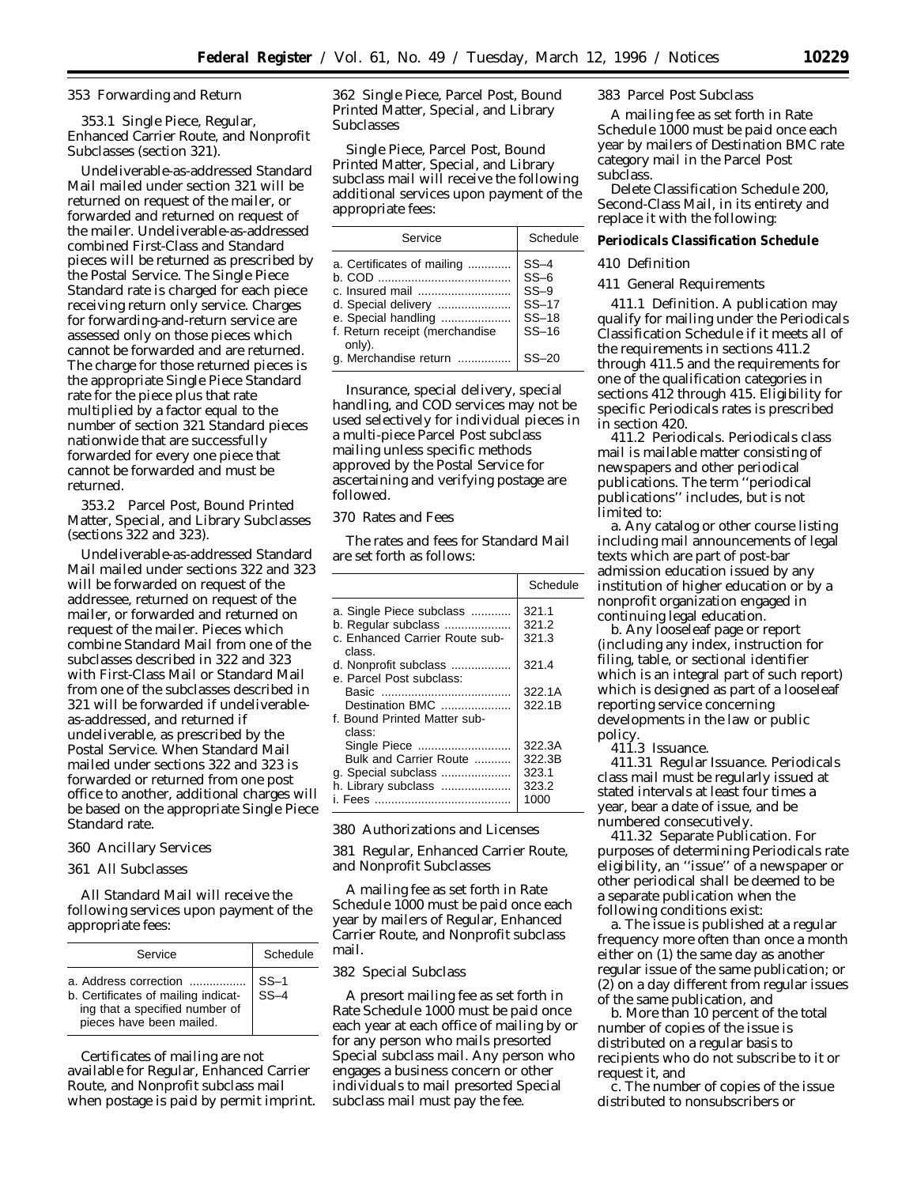353 Forwarding and Return

353.1 Single Piece, Regular, Enhanced Carrier Route, and Nonprofit Subclasses (section 321).

Undeliverable-as-addressed Standard Mail mailed under section 321 will be returned on request of the mailer, or forwarded and returned on request of the mailer. Undeliverable-as-addressed combined First-Class and Standard pieces will be returned as prescribed by the Postal Service. The Single Piece Standard rate is charged for each piece receiving return only service. Charges for forwarding-and-return service are assessed only on those pieces which cannot be forwarded and are returned. The charge for those returned pieces is the appropriate Single Piece Standard rate for the piece plus that rate multiplied by a factor equal to the number of section 321 Standard pieces nationwide that are successfully forwarded for every one piece that cannot be forwarded and must be returned.

353.2 Parcel Post, Bound Printed Matter, Special, and Library Subclasses (sections 322 and 323).

Undeliverable-as-addressed Standard Mail mailed under sections 322 and 323 will be forwarded on request of the addressee, returned on request of the mailer, or forwarded and returned on request of the mailer. Pieces which combine Standard Mail from one of the subclasses described in 322 and 323 with First-Class Mail or Standard Mail from one of the subclasses described in 321 will be forwarded if undeliverable-as-addressed, and returned if undeliverable, as prescribed by the Postal Service. When Standard Mail mailed under sections 322 and 323 is forwarded or returned from one post office to another, additional charges will be based on the appropriate Single Piece Standard rate.

360 Ancillary Services

361 All Subclasses

All Standard Mail will receive the following services upon payment of the appropriate fees:

| Service | Schedule |
|---|---|
| a. Address correction | SS–1 |
| b. Certificates of mailing indicating that a specified number of pieces have been mailed. | SS–4 |

Certificates of mailing are not available for Regular, Enhanced Carrier Route, and Nonprofit subclass mail when postage is paid by permit imprint.

362 Single Piece, Parcel Post, Bound Printed Matter, Special, and Library Subclasses

Single Piece, Parcel Post, Bound Printed Matter, Special, and Library subclass mail will receive the following additional services upon payment of the appropriate fees:

| Service | Schedule |
|---|---|
| a. Certificates of mailing | SS–4 |
| b. COD | SS–6 |
| c. Insured mail | SS–9 |
| d. Special delivery | SS–17 |
| e. Special handling | SS–18 |
| f. Return receipt (merchandise only). | SS–16 |
| g. Merchandise return | SS–20 |

Insurance, special delivery, special handling, and COD services may not be used selectively for individual pieces in a multi-piece Parcel Post subclass mailing unless specific methods approved by the Postal Service for ascertaining and verifying postage are followed.

370 Rates and Fees

The rates and fees for Standard Mail are set forth as follows:

| | Schedule |
|---|---|
| a. Single Piece subclass | 321.1 |
| b. Regular subclass | 321.2 |
| c. Enhanced Carrier Route subclass. | 321.3 |
| d. Nonprofit subclass | 321.4 |
| e. Parcel Post subclass: | |
| Basic | 322.1A |
| Destination BMC | 322.1B |
| f. Bound Printed Matter subclass: | |
| Single Piece | 322.3A |
| Bulk and Carrier Route | 322.3B |
| g. Special subclass | 323.1 |
| h. Library subclass | 323.2 |
| i. Fees | 1000 |

380 Authorizations and Licenses

381 Regular, Enhanced Carrier Route, and Nonprofit Subclasses

A mailing fee as set forth in Rate Schedule 1000 must be paid once each year by mailers of Regular, Enhanced Carrier Route, and Nonprofit subclass mail.

382 Special Subclass

A presort mailing fee as set forth in Rate Schedule 1000 must be paid once each year at each office of mailing by or for any person who mails presorted Special subclass mail. Any person who engages a business concern or other individuals to mail presorted Special subclass mail must pay the fee.

383 Parcel Post Subclass

A mailing fee as set forth in Rate Schedule 1000 must be paid once each year by mailers of Destination BMC rate category mail in the Parcel Post subclass.

Delete Classification Schedule 200, Second-Class Mail, in its entirety and replace it with the following:

**Periodicals Classification Schedule**

410 Definition

411 General Requirements

411.1 Definition. A publication may qualify for mailing under the Periodicals Classification Schedule if it meets all of the requirements in sections 411.2 through 411.5 and the requirements for one of the qualification categories in sections 412 through 415. Eligibility for specific Periodicals rates is prescribed in section 420.

411.2 Periodicals. Periodicals class mail is mailable matter consisting of newspapers and other periodical publications. The term ''periodical publications'' includes, but is not limited to:

a. Any catalog or other course listing including mail announcements of legal texts which are part of post-bar admission education issued by any institution of higher education or by a nonprofit organization engaged in continuing legal education.

b. Any looseleaf page or report (including any index, instruction for filing, table, or sectional identifier which is an integral part of such report) which is designed as part of a looseleaf reporting service concerning developments in the law or public policy.

411.3 Issuance.

411.31 Regular Issuance. Periodicals class mail must be regularly issued at stated intervals at least four times a year, bear a date of issue, and be numbered consecutively.

411.32 Separate Publication. For purposes of determining Periodicals rate eligibility, an ''issue'' of a newspaper or other periodical shall be deemed to be a separate publication when the following conditions exist:

a. The issue is published at a regular frequency more often than once a month either on (1) the same day as another regular issue of the same publication; or (2) on a day different from regular issues of the same publication, and

b. More than 10 percent of the total number of copies of the issue is distributed on a regular basis to recipients who do not subscribe to it or request it, and

c. The number of copies of the issue distributed to nonsubscribers or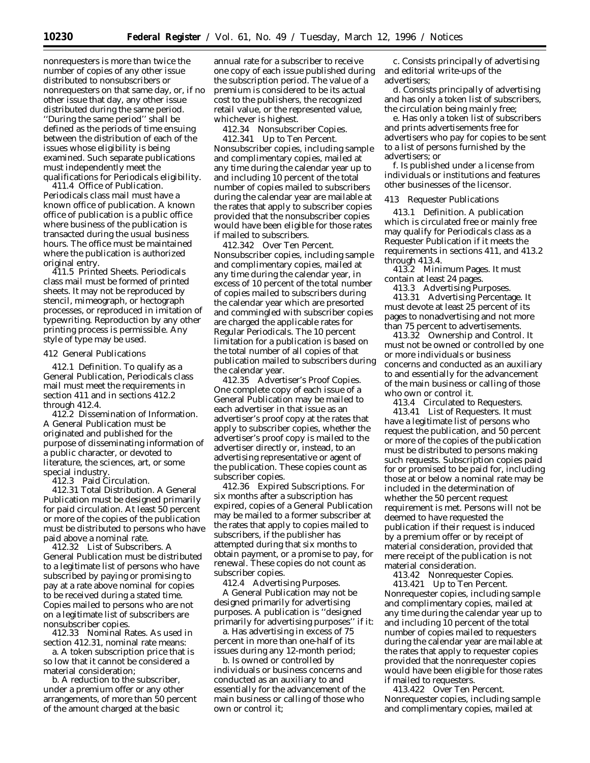nonrequesters is more than twice the number of copies of any other issue distributed to nonsubscribers or nonrequesters on that same day, or, if no other issue that day, any other issue distributed during the same period. ''During the same period'' shall be defined as the periods of time ensuing between the distribution of each of the issues whose eligibility is being examined. Such separate publications must independently meet the qualifications for Periodicals eligibility.

411.4 Office of Publication. Periodicals class mail must have a known office of publication. A known office of publication is a public office where business of the publication is transacted during the usual business hours. The office must be maintained where the publication is authorized original entry.

411.5 Printed Sheets. Periodicals class mail must be formed of printed sheets. It may not be reproduced by stencil, mimeograph, or hectograph processes, or reproduced in imitation of typewriting. Reproduction by any other printing process is permissible. Any style of type may be used.

412 General Publications

412.1 Definition. To qualify as a General Publication, Periodicals class mail must meet the requirements in section 411 and in sections 412.2 through 412.4.

412.2 Dissemination of Information. A General Publication must be originated and published for the purpose of disseminating information of a public character, or devoted to literature, the sciences, art, or some special industry.

412.3 Paid Circulation.

412.31 Total Distribution. A General Publication must be designed primarily for paid circulation. At least 50 percent or more of the copies of the publication must be distributed to persons who have paid above a nominal rate.

412.32 List of Subscribers. A General Publication must be distributed to a legitimate list of persons who have subscribed by paying or promising to pay at a rate above nominal for copies to be received during a stated time. Copies mailed to persons who are not on a legitimate list of subscribers are nonsubscriber copies.

412.33 Nominal Rates. As used in section 412.31, nominal rate means:

a. A token subscription price that is so low that it cannot be considered a material consideration;

b. A reduction to the subscriber, under a premium offer or any other arrangements, of more than 50 percent of the amount charged at the basic annual rate for a subscriber to receive one copy of each issue published during the subscription period. The value of a premium is considered to be its actual cost to the publishers, the recognized retail value, or the represented value, whichever is highest.

412.34 Nonsubscriber Copies.

412.341 Up to Ten Percent. Nonsubscriber copies, including sample and complimentary copies, mailed at any time during the calendar year up to and including 10 percent of the total number of copies mailed to subscribers during the calendar year are mailable at the rates that apply to subscriber copies provided that the nonsubscriber copies would have been eligible for those rates if mailed to subscribers.

412.342 Over Ten Percent. Nonsubscriber copies, including sample and complimentary copies, mailed at any time during the calendar year, in excess of 10 percent of the total number of copies mailed to subscribers during the calendar year which are presorted and commingled with subscriber copies are charged the applicable rates for Regular Periodicals. The 10 percent limitation for a publication is based on the total number of all copies of that publication mailed to subscribers during the calendar year.

412.35 Advertiser's Proof Copies. One complete copy of each issue of a General Publication may be mailed to each advertiser in that issue as an advertiser's proof copy at the rates that apply to subscriber copies, whether the advertiser's proof copy is mailed to the advertiser directly or, instead, to an advertising representative or agent of the publication. These copies count as subscriber copies.

412.36 Expired Subscriptions. For six months after a subscription has expired, copies of a General Publication may be mailed to a former subscriber at the rates that apply to copies mailed to subscribers, if the publisher has attempted during that six months to obtain payment, or a promise to pay, for renewal. These copies do not count as subscriber copies.

412.4 Advertising Purposes. A General Publication may not be designed primarily for advertising purposes. A publication is ''designed primarily for advertising purposes'' if it:

a. Has advertising in excess of 75 percent in more than one-half of its issues during any 12-month period;

b. Is owned or controlled by individuals or business concerns and conducted as an auxiliary to and essentially for the advancement of the main business or calling of those who own or control it;

c. Consists principally of advertising and editorial write-ups of the advertisers;

d. Consists principally of advertising and has only a token list of subscribers, the circulation being mainly free;

e. Has only a token list of subscribers and prints advertisements free for advertisers who pay for copies to be sent to a list of persons furnished by the advertisers; or

f. Is published under a license from individuals or institutions and features other businesses of the licensor.

413 Requester Publications

413.1 Definition. A publication which is circulated free or mainly free may qualify for Periodicals class as a Requester Publication if it meets the requirements in sections 411, and 413.2 through 413.4.

413.2 Minimum Pages. It must contain at least 24 pages.

413.3 Advertising Purposes.

413.31 Advertising Percentage. It must devote at least 25 percent of its pages to nonadvertising and not more than 75 percent to advertisements.

413.32 Ownership and Control. It must not be owned or controlled by one or more individuals or business concerns and conducted as an auxiliary to and essentially for the advancement of the main business or calling of those who own or control it.

413.4 Circulated to Requesters.

413.41 List of Requesters. It must have a legitimate list of persons who request the publication, and 50 percent or more of the copies of the publication must be distributed to persons making such requests. Subscription copies paid for or promised to be paid for, including those at or below a nominal rate may be included in the determination of whether the 50 percent request requirement is met. Persons will not be deemed to have requested the publication if their request is induced by a premium offer or by receipt of material consideration, provided that mere receipt of the publication is not material consideration.

413.42 Nonrequester Copies.

413.421 Up to Ten Percent. Nonrequester copies, including sample and complimentary copies, mailed at any time during the calendar year up to and including 10 percent of the total number of copies mailed to requesters during the calendar year are mailable at the rates that apply to requester copies provided that the nonrequester copies would have been eligible for those rates if mailed to requesters.

413.422 Over Ten Percent. Nonrequester copies, including sample and complimentary copies, mailed at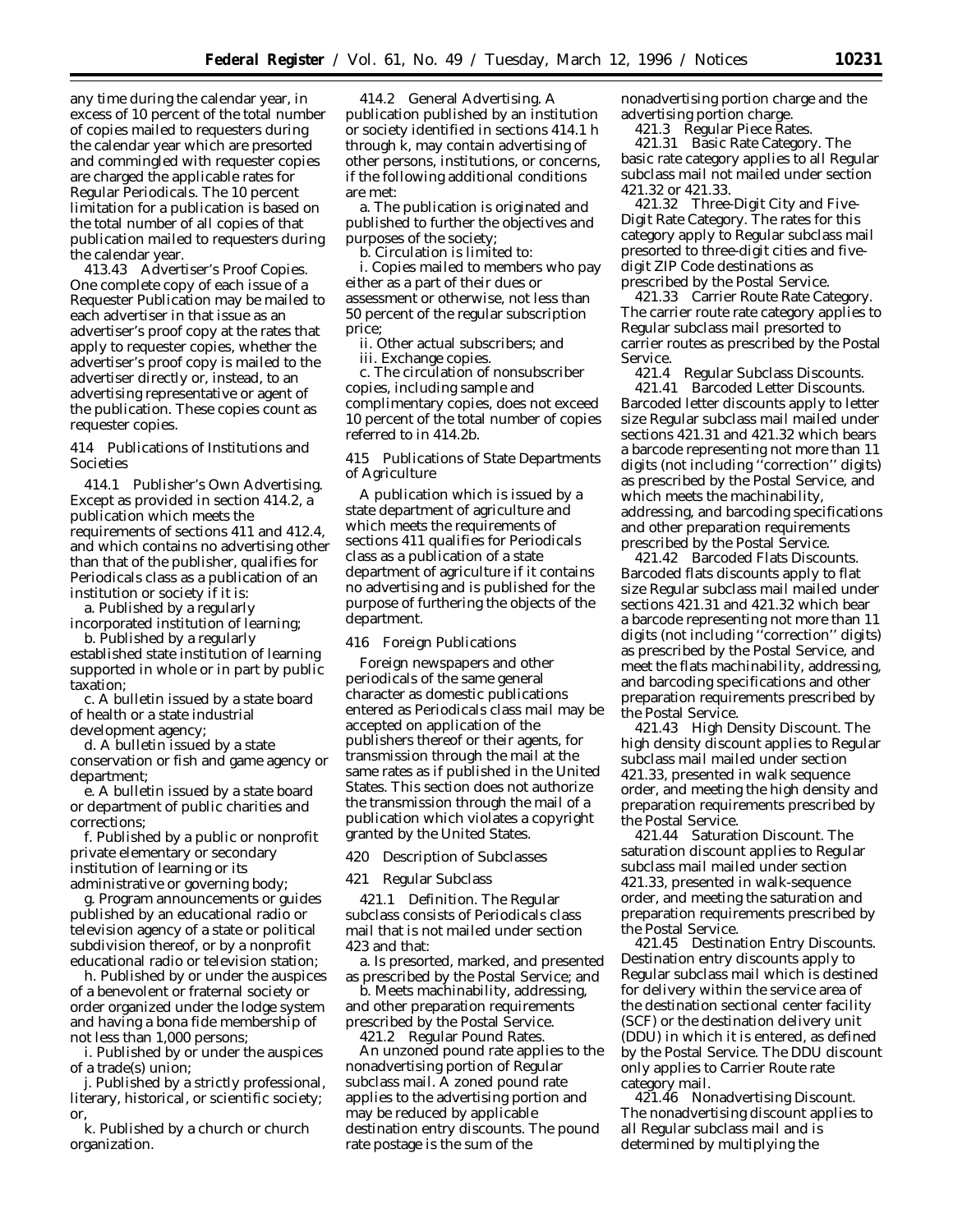any time during the calendar year, in excess of 10 percent of the total number of copies mailed to requesters during the calendar year which are presorted and commingled with requester copies are charged the applicable rates for Regular Periodicals. The 10 percent limitation for a publication is based on the total number of all copies of that publication mailed to requesters during the calendar year.

413.43 Advertiser's Proof Copies. One complete copy of each issue of a Requester Publication may be mailed to each advertiser in that issue as an advertiser's proof copy at the rates that apply to requester copies, whether the advertiser's proof copy is mailed to the advertiser directly or, instead, to an advertising representative or agent of the publication. These copies count as requester copies.

414 Publications of Institutions and Societies

414.1 Publisher's Own Advertising. Except as provided in section 414.2, a publication which meets the requirements of sections 411 and 412.4, and which contains no advertising other than that of the publisher, qualifies for Periodicals class as a publication of an institution or society if it is:

a. Published by a regularly incorporated institution of learning;

b. Published by a regularly established state institution of learning supported in whole or in part by public taxation;

c. A bulletin issued by a state board of health or a state industrial development agency;

d. A bulletin issued by a state conservation or fish and game agency or department;

e. A bulletin issued by a state board or department of public charities and corrections;

f. Published by a public or nonprofit private elementary or secondary institution of learning or its administrative or governing body;

g. Program announcements or guides published by an educational radio or television agency of a state or political subdivision thereof, or by a nonprofit educational radio or television station;

h. Published by or under the auspices of a benevolent or fraternal society or order organized under the lodge system and having a bona fide membership of not less than 1,000 persons;

i. Published by or under the auspices of a trade(s) union;

j. Published by a strictly professional, literary, historical, or scientific society; or,

k. Published by a church or church organization.

414.2 General Advertising. A publication published by an institution or society identified in sections 414.1 h through k, may contain advertising of other persons, institutions, or concerns, if the following additional conditions are met:

a. The publication is originated and published to further the objectives and purposes of the society;

b. Circulation is limited to:

i. Copies mailed to members who pay either as a part of their dues or assessment or otherwise, not less than 50 percent of the regular subscription price;

ii. Other actual subscribers; and

iii. Exchange copies.

c. The circulation of nonsubscriber copies, including sample and complimentary copies, does not exceed 10 percent of the total number of copies referred to in 414.2b.

415 Publications of State Departments of Agriculture

A publication which is issued by a state department of agriculture and which meets the requirements of sections 411 qualifies for Periodicals class as a publication of a state department of agriculture if it contains no advertising and is published for the purpose of furthering the objects of the department.

416 Foreign Publications

Foreign newspapers and other periodicals of the same general character as domestic publications entered as Periodicals class mail may be accepted on application of the publishers thereof or their agents, for transmission through the mail at the same rates as if published in the United States. This section does not authorize the transmission through the mail of a publication which violates a copyright granted by the United States.

420 Description of Subclasses

421 Regular Subclass

421.1 Definition. The Regular subclass consists of Periodicals class mail that is not mailed under section 423 and that:

a. Is presorted, marked, and presented as prescribed by the Postal Service; and

b. Meets machinability, addressing, and other preparation requirements prescribed by the Postal Service.

421.2 Regular Pound Rates. An unzoned pound rate applies to the nonadvertising portion of Regular subclass mail. A zoned pound rate applies to the advertising portion and may be reduced by applicable destination entry discounts. The pound rate postage is the sum of the nonadvertising portion charge and the advertising portion charge.

421.3 Regular Piece Rates.

421.31 Basic Rate Category. The basic rate category applies to all Regular subclass mail not mailed under section 421.32 or 421.33.

421.32 Three-Digit City and Five-Digit Rate Category. The rates for this category apply to Regular subclass mail presorted to three-digit cities and five-digit ZIP Code destinations as prescribed by the Postal Service.

421.33 Carrier Route Rate Category. The carrier route rate category applies to Regular subclass mail presorted to carrier routes as prescribed by the Postal Service.

421.4 Regular Subclass Discounts.

421.41 Barcoded Letter Discounts. Barcoded letter discounts apply to letter size Regular subclass mail mailed under sections 421.31 and 421.32 which bears a barcode representing not more than 11 digits (not including "correction" digits) as prescribed by the Postal Service, and which meets the machinability, addressing, and barcoding specifications and other preparation requirements prescribed by the Postal Service.

421.42 Barcoded Flats Discounts. Barcoded flats discounts apply to flat size Regular subclass mail mailed under sections 421.31 and 421.32 which bear a barcode representing not more than 11 digits (not including "correction" digits) as prescribed by the Postal Service, and meet the flats machinability, addressing, and barcoding specifications and other preparation requirements prescribed by the Postal Service.

421.43 High Density Discount. The high density discount applies to Regular subclass mail mailed under section 421.33, presented in walk sequence order, and meeting the high density and preparation requirements prescribed by the Postal Service.

421.44 Saturation Discount. The saturation discount applies to Regular subclass mail mailed under section 421.33, presented in walk-sequence order, and meeting the saturation and preparation requirements prescribed by the Postal Service.

421.45 Destination Entry Discounts. Destination entry discounts apply to Regular subclass mail which is destined for delivery within the service area of the destination sectional center facility (SCF) or the destination delivery unit (DDU) in which it is entered, as defined by the Postal Service. The DDU discount only applies to Carrier Route rate category mail.

421.46 Nonadvertising Discount. The nonadvertising discount applies to all Regular subclass mail and is determined by multiplying the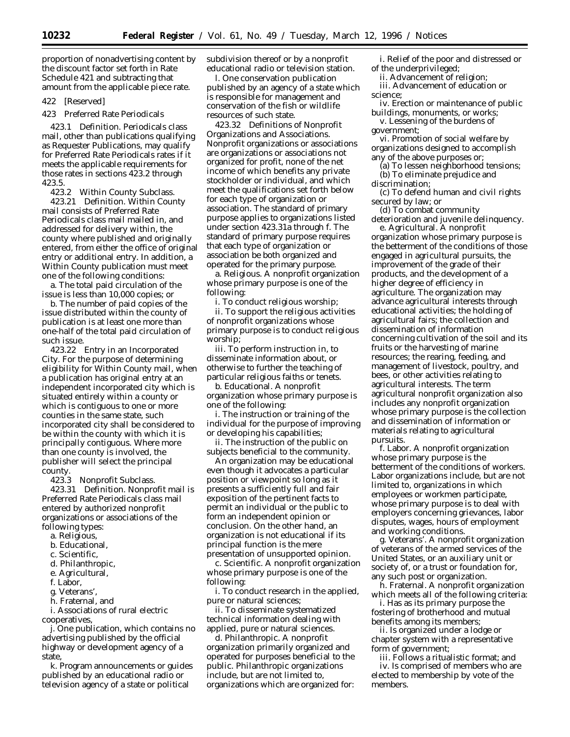proportion of nonadvertising content by the discount factor set forth in Rate Schedule 421 and subtracting that amount from the applicable piece rate.

422 [Reserved]

423 Preferred Rate Periodicals

423.1 Definition. Periodicals class mail, other than publications qualifying as Requester Publications, may qualify for Preferred Rate Periodicals rates if it meets the applicable requirements for those rates in sections 423.2 through 423.5.

423.2 Within County Subclass.

423.21 Definition. Within County mail consists of Preferred Rate Periodicals class mail mailed in, and addressed for delivery within, the county where published and originally entered, from either the office of original entry or additional entry. In addition, a Within County publication must meet one of the following conditions:

a. The total paid circulation of the issue is less than 10,000 copies; or

b. The number of paid copies of the issue distributed within the county of publication is at least one more than one-half of the total paid circulation of such issue.

423.22 Entry in an Incorporated City. For the purpose of determining eligibility for Within County mail, when a publication has original entry at an independent incorporated city which is situated entirely within a county or which is contiguous to one or more counties in the same state, such incorporated city shall be considered to be within the county with which it is principally contiguous. Where more than one county is involved, the publisher will select the principal county.

423.3 Nonprofit Subclass.

423.31 Definition. Nonprofit mail is Preferred Rate Periodicals class mail entered by authorized nonprofit organizations or associations of the following types:

a. Religious,

b. Educational,

c. Scientific,

d. Philanthropic,

e. Agricultural,

f. Labor,

g. Veterans',

h. Fraternal, and

i. Associations of rural electric cooperatives,

j. One publication, which contains no advertising published by the official highway or development agency of a state,

k. Program announcements or guides published by an educational radio or television agency of a state or political subdivision thereof or by a nonprofit educational radio or television station.

l. One conservation publication published by an agency of a state which is responsible for management and conservation of the fish or wildlife resources of such state.

423.32 Definitions of Nonprofit Organizations and Associations. Nonprofit organizations or associations are organizations or associations not organized for profit, none of the net income of which benefits any private stockholder or individual, and which meet the qualifications set forth below for each type of organization or association. The standard of primary purpose applies to organizations listed under section 423.31a through f. The standard of primary purpose requires that each type of organization or association be both organized and operated for the primary purpose.

a. Religious. A nonprofit organization whose primary purpose is one of the following:

i. To conduct religious worship;

ii. To support the religious activities of nonprofit organizations whose primary purpose is to conduct religious worship;

iii. To perform instruction in, to disseminate information about, or otherwise to further the teaching of particular religious faiths or tenets.

b. Educational. A nonprofit organization whose primary purpose is one of the following:

i. The instruction or training of the individual for the purpose of improving or developing his capabilities;

ii. The instruction of the public on subjects beneficial to the community.

An organization may be educational even though it advocates a particular position or viewpoint so long as it presents a sufficiently full and fair exposition of the pertinent facts to permit an individual or the public to form an independent opinion or conclusion. On the other hand, an organization is not educational if its principal function is the mere presentation of unsupported opinion.

c. Scientific. A nonprofit organization whose primary purpose is one of the following:

i. To conduct research in the applied, pure or natural sciences;

ii. To disseminate systematized technical information dealing with applied, pure or natural sciences.

d. Philanthropic. A nonprofit organization primarily organized and operated for purposes beneficial to the public. Philanthropic organizations include, but are not limited to, organizations which are organized for:

i. Relief of the poor and distressed or of the underprivileged;

ii. Advancement of religion;

iii. Advancement of education or science;

iv. Erection or maintenance of public buildings, monuments, or works;

v. Lessening of the burdens of government;

vi. Promotion of social welfare by organizations designed to accomplish any of the above purposes or;

(a) To lessen neighborhood tensions;

(b) To eliminate prejudice and discrimination;

(c) To defend human and civil rights secured by law; or

(d) To combat community deterioration and juvenile delinquency.

e. Agricultural. A nonprofit organization whose primary purpose is the betterment of the conditions of those engaged in agricultural pursuits, the improvement of the grade of their products, and the development of a higher degree of efficiency in agriculture. The organization may advance agricultural interests through educational activities; the holding of agricultural fairs; the collection and dissemination of information concerning cultivation of the soil and its fruits or the harvesting of marine resources; the rearing, feeding, and management of livestock, poultry, and bees, or other activities relating to agricultural interests. The term agricultural nonprofit organization also includes any nonprofit organization whose primary purpose is the collection and dissemination of information or materials relating to agricultural pursuits.

f. Labor. A nonprofit organization whose primary purpose is the betterment of the conditions of workers. Labor organizations include, but are not limited to, organizations in which employees or workmen participate, whose primary purpose is to deal with employers concerning grievances, labor disputes, wages, hours of employment and working conditions.

g. Veterans'. A nonprofit organization of veterans of the armed services of the United States, or an auxiliary unit or society of, or a trust or foundation for, any such post or organization.

h. Fraternal. A nonprofit organization which meets all of the following criteria:

i. Has as its primary purpose the fostering of brotherhood and mutual benefits among its members;

ii. Is organized under a lodge or chapter system with a representative form of government;

iii. Follows a ritualistic format; and

iv. Is comprised of members who are elected to membership by vote of the members.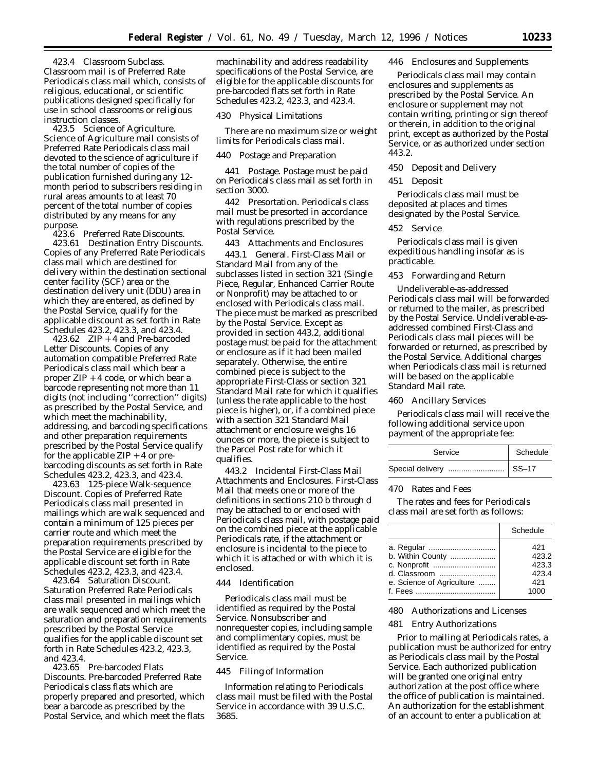423.4 Classroom Subclass. Classroom mail is of Preferred Rate Periodicals class mail which, consists of religious, educational, or scientific publications designed specifically for use in school classrooms or religious instruction classes.

423.5 Science of Agriculture. Science of Agriculture mail consists of Preferred Rate Periodicals class mail devoted to the science of agriculture if the total number of copies of the publication furnished during any 12-month period to subscribers residing in rural areas amounts to at least 70 percent of the total number of copies distributed by any means for any purpose.

423.6 Preferred Rate Discounts.

423.61 Destination Entry Discounts. Copies of any Preferred Rate Periodicals class mail which are destined for delivery within the destination sectional center facility (SCF) area or the destination delivery unit (DDU) area in which they are entered, as defined by the Postal Service, qualify for the applicable discount as set forth in Rate Schedules 423.2, 423.3, and 423.4.

423.62 ZIP + 4 and Pre-barcoded Letter Discounts. Copies of any automation compatible Preferred Rate Periodicals class mail which bear a proper ZIP + 4 code, or which bear a barcode representing not more than 11 digits (not including "correction" digits) as prescribed by the Postal Service, and which meet the machinability, addressing, and barcoding specifications and other preparation requirements prescribed by the Postal Service qualify for the applicable ZIP + 4 or pre-barcoding discounts as set forth in Rate Schedules 423.2, 423.3, and 423.4.

423.63 125-piece Walk-sequence Discount. Copies of Preferred Rate Periodicals class mail presented in mailings which are walk sequenced and contain a minimum of 125 pieces per carrier route and which meet the preparation requirements prescribed by the Postal Service are eligible for the applicable discount set forth in Rate Schedules 423.2, 423.3, and 423.4.

423.64 Saturation Discount. Saturation Preferred Rate Periodicals class mail presented in mailings which are walk sequenced and which meet the saturation and preparation requirements prescribed by the Postal Service qualifies for the applicable discount set forth in Rate Schedules 423.2, 423.3, and 423.4.

423.65 Pre-barcoded Flats Discounts. Pre-barcoded Preferred Rate Periodicals class flats which are properly prepared and presorted, which bear a barcode as prescribed by the Postal Service, and which meet the flats machinability and address readability specifications of the Postal Service, are eligible for the applicable discounts for pre-barcoded flats set forth in Rate Schedules 423.2, 423.3, and 423.4.

430 Physical Limitations

There are no maximum size or weight limits for Periodicals class mail.

440 Postage and Preparation

441 Postage. Postage must be paid on Periodicals class mail as set forth in section 3000.

442 Presortation. Periodicals class mail must be presorted in accordance with regulations prescribed by the Postal Service.

443 Attachments and Enclosures

443.1 General. First-Class Mail or Standard Mail from any of the subclasses listed in section 321 (Single Piece, Regular, Enhanced Carrier Route or Nonprofit) may be attached to or enclosed with Periodicals class mail. The piece must be marked as prescribed by the Postal Service. Except as provided in section 443.2, additional postage must be paid for the attachment or enclosure as if it had been mailed separately. Otherwise, the entire combined piece is subject to the appropriate First-Class or section 321 Standard Mail rate for which it qualifies (unless the rate applicable to the host piece is higher), or, if a combined piece with a section 321 Standard Mail attachment or enclosure weighs 16 ounces or more, the piece is subject to the Parcel Post rate for which it qualifies.

443.2 Incidental First-Class Mail Attachments and Enclosures. First-Class Mail that meets one or more of the definitions in sections 210 b through d may be attached to or enclosed with Periodicals class mail, with postage paid on the combined piece at the applicable Periodicals rate, if the attachment or enclosure is incidental to the piece to which it is attached or with which it is enclosed.

444 Identification

Periodicals class mail must be identified as required by the Postal Service. Nonsubscriber and nonrequester copies, including sample and complimentary copies, must be identified as required by the Postal Service.

445 Filing of Information

Information relating to Periodicals class mail must be filed with the Postal Service in accordance with 39 U.S.C. 3685.

446 Enclosures and Supplements

Periodicals class mail may contain enclosures and supplements as prescribed by the Postal Service. An enclosure or supplement may not contain writing, printing or sign thereof or therein, in addition to the original print, except as authorized by the Postal Service, or as authorized under section 443.2.

450 Deposit and Delivery

451 Deposit

Periodicals class mail must be deposited at places and times designated by the Postal Service.

452 Service

Periodicals class mail is given expeditious handling insofar as is practicable.

453 Forwarding and Return

Undeliverable-as-addressed Periodicals class mail will be forwarded or returned to the mailer, as prescribed by the Postal Service. Undeliverable-as-addressed combined First-Class and Periodicals class mail pieces will be forwarded or returned, as prescribed by the Postal Service. Additional charges when Periodicals class mail is returned will be based on the applicable Standard Mail rate.

460 Ancillary Services

Periodicals class mail will receive the following additional service upon payment of the appropriate fee:

| Service | Schedule |
|---|---|
| Special delivery | SS–17 |

470 Rates and Fees

The rates and fees for Periodicals class mail are set forth as follows:

| | Schedule |
|---|---|
| a. Regular | 421 |
| b. Within County | 423.2 |
| c. Nonprofit | 423.3 |
| d. Classroom | 423.4 |
| e. Science of Agriculture | 421 |
| f. Fees | 1000 |

480 Authorizations and Licenses

481 Entry Authorizations

Prior to mailing at Periodicals rates, a publication must be authorized for entry as Periodicals class mail by the Postal Service. Each authorized publication will be granted one original entry authorization at the post office where the office of publication is maintained. An authorization for the establishment of an account to enter a publication at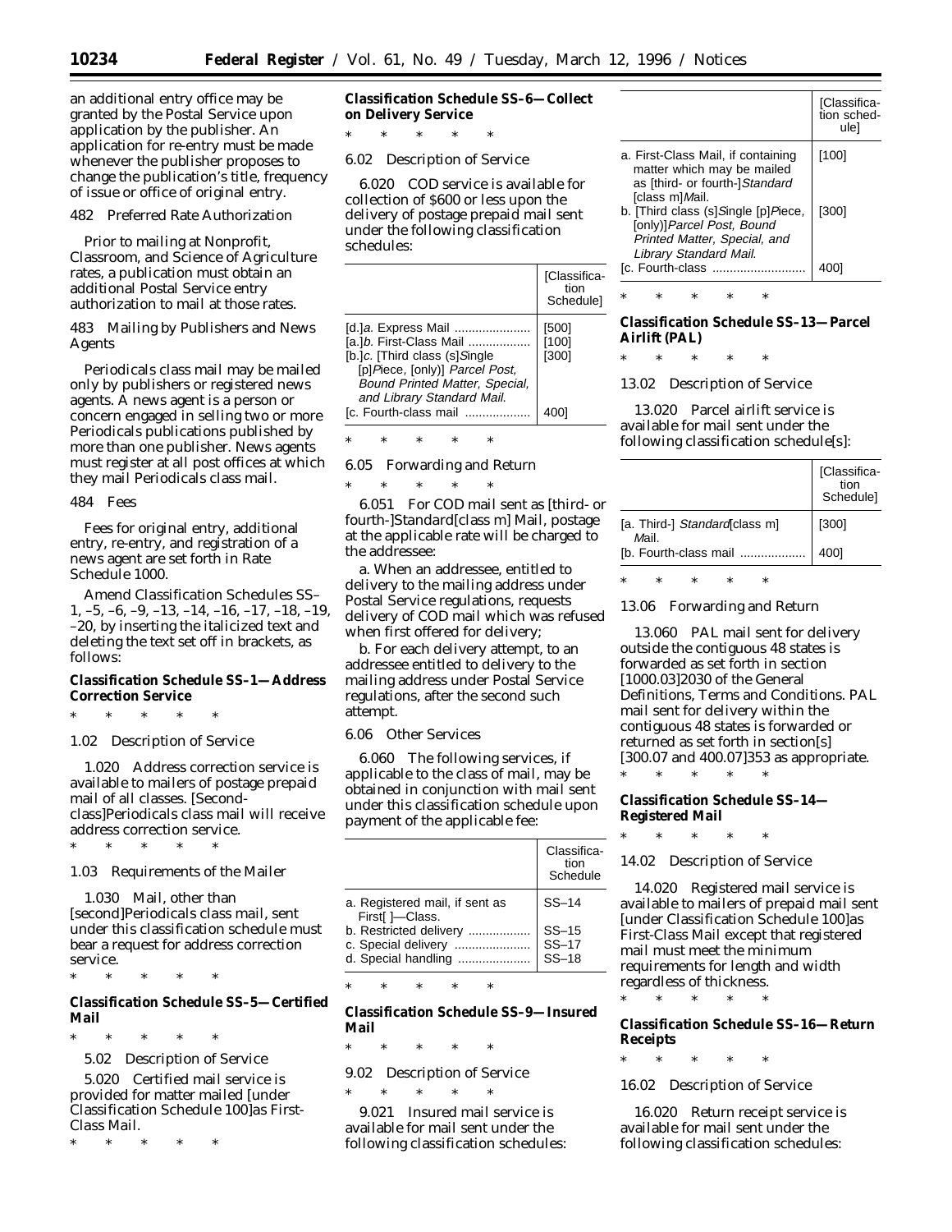an additional entry office may be granted by the Postal Service upon application by the publisher. An application for re-entry must be made whenever the publisher proposes to change the publication's title, frequency of issue or office of original entry.

482 Preferred Rate Authorization

Prior to mailing at Nonprofit, Classroom, and Science of Agriculture rates, a publication must obtain an additional Postal Service entry authorization to mail at those rates.

483 Mailing by Publishers and News Agents

Periodicals class mail may be mailed only by publishers or registered news agents. A news agent is a person or concern engaged in selling two or more Periodicals publications published by more than one publisher. News agents must register at all post offices at which they mail Periodicals class mail.

484 Fees

Fees for original entry, additional entry, re-entry, and registration of a news agent are set forth in Rate Schedule 1000.

Amend Classification Schedules SS–1, –5, –6, –9, –13, –14, –16, –17, –18, –19, –20, by inserting the italicized text and deleting the text set off in brackets, as follows:

**Classification Schedule SS–1—Address Correction Service**

\* \* \* \* \*

1.02 Description of Service

1.020 Address correction service is available to mailers of postage prepaid mail of all classes. [Second-class]Periodicals class mail will receive address correction service.

\* \* \* \* \*

1.03 Requirements of the Mailer

1.030 Mail, other than [second]Periodicals class mail, sent under this classification schedule must bear a request for address correction service.

\* \* \* \* \*

**Classification Schedule SS–5—Certified Mail**

\* \* \* \* \*

5.02 Description of Service

5.020 Certified mail service is provided for matter mailed [under Classification Schedule 100]as First-Class Mail.

\* \* \* \* \*

**Classification Schedule SS–6—Collect on Delivery Service**

\* \* \* \* \*

6.02 Description of Service

6.020 COD service is available for collection of $600 or less upon the delivery of postage prepaid mail sent under the following classification schedules:

| | [Classification Schedule] |
|---|---|
| [d.]*a.* Express Mail | [500] |
| [a.]*b.* First-Class Mail | [100] |
| [b.]*c.* [Third class (s)]*Single* [p]*Piece,* [only)] *Parcel Post, Bound Printed Matter, Special, and Library Standard Mail.* | [300] |
| [c. Fourth-class mail | 400] |

\* \* \* \* \*

6.05 Forwarding and Return

\* \* \* \* \*

6.051 For COD mail sent as [third- or fourth-]Standard[class m] Mail, postage at the applicable rate will be charged to the addressee:

a. When an addressee, entitled to delivery to the mailing address under Postal Service regulations, requests delivery of COD mail which was refused when first offered for delivery;

b. For each delivery attempt, to an addressee entitled to delivery to the mailing address under Postal Service regulations, after the second such attempt.

6.06 Other Services

6.060 The following services, if applicable to the class of mail, may be obtained in conjunction with mail sent under this classification schedule upon payment of the applicable fee:

| | Classification Schedule |
|---|---|
| a. Registered mail, if sent as First[ ]—Class. | SS–14 |
| b. Restricted delivery | SS–15 |
| c. Special delivery | SS–17 |
| d. Special handling | SS–18 |

\* \* \* \* \*

**Classification Schedule SS–9—Insured Mail**

\* \* \* \* \*

9.02 Description of Service

\* \* \* \* \*

9.021 Insured mail service is available for mail sent under the following classification schedules:

| | [Classification schedule] |
|---|---|
| a. First-Class Mail, if containing matter which may be mailed as [third- or fourth-]*Standard* [class m]*Mail.* | [100] |
| b. [Third class (s]*Single* [p]*Piece,* [only)]*Parcel Post, Bound Printed Matter, Special, and Library Standard Mail.* | [300] |
| [c. Fourth-class | 400] |

\* \* \* \* \*

**Classification Schedule SS–13—Parcel Airlift (PAL)**

\* \* \* \* \*

13.02 Description of Service

13.020 Parcel airlift service is available for mail sent under the following classification schedule[s]:

| | [Classification Schedule] |
|---|---|
| [a. Third-] *Standard*[class m] *Mail.* | [300] |
| [b. Fourth-class mail | 400] |

\* \* \* \* \*

13.06 Forwarding and Return

13.060 PAL mail sent for delivery outside the contiguous 48 states is forwarded as set forth in section [1000.03]2030 of the General Definitions, Terms and Conditions. PAL mail sent for delivery within the contiguous 48 states is forwarded or returned as set forth in section[s] [300.07 and 400.07]353 as appropriate.

\* \* \* \* \*

**Classification Schedule SS–14—Registered Mail**

\* \* \* \* \*

14.02 Description of Service

14.020 Registered mail service is available to mailers of prepaid mail sent [under Classification Schedule 100]as First-Class Mail except that registered mail must meet the minimum requirements for length and width regardless of thickness.

\* \* \* \* \*

**Classification Schedule SS–16—Return Receipts**

\* \* \* \* \*

16.02 Description of Service

16.020 Return receipt service is available for mail sent under the following classification schedules: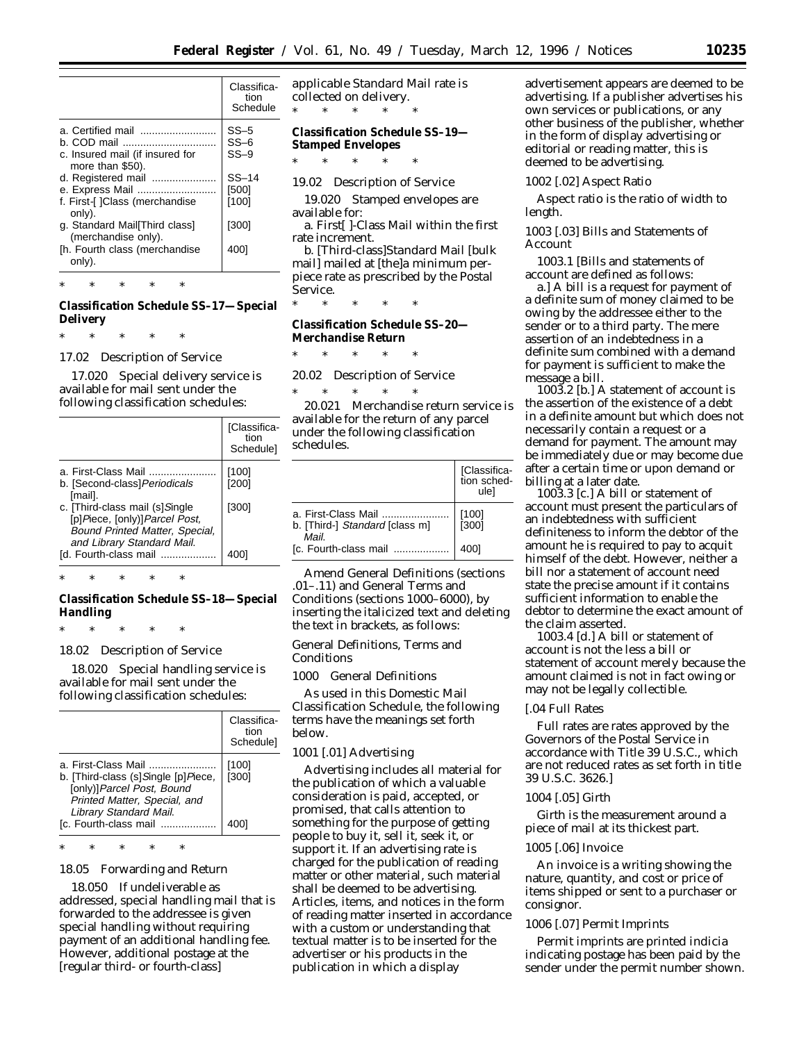| | Classification Schedule |
|---|---|
| a. Certified mail | SS–5 |
| b. COD mail | SS–6 |
| c. Insured mail (if insured for more than $50). | SS–9 |
| d. Registered mail | SS–14 |
| e. Express Mail | [500] |
| f. First-[ ]Class (merchandise only). | [100] |
| g. Standard Mail[Third class] (merchandise only). | [300] |
| [h. Fourth class (merchandise only). | 400] |

\* \* \* \* \*

**Classification Schedule SS–17—Special Delivery**

\* \* \* \* \*

17.02 Description of Service

17.020 Special delivery service is available for mail sent under the following classification schedules:

| | [Classification Schedule] |
|---|---|
| a. First-Class Mail | [100] |
| b. [Second-class]*Periodicals* [mail]. | [200] |
| c. [Third-class mail (s]*Single* [p]*Piece*, [only)]*Parcel Post, Bound Printed Matter, Special, and Library Standard Mail.* | [300] |
| [d. Fourth-class mail | 400] |

\* \* \* \* \*

**Classification Schedule SS–18—Special Handling**

\* \* \* \* \*

18.02 Description of Service

18.020 Special handling service is available for mail sent under the following classification schedules:

| | Classification Schedule |
|---|---|
| a. First-Class Mail | [100] |
| b. [Third-class (s]*Single* [p]*Piece*, [only)]*Parcel Post, Bound Printed Matter, Special, and Library Standard Mail.* | [300] |
| [c. Fourth-class mail | 400] |

\* \* \* \* \*

18.05 Forwarding and Return

18.050 If undeliverable as addressed, special handling mail that is forwarded to the addressee is given special handling without requiring payment of an additional handling fee. However, additional postage at the [regular third- or fourth-class] applicable Standard Mail rate is collected on delivery.

\* \* \* \* \*

**Classification Schedule SS–19—Stamped Envelopes**

\* \* \* \* \*

19.02 Description of Service

19.020 Stamped envelopes are available for:

a. First[ ]-Class Mail within the first rate increment.

b. [Third-class]Standard Mail [bulk mail] mailed at [the]a minimum per-piece rate as prescribed by the Postal Service.

\* \* \* \* \*

**Classification Schedule SS–20—Merchandise Return**

\* \* \* \* \*

20.02 Description of Service

\* \* \* \* \*

20.021 Merchandise return service is available for the return of any parcel under the following classification schedules.

| | [Classification schedule] |
|---|---|
| a. First-Class Mail | [100] |
| b. [Third-] *Standard* [class m] *Mail.* | [300] |
| [c. Fourth-class mail | 400] |

Amend General Definitions (sections .01–.11) and General Terms and Conditions (sections 1000–6000), by inserting the italicized text and deleting the text in brackets, as follows:

General Definitions, Terms and Conditions

1000 General Definitions

As used in this Domestic Mail Classification Schedule, the following terms have the meanings set forth below.

1001 [.01] Advertising

Advertising includes all material for the publication of which a valuable consideration is paid, accepted, or promised, that calls attention to something for the purpose of getting people to buy it, sell it, seek it, or support it. If an advertising rate is charged for the publication of reading matter or other material, such material shall be deemed to be advertising. Articles, items, and notices in the form of reading matter inserted in accordance with a custom or understanding that textual matter is to be inserted for the advertiser or his products in the publication in which a display advertisement appears are deemed to be advertising. If a publisher advertises his own services or publications, or any other business of the publisher, whether in the form of display advertising or editorial or reading matter, this is deemed to be advertising.

1002 [.02] Aspect Ratio

Aspect ratio is the ratio of width to length.

1003 [.03] Bills and Statements of Account

1003.1 [Bills and statements of account are defined as follows:

a.] A bill is a request for payment of a definite sum of money claimed to be owing by the addressee either to the sender or to a third party. The mere assertion of an indebtedness in a definite sum combined with a demand for payment is sufficient to make the message a bill.

1003.2 [b.] A statement of account is the assertion of the existence of a debt in a definite amount but which does not necessarily contain a request or a demand for payment. The amount may be immediately due or may become due after a certain time or upon demand or billing at a later date.

1003.3 [c.] A bill or statement of account must present the particulars of an indebtedness with sufficient definiteness to inform the debtor of the amount he is required to pay to acquit himself of the debt. However, neither a bill nor a statement of account need state the precise amount if it contains sufficient information to enable the debtor to determine the exact amount of the claim asserted.

1003.4 [d.] A bill or statement of account is not the less a bill or statement of account merely because the amount claimed is not in fact owing or may not be legally collectible.

[.04 Full Rates

Full rates are rates approved by the Governors of the Postal Service in accordance with Title 39 U.S.C., which are not reduced rates as set forth in title 39 U.S.C. 3626.]

1004 [.05] Girth

Girth is the measurement around a piece of mail at its thickest part.

1005 [.06] Invoice

An invoice is a writing showing the nature, quantity, and cost or price of items shipped or sent to a purchaser or consignor.

1006 [.07] Permit Imprints

Permit imprints are printed indicia indicating postage has been paid by the sender under the permit number shown.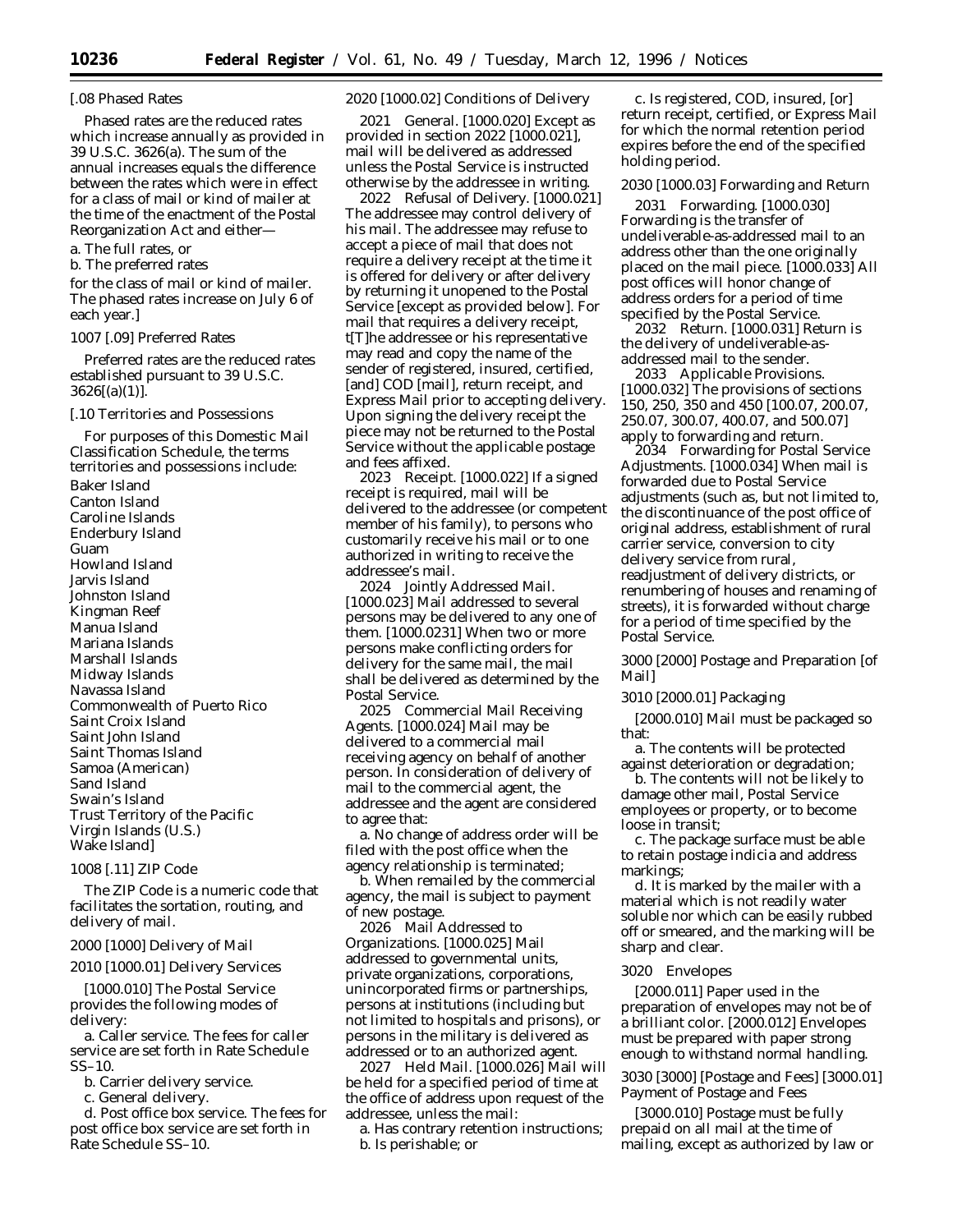[.08 Phased Rates

Phased rates are the reduced rates which increase annually as provided in 39 U.S.C. 3626(a). The sum of the annual increases equals the difference between the rates which were in effect for a class of mail or kind of mailer at the time of the enactment of the Postal Reorganization Act and either—

a. The full rates, or

b. The preferred rates

for the class of mail or kind of mailer. The phased rates increase on July 6 of each year.]

1007 [.09] Preferred Rates

Preferred rates are the reduced rates established pursuant to 39 U.S.C. 3626[(a)(1)].

[.10 Territories and Possessions

For purposes of this Domestic Mail Classification Schedule, the terms territories and possessions include:

Baker Island
Canton Island
Caroline Islands
Enderbury Island
Guam
Howland Island
Jarvis Island
Johnston Island
Kingman Reef
Manua Island
Mariana Islands
Marshall Islands
Midway Islands
Navassa Island
Commonwealth of Puerto Rico
Saint Croix Island
Saint John Island
Saint Thomas Island
Samoa (American)
Sand Island
Swain's Island
Trust Territory of the Pacific
Virgin Islands (U.S.)
Wake Island]

1008 [.11] ZIP Code

The ZIP Code is a numeric code that facilitates the sortation, routing, and delivery of mail.

2000 [1000] Delivery of Mail

2010 [1000.01] Delivery Services

[1000.010] The Postal Service provides the following modes of delivery:

a. Caller service. The fees for caller service are set forth in Rate Schedule SS–10.

b. Carrier delivery service.

c. General delivery.

d. Post office box service. The fees for post office box service are set forth in Rate Schedule SS–10.

2020 [1000.02] Conditions of Delivery

2021 General. [1000.020] Except as provided in section 2022 [1000.021], mail will be delivered as addressed unless the Postal Service is instructed otherwise by the addressee in writing.

2022 Refusal of Delivery. [1000.021] The addressee may control delivery of his mail. The addressee may refuse to accept a piece of mail that does not require a delivery receipt at the time it is offered for delivery or after delivery by returning it unopened to the Postal Service [except as provided below]. For mail that requires a delivery receipt, t[T]he addressee or his representative may read and copy the name of the sender of registered, insured, certified, [and] COD [mail], return receipt, and Express Mail prior to accepting delivery. Upon signing the delivery receipt the piece may not be returned to the Postal Service without the applicable postage and fees affixed.

2023 Receipt. [1000.022] If a signed receipt is required, mail will be delivered to the addressee (or competent member of his family), to persons who customarily receive his mail or to one authorized in writing to receive the addressee's mail.

2024 Jointly Addressed Mail. [1000.023] Mail addressed to several persons may be delivered to any one of them. [1000.0231] When two or more persons make conflicting orders for delivery for the same mail, the mail shall be delivered as determined by the Postal Service.

2025 Commercial Mail Receiving Agents. [1000.024] Mail may be delivered to a commercial mail receiving agency on behalf of another person. In consideration of delivery of mail to the commercial agent, the addressee and the agent are considered to agree that:

a. No change of address order will be filed with the post office when the agency relationship is terminated;

b. When remailed by the commercial agency, the mail is subject to payment of new postage.

2026 Mail Addressed to Organizations. [1000.025] Mail addressed to governmental units, private organizations, corporations, unincorporated firms or partnerships, persons at institutions (including but not limited to hospitals and prisons), or persons in the military is delivered as addressed or to an authorized agent.

2027 Held Mail. [1000.026] Mail will be held for a specified period of time at the office of address upon request of the addressee, unless the mail:

a. Has contrary retention instructions;

b. Is perishable; or

c. Is registered, COD, insured, [or] return receipt, certified, or Express Mail for which the normal retention period expires before the end of the specified holding period.

2030 [1000.03] Forwarding and Return

2031 Forwarding. [1000.030] Forwarding is the transfer of undeliverable-as-addressed mail to an address other than the one originally placed on the mail piece. [1000.033] All post offices will honor change of address orders for a period of time specified by the Postal Service.

2032 Return. [1000.031] Return is the delivery of undeliverable-as-addressed mail to the sender.

2033 Applicable Provisions. [1000.032] The provisions of sections 150, 250, 350 and 450 [100.07, 200.07, 250.07, 300.07, 400.07, and 500.07] apply to forwarding and return.

2034 Forwarding for Postal Service Adjustments. [1000.034] When mail is forwarded due to Postal Service adjustments (such as, but not limited to, the discontinuance of the post office of original address, establishment of rural carrier service, conversion to city delivery service from rural, readjustment of delivery districts, or renumbering of houses and renaming of streets), it is forwarded without charge for a period of time specified by the Postal Service.

3000 [2000] Postage and Preparation [of Mail]

3010 [2000.01] Packaging

[2000.010] Mail must be packaged so that:

a. The contents will be protected against deterioration or degradation;

b. The contents will not be likely to damage other mail, Postal Service employees or property, or to become loose in transit;

c. The package surface must be able to retain postage indicia and address markings;

d. It is marked by the mailer with a material which is not readily water soluble nor which can be easily rubbed off or smeared, and the marking will be sharp and clear.

3020 Envelopes

[2000.011] Paper used in the preparation of envelopes may not be of a brilliant color. [2000.012] Envelopes must be prepared with paper strong enough to withstand normal handling.

3030 [3000] [Postage and Fees] [3000.01] Payment of Postage and Fees

[3000.010] Postage must be fully prepaid on all mail at the time of mailing, except as authorized by law or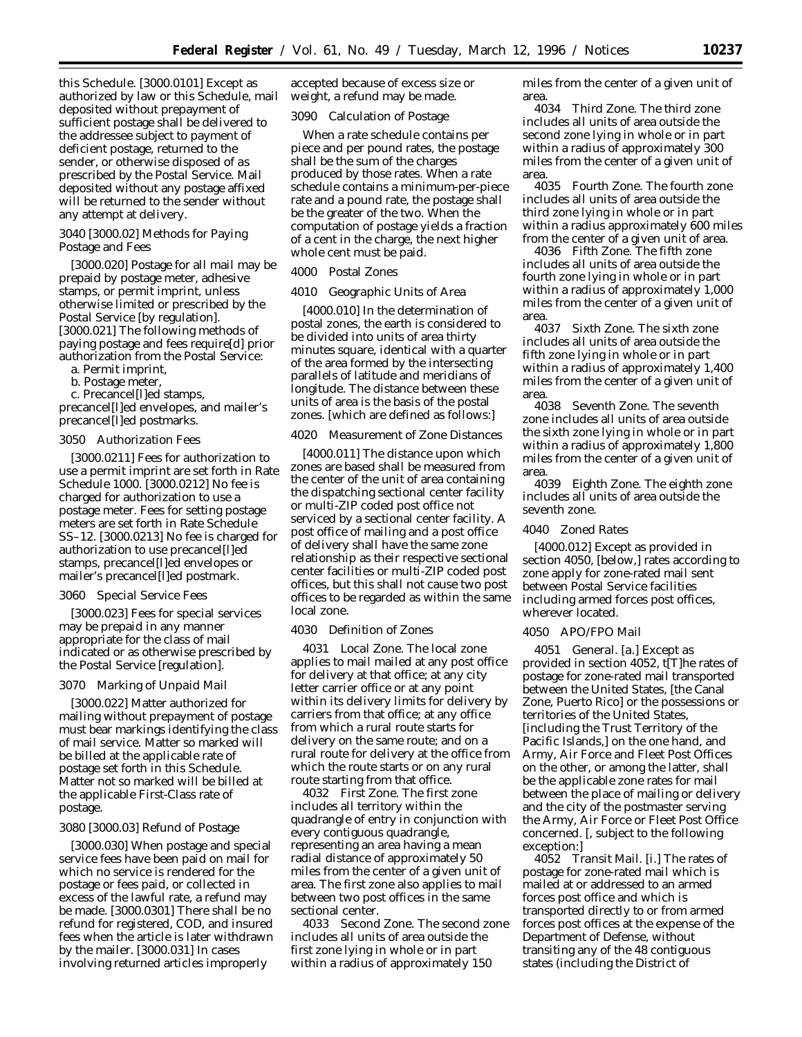this Schedule. [3000.0101] Except as authorized by law or this Schedule, mail deposited without prepayment of sufficient postage shall be delivered to the addressee subject to payment of deficient postage, returned to the sender, or otherwise disposed of as prescribed by the Postal Service. Mail deposited without any postage affixed will be returned to the sender without any attempt at delivery.

3040 [3000.02] Methods for Paying Postage and Fees

[3000.020] Postage for all mail may be prepaid by postage meter, adhesive stamps, or permit imprint, unless otherwise limited or prescribed by the Postal Service [by regulation]. [3000.021] The following methods of paying postage and fees require[d] prior authorization from the Postal Service:

a. Permit imprint,
b. Postage meter,
c. Precancel[l]ed stamps, precancel[l]ed envelopes, and mailer's precancel[l]ed postmarks.

3050 Authorization Fees

[3000.0211] Fees for authorization to use a permit imprint are set forth in Rate Schedule 1000. [3000.0212] No fee is charged for authorization to use a postage meter. Fees for setting postage meters are set forth in Rate Schedule SS–12. [3000.0213] No fee is charged for authorization to use precancel[l]ed stamps, precancel[l]ed envelopes or mailer's precancel[l]ed postmark.

3060 Special Service Fees

[3000.023] Fees for special services may be prepaid in any manner appropriate for the class of mail indicated or as otherwise prescribed by the Postal Service [regulation].

3070 Marking of Unpaid Mail

[3000.022] Matter authorized for mailing without prepayment of postage must bear markings identifying the class of mail service. Matter so marked will be billed at the applicable rate of postage set forth in this Schedule. Matter not so marked will be billed at the applicable First-Class rate of postage.

3080 [3000.03] Refund of Postage

[3000.030] When postage and special service fees have been paid on mail for which no service is rendered for the postage or fees paid, or collected in excess of the lawful rate, a refund may be made. [3000.0301] There shall be no refund for registered, COD, and insured fees when the article is later withdrawn by the mailer. [3000.031] In cases involving returned articles improperly accepted because of excess size or weight, a refund may be made.

3090 Calculation of Postage

When a rate schedule contains per piece and per pound rates, the postage shall be the sum of the charges produced by those rates. When a rate schedule contains a minimum-per-piece rate and a pound rate, the postage shall be the greater of the two. When the computation of postage yields a fraction of a cent in the charge, the next higher whole cent must be paid.

4000 Postal Zones

4010 Geographic Units of Area

[4000.010] In the determination of postal zones, the earth is considered to be divided into units of area thirty minutes square, identical with a quarter of the area formed by the intersecting parallels of latitude and meridians of longitude. The distance between these units of area is the basis of the postal zones. [which are defined as follows:]

4020 Measurement of Zone Distances

[4000.011] The distance upon which zones are based shall be measured from the center of the unit of area containing the dispatching sectional center facility or multi-ZIP coded post office not serviced by a sectional center facility. A post office of mailing and a post office of delivery shall have the same zone relationship as their respective sectional center facilities or multi-ZIP coded post offices, but this shall not cause two post offices to be regarded as within the same local zone.

4030 Definition of Zones

4031 Local Zone. The local zone applies to mail mailed at any post office for delivery at that office; at any city letter carrier office or at any point within its delivery limits for delivery by carriers from that office; at any office from which a rural route starts for delivery on the same route; and on a rural route for delivery at the office from which the route starts or on any rural route starting from that office.

4032 First Zone. The first zone includes all territory within the quadrangle of entry in conjunction with every contiguous quadrangle, representing an area having a mean radial distance of approximately 50 miles from the center of a given unit of area. The first zone also applies to mail between two post offices in the same sectional center.

4033 Second Zone. The second zone includes all units of area outside the first zone lying in whole or in part within a radius of approximately 150 miles from the center of a given unit of area.

4034 Third Zone. The third zone includes all units of area outside the second zone lying in whole or in part within a radius of approximately 300 miles from the center of a given unit of area.

4035 Fourth Zone. The fourth zone includes all units of area outside the third zone lying in whole or in part within a radius approximately 600 miles from the center of a given unit of area.

4036 Fifth Zone. The fifth zone includes all units of area outside the fourth zone lying in whole or in part within a radius of approximately 1,000 miles from the center of a given unit of area.

4037 Sixth Zone. The sixth zone includes all units of area outside the fifth zone lying in whole or in part within a radius of approximately 1,400 miles from the center of a given unit of area.

4038 Seventh Zone. The seventh zone includes all units of area outside the sixth zone lying in whole or in part within a radius of approximately 1,800 miles from the center of a given unit of area.

4039 Eighth Zone. The eighth zone includes all units of area outside the seventh zone.

4040 Zoned Rates

[4000.012] Except as provided in section 4050, [below,] rates according to zone apply for zone-rated mail sent between Postal Service facilities including armed forces post offices, wherever located.

4050 APO/FPO Mail

4051 General. [a.] Except as provided in section 4052, t[T]he rates of postage for zone-rated mail transported between the United States, [the Canal Zone, Puerto Rico] or the possessions or territories of the United States, [including the Trust Territory of the Pacific Islands,] on the one hand, and Army, Air Force and Fleet Post Offices on the other, or among the latter, shall be the applicable zone rates for mail between the place of mailing or delivery and the city of the postmaster serving the Army, Air Force or Fleet Post Office concerned. [, subject to the following exception:]

4052 Transit Mail. [i.] The rates of postage for zone-rated mail which is mailed at or addressed to an armed forces post office and which is transported directly to or from armed forces post offices at the expense of the Department of Defense, without transiting any of the 48 contiguous states (including the District of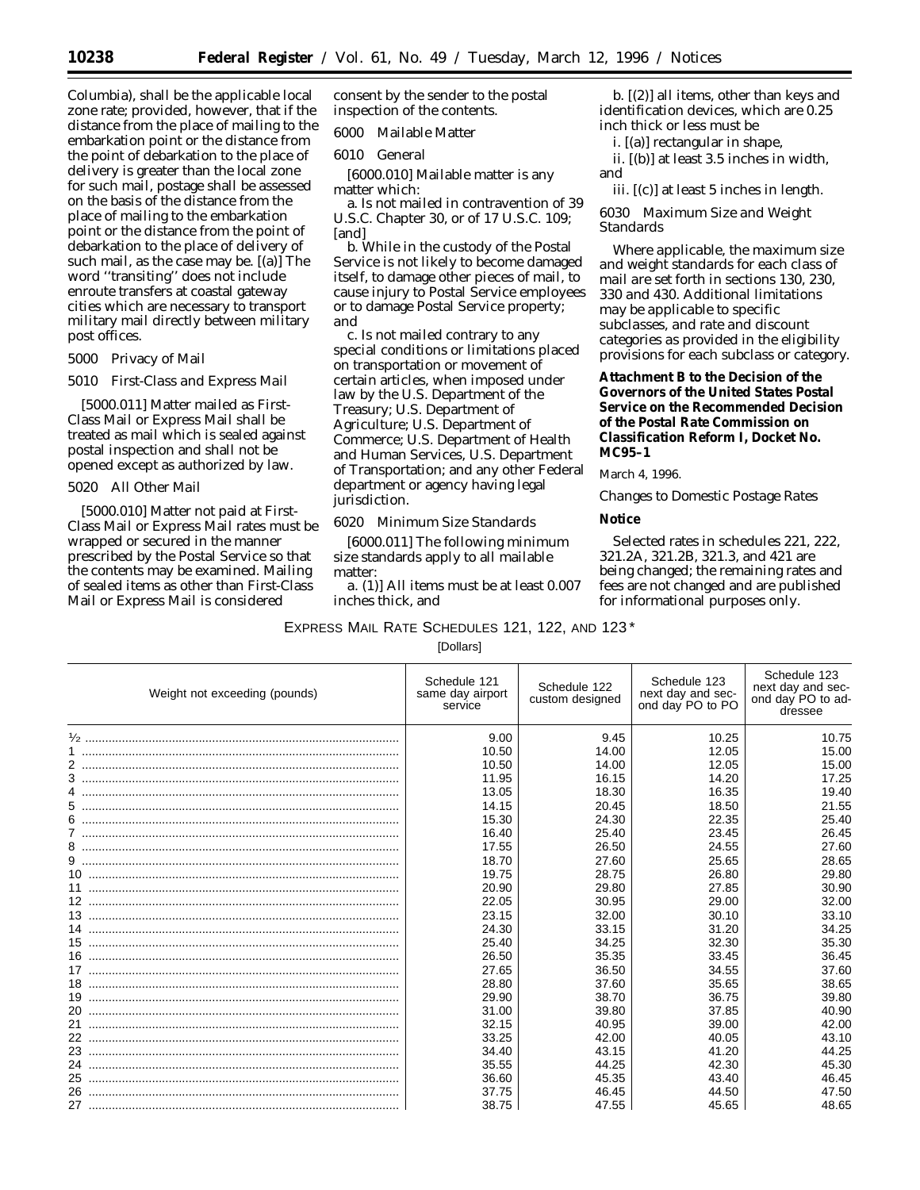Columbia), shall be the applicable local zone rate; provided, however, that if the distance from the place of mailing to the embarkation point or the distance from the point of debarkation to the place of delivery is greater than the local zone for such mail, postage shall be assessed on the basis of the distance from the place of mailing to the embarkation point or the distance from the point of debarkation to the place of delivery of such mail, as the case may be. [(a)] The word ''transiting'' does not include enroute transfers at coastal gateway cities which are necessary to transport military mail directly between military post offices.

5000 Privacy of Mail

5010 First-Class and Express Mail

[5000.011] Matter mailed as First-Class Mail or Express Mail shall be treated as mail which is sealed against postal inspection and shall not be opened except as authorized by law.

5020 All Other Mail

[5000.010] Matter not paid at First-Class Mail or Express Mail rates must be wrapped or secured in the manner prescribed by the Postal Service so that the contents may be examined. Mailing of sealed items as other than First-Class Mail or Express Mail is considered consent by the sender to the postal inspection of the contents.

6000 Mailable Matter

6010 General

[6000.010] Mailable matter is any matter which:

a. Is not mailed in contravention of 39 U.S.C. Chapter 30, or of 17 U.S.C. 109; [and]

b. While in the custody of the Postal Service is not likely to become damaged itself, to damage other pieces of mail, to cause injury to Postal Service employees or to damage Postal Service property; and

c. Is not mailed contrary to any special conditions or limitations placed on transportation or movement of certain articles, when imposed under law by the U.S. Department of the Treasury; U.S. Department of Agriculture; U.S. Department of Commerce; U.S. Department of Health and Human Services, U.S. Department of Transportation; and any other Federal department or agency having legal jurisdiction.

6020 Minimum Size Standards

[6000.011] The following minimum size standards apply to all mailable matter:

a. (1)] All items must be at least 0.007 inches thick, and

b. [(2)] all items, other than keys and identification devices, which are 0.25 inch thick or less must be

i. [(a)] rectangular in shape,

ii. [(b)] at least 3.5 inches in width, and

iii. [(c)] at least 5 inches in length.

6030 Maximum Size and Weight Standards

Where applicable, the maximum size and weight standards for each class of mail are set forth in sections 130, 230, 330 and 430. Additional limitations may be applicable to specific subclasses, and rate and discount categories as provided in the eligibility provisions for each subclass or category.

**Attachment B to the Decision of the Governors of the United States Postal Service on the Recommended Decision of the Postal Rate Commission on Classification Reform I, Docket No. MC95–1**

March 4, 1996.

Changes to Domestic Postage Rates

**Notice**

Selected rates in schedules 221, 222, 321.2A, 321.2B, 321.3, and 421 are being changed; the remaining rates and fees are not changed and are published for informational purposes only.

EXPRESS MAIL RATE SCHEDULES 121, 122, AND 123*

[Dollars]

| Weight not exceeding (pounds) | Schedule 121 same day airport service | Schedule 122 custom designed | Schedule 123 next day and second day PO to PO | Schedule 123 next day and second day PO to addressee |
|---|---|---|---|---|
| ½ | 9.00 | 9.45 | 10.25 | 10.75 |
| 1 | 10.50 | 14.00 | 12.05 | 15.00 |
| 2 | 10.50 | 14.00 | 12.05 | 15.00 |
| 3 | 11.95 | 16.15 | 14.20 | 17.25 |
| 4 | 13.05 | 18.30 | 16.35 | 19.40 |
| 5 | 14.15 | 20.45 | 18.50 | 21.55 |
| 6 | 15.30 | 24.30 | 22.35 | 25.40 |
| 7 | 16.40 | 25.40 | 23.45 | 26.45 |
| 8 | 17.55 | 26.50 | 24.55 | 27.60 |
| 9 | 18.70 | 27.60 | 25.65 | 28.65 |
| 10 | 19.75 | 28.75 | 26.80 | 29.80 |
| 11 | 20.90 | 29.80 | 27.85 | 30.90 |
| 12 | 22.05 | 30.95 | 29.00 | 32.00 |
| 13 | 23.15 | 32.00 | 30.10 | 33.10 |
| 14 | 24.30 | 33.15 | 31.20 | 34.25 |
| 15 | 25.40 | 34.25 | 32.30 | 35.30 |
| 16 | 26.50 | 35.35 | 33.45 | 36.45 |
| 17 | 27.65 | 36.50 | 34.55 | 37.60 |
| 18 | 28.80 | 37.60 | 35.65 | 38.65 |
| 19 | 29.90 | 38.70 | 36.75 | 39.80 |
| 20 | 31.00 | 39.80 | 37.85 | 40.90 |
| 21 | 32.15 | 40.95 | 39.00 | 42.00 |
| 22 | 33.25 | 42.00 | 40.05 | 43.10 |
| 23 | 34.40 | 43.15 | 41.20 | 44.25 |
| 24 | 35.55 | 44.25 | 42.30 | 45.30 |
| 25 | 36.60 | 45.35 | 43.40 | 46.45 |
| 26 | 37.75 | 46.45 | 44.50 | 47.50 |
| 27 | 38.75 | 47.55 | 45.65 | 48.65 |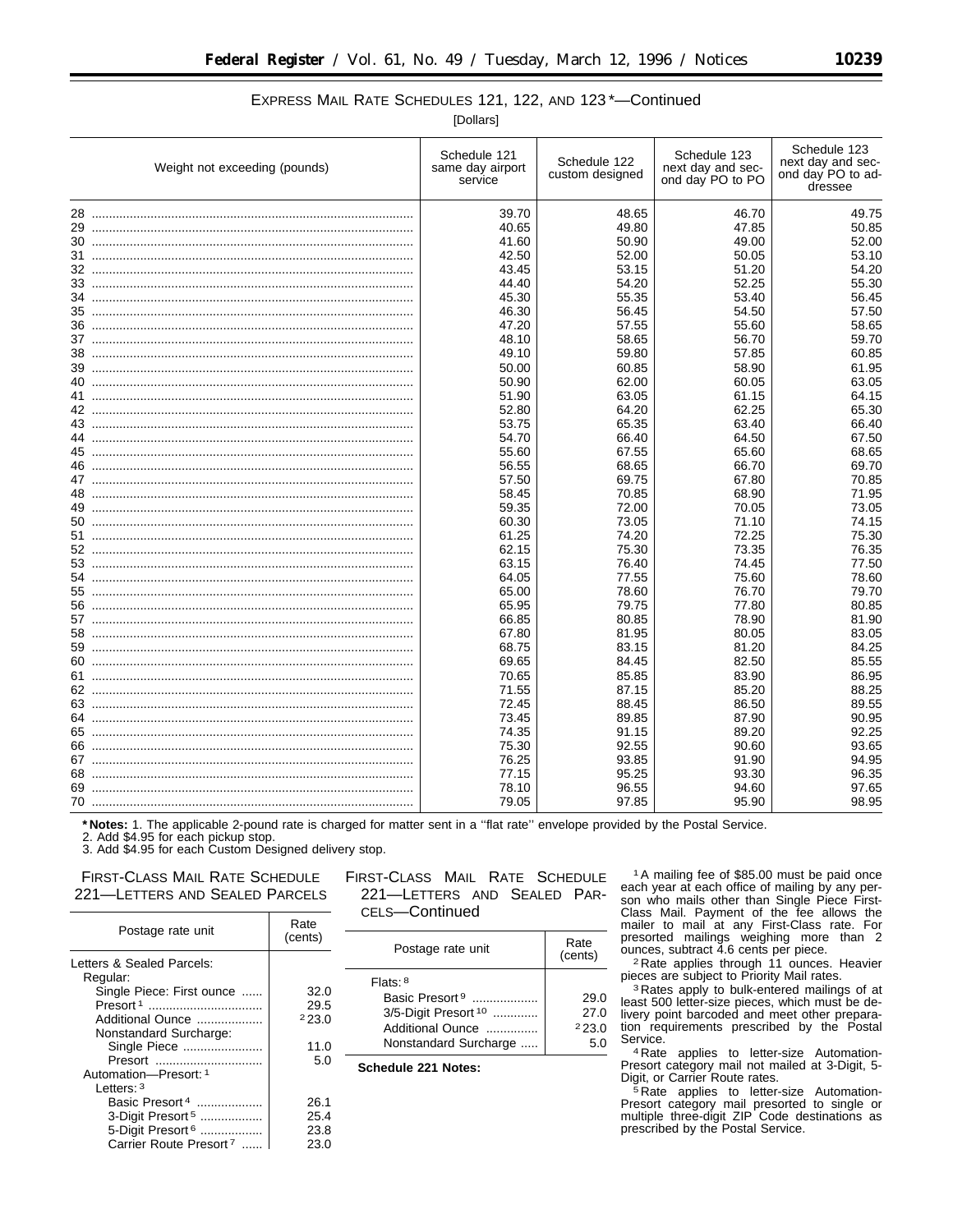## EXPRESS MAIL RATE SCHEDULES 121, 122, AND 123*—Continued

[Dollars]

| Weight not exceeding (pounds) | Schedule 121 same day airport service | Schedule 122 custom designed | Schedule 123 next day and second day PO to PO | Schedule 123 next day and second day PO to addressee |
|---|---|---|---|---|
| 28 | 39.70 | 48.65 | 46.70 | 49.75 |
| 29 | 40.65 | 49.80 | 47.85 | 50.85 |
| 30 | 41.60 | 50.90 | 49.00 | 52.00 |
| 31 | 42.50 | 52.00 | 50.05 | 53.10 |
| 32 | 43.45 | 53.15 | 51.20 | 54.20 |
| 33 | 44.40 | 54.20 | 52.25 | 55.30 |
| 34 | 45.30 | 55.35 | 53.40 | 56.45 |
| 35 | 46.30 | 56.45 | 54.50 | 57.50 |
| 36 | 47.20 | 57.55 | 55.60 | 58.65 |
| 37 | 48.10 | 58.65 | 56.70 | 59.70 |
| 38 | 49.10 | 59.80 | 57.85 | 60.85 |
| 39 | 50.00 | 60.85 | 58.90 | 61.95 |
| 40 | 50.90 | 62.00 | 60.05 | 63.05 |
| 41 | 51.90 | 63.05 | 61.15 | 64.15 |
| 42 | 52.80 | 64.20 | 62.25 | 65.30 |
| 43 | 53.75 | 65.35 | 63.40 | 66.40 |
| 44 | 54.70 | 66.40 | 64.50 | 67.50 |
| 45 | 55.60 | 67.55 | 65.60 | 68.65 |
| 46 | 56.55 | 68.65 | 66.70 | 69.70 |
| 47 | 57.50 | 69.75 | 67.80 | 70.85 |
| 48 | 58.45 | 70.85 | 68.90 | 71.95 |
| 49 | 59.35 | 72.00 | 70.05 | 73.05 |
| 50 | 60.30 | 73.05 | 71.10 | 74.15 |
| 51 | 61.25 | 74.20 | 72.25 | 75.30 |
| 52 | 62.15 | 75.30 | 73.35 | 76.35 |
| 53 | 63.15 | 76.40 | 74.45 | 77.50 |
| 54 | 64.05 | 77.55 | 75.60 | 78.60 |
| 55 | 65.00 | 78.60 | 76.70 | 79.70 |
| 56 | 65.95 | 79.75 | 77.80 | 80.85 |
| 57 | 66.85 | 80.85 | 78.90 | 81.90 |
| 58 | 67.80 | 81.95 | 80.05 | 83.05 |
| 59 | 68.75 | 83.15 | 81.20 | 84.25 |
| 60 | 69.65 | 84.45 | 82.50 | 85.55 |
| 61 | 70.65 | 85.85 | 83.90 | 86.95 |
| 62 | 71.55 | 87.15 | 85.20 | 88.25 |
| 63 | 72.45 | 88.45 | 86.50 | 89.55 |
| 64 | 73.45 | 89.85 | 87.90 | 90.95 |
| 65 | 74.35 | 91.15 | 89.20 | 92.25 |
| 66 | 75.30 | 92.55 | 90.60 | 93.65 |
| 67 | 76.25 | 93.85 | 91.90 | 94.95 |
| 68 | 77.15 | 95.25 | 93.30 | 96.35 |
| 69 | 78.10 | 96.55 | 94.60 | 97.65 |
| 70 | 79.05 | 97.85 | 95.90 | 98.95 |

***Notes:** 1. The applicable 2-pound rate is charged for matter sent in a "flat rate" envelope provided by the Postal Service.
2. Add $4.95 for each pickup stop.
3. Add $4.95 for each Custom Designed delivery stop.

## FIRST-CLASS MAIL RATE SCHEDULE 221—LETTERS AND SEALED PARCELS

| Postage rate unit | Rate (cents) |
|---|---|
| Letters & Sealed Parcels: | |
| Regular: | |
| Single Piece: First ounce | 32.0 |
| Presort [1] | 29.5 |
| Additional Ounce | [2] 23.0 |
| Nonstandard Surcharge: | |
| Single Piece | 11.0 |
| Presort | 5.0 |
| Automation—Presort: [1] | |
| Letters: [3] | |
| Basic Presort [4] | 26.1 |
| 3-Digit Presort [5] | 25.4 |
| 5-Digit Presort [6] | 23.8 |
| Carrier Route Presort [7] | 23.0 |
| Flats: [8] | |
| Basic Presort [9] | 29.0 |
| 3/5-Digit Presort [10] | 27.0 |
| Additional Ounce | [2] 23.0 |
| Nonstandard Surcharge | 5.0 |

**Schedule 221 Notes:**

[1] A mailing fee of $85.00 must be paid once each year at each office of mailing by any person who mails other than Single Piece First-Class Mail. Payment of the fee allows the mailer to mail at any First-Class rate. For presorted mailings weighing more than 2 ounces, subtract 4.6 cents per piece.

[2] Rate applies through 11 ounces. Heavier pieces are subject to Priority Mail rates.

[3] Rates apply to bulk-entered mailings of at least 500 letter-size pieces, which must be delivery point barcoded and meet other preparation requirements prescribed by the Postal Service.

[4] Rate applies to letter-size Automation-Presort category mail not mailed at 3-Digit, 5-Digit, or Carrier Route rates.

[5] Rate applies to letter-size Automation-Presort category mail presorted to single or multiple three-digit ZIP Code destinations as prescribed by the Postal Service.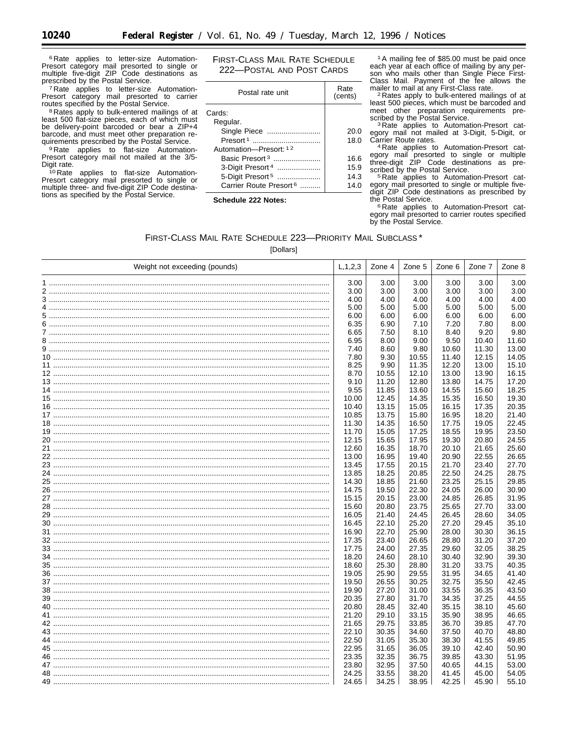[6] Rate applies to letter-size Automation-Presort category mail presorted to single or multiple five-digit ZIP Code destinations as prescribed by the Postal Service.

[7] Rate applies to letter-size Automation-Presort category mail presorted to carrier routes specified by the Postal Service.

[8] Rates apply to bulk-entered mailings of at least 500 flat-size pieces, each of which must be delivery-point barcoded or bear a ZIP+4 barcode, and must meet other preparation requirements prescribed by the Postal Service.

[9] Rate applies to flat-size Automation-Presort category mail not mailed at the 3/5-Digit rate.

[10] Rate applies to flat-size Automation-Presort category mail presorted to single or multiple three- and five-digit ZIP Code destinations as specified by the Postal Service.

## First-Class Mail Rate Schedule 222—Postal and Post Cards

| Postal rate unit | Rate (cents) |
|---|---|
| Cards: | |
| Regular. | |
| Single Piece | 20.0 |
| Presort [1] | 18.0 |
| Automation—Presort: [1 2] | |
| Basic Presort [3] | 16.6 |
| 3-Digit Presort [4] | 15.9 |
| 5-Digit Presort [5] | 14.3 |
| Carrier Route Presort [6] | 14.0 |

**Schedule 222 Notes:**

[1] A mailing fee of $85.00 must be paid once each year at each office of mailing by any person who mails other than Single Piece First-Class Mail. Payment of the fee allows the mailer to mail at any First-Class rate.

[2] Rates apply to bulk-entered mailings of at least 500 pieces, which must be barcoded and meet other preparation requirements prescribed by the Postal Service.

[3] Rate applies to Automation-Presort category mail not mailed at 3-Digit, 5-Digit, or Carrier Route rates.

[4] Rate applies to Automation-Presort category mail presorted to single or multiple three-digit ZIP Code destinations as prescribed by the Postal Service.

[5] Rate applies to Automation-Presort category mail presorted to single or multiple five-digit ZIP Code destinations as prescribed by the Postal Service.

[6] Rate applies to Automation-Presort category mail presorted to carrier routes specified by the Postal Service.

## First-Class Mail Rate Schedule 223—Priority Mail Subclass *

[Dollars]

| Weight not exceeding (pounds) | L,1,2,3 | Zone 4 | Zone 5 | Zone 6 | Zone 7 | Zone 8 |
|---|---|---|---|---|---|---|
| 1 | 3.00 | 3.00 | 3.00 | 3.00 | 3.00 | 3.00 |
| 2 | 3.00 | 3.00 | 3.00 | 3.00 | 3.00 | 3.00 |
| 3 | 4.00 | 4.00 | 4.00 | 4.00 | 4.00 | 4.00 |
| 4 | 5.00 | 5.00 | 5.00 | 5.00 | 5.00 | 5.00 |
| 5 | 6.00 | 6.00 | 6.00 | 6.00 | 6.00 | 6.00 |
| 6 | 6.35 | 6.90 | 7.10 | 7.20 | 7.80 | 8.00 |
| 7 | 6.65 | 7.50 | 8.10 | 8.40 | 9.20 | 9.80 |
| 8 | 6.95 | 8.00 | 9.00 | 9.50 | 10.40 | 11.60 |
| 9 | 7.40 | 8.60 | 9.80 | 10.60 | 11.30 | 13.00 |
| 10 | 7.80 | 9.30 | 10.55 | 11.40 | 12.15 | 14.05 |
| 11 | 8.25 | 9.90 | 11.35 | 12.20 | 13.00 | 15.10 |
| 12 | 8.70 | 10.55 | 12.10 | 13.00 | 13.90 | 16.15 |
| 13 | 9.10 | 11.20 | 12.80 | 13.80 | 14.75 | 17.20 |
| 14 | 9.55 | 11.85 | 13.60 | 14.55 | 15.60 | 18.25 |
| 15 | 10.00 | 12.45 | 14.35 | 15.35 | 16.50 | 19.30 |
| 16 | 10.40 | 13.15 | 15.05 | 16.15 | 17.35 | 20.35 |
| 17 | 10.85 | 13.75 | 15.80 | 16.95 | 18.20 | 21.40 |
| 18 | 11.30 | 14.35 | 16.50 | 17.75 | 19.05 | 22.45 |
| 19 | 11.70 | 15.05 | 17.25 | 18.55 | 19.95 | 23.50 |
| 20 | 12.15 | 15.65 | 17.95 | 19.30 | 20.80 | 24.55 |
| 21 | 12.60 | 16.35 | 18.70 | 20.10 | 21.65 | 25.60 |
| 22 | 13.00 | 16.95 | 19.40 | 20.90 | 22.55 | 26.65 |
| 23 | 13.45 | 17.55 | 20.15 | 21.70 | 23.40 | 27.70 |
| 24 | 13.85 | 18.25 | 20.85 | 22.50 | 24.25 | 28.75 |
| 25 | 14.30 | 18.85 | 21.60 | 23.25 | 25.15 | 29.85 |
| 26 | 14.75 | 19.50 | 22.30 | 24.05 | 26.00 | 30.90 |
| 27 | 15.15 | 20.15 | 23.00 | 24.85 | 26.85 | 31.95 |
| 28 | 15.60 | 20.80 | 23.75 | 25.65 | 27.70 | 33.00 |
| 29 | 16.05 | 21.40 | 24.45 | 26.45 | 28.60 | 34.05 |
| 30 | 16.45 | 22.10 | 25.20 | 27.20 | 29.45 | 35.10 |
| 31 | 16.90 | 22.70 | 25.90 | 28.00 | 30.30 | 36.15 |
| 32 | 17.35 | 23.40 | 26.65 | 28.80 | 31.20 | 37.20 |
| 33 | 17.75 | 24.00 | 27.35 | 29.60 | 32.05 | 38.25 |
| 34 | 18.20 | 24.60 | 28.10 | 30.40 | 32.90 | 39.30 |
| 35 | 18.60 | 25.30 | 28.80 | 31.20 | 33.75 | 40.35 |
| 36 | 19.05 | 25.90 | 29.55 | 31.95 | 34.65 | 41.40 |
| 37 | 19.50 | 26.55 | 30.25 | 32.75 | 35.50 | 42.45 |
| 38 | 19.90 | 27.20 | 31.00 | 33.55 | 36.35 | 43.50 |
| 39 | 20.35 | 27.80 | 31.70 | 34.35 | 37.25 | 44.55 |
| 40 | 20.80 | 28.45 | 32.40 | 35.15 | 38.10 | 45.60 |
| 41 | 21.20 | 29.10 | 33.15 | 35.90 | 38.95 | 46.65 |
| 42 | 21.65 | 29.75 | 33.85 | 36.70 | 39.85 | 47.70 |
| 43 | 22.10 | 30.35 | 34.60 | 37.50 | 40.70 | 48.80 |
| 44 | 22.50 | 31.05 | 35.30 | 38.30 | 41.55 | 49.85 |
| 45 | 22.95 | 31.65 | 36.05 | 39.10 | 42.40 | 50.90 |
| 46 | 23.35 | 32.35 | 36.75 | 39.85 | 43.30 | 51.95 |
| 47 | 23.80 | 32.95 | 37.50 | 40.65 | 44.15 | 53.00 |
| 48 | 24.25 | 33.55 | 38.20 | 41.45 | 45.00 | 54.05 |
| 49 | 24.65 | 34.25 | 38.95 | 42.25 | 45.90 | 55.10 |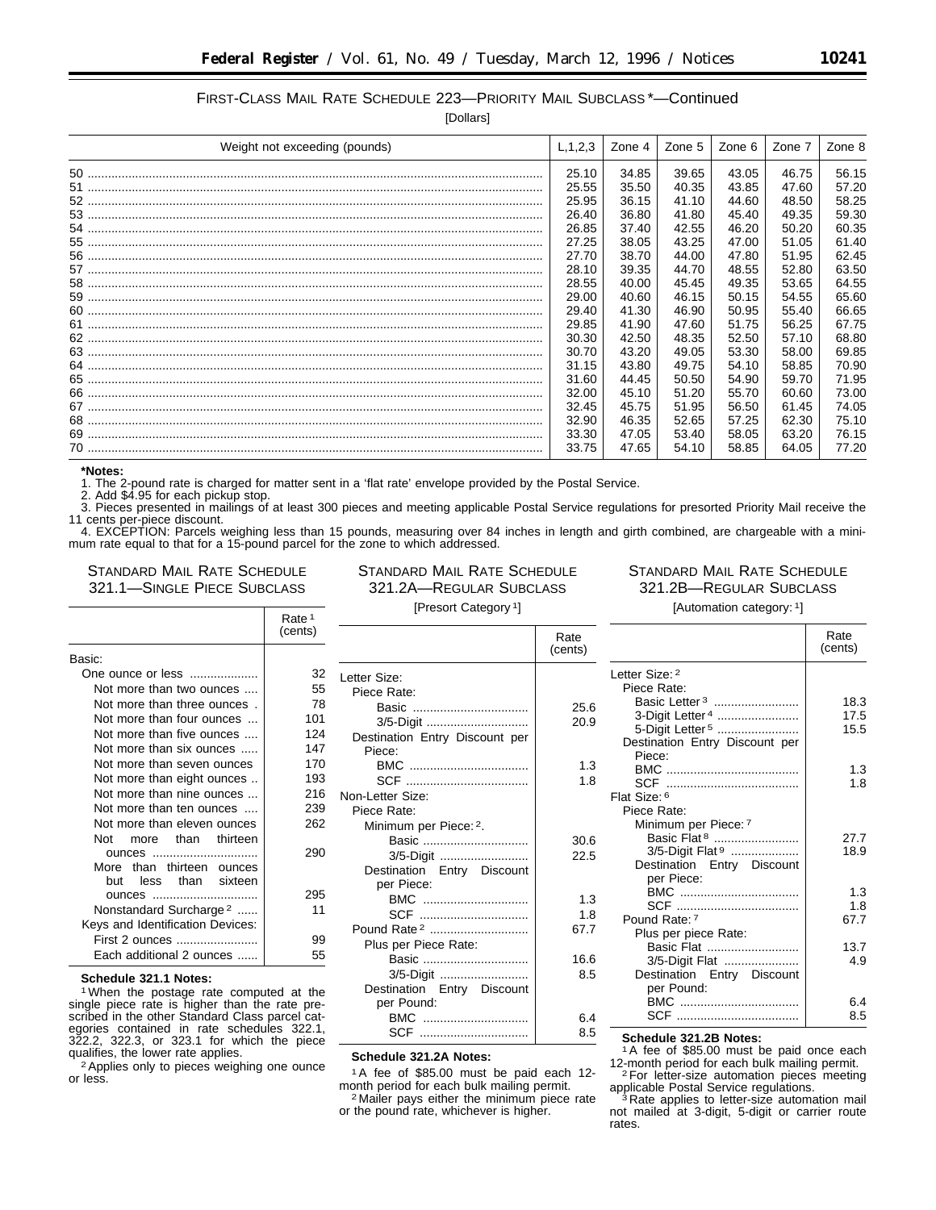FIRST-CLASS MAIL RATE SCHEDULE 223—PRIORITY MAIL SUBCLASS *—Continued

[Dollars]

| Weight not exceeding (pounds) | L,1,2,3 | Zone 4 | Zone 5 | Zone 6 | Zone 7 | Zone 8 |
|---|---|---|---|---|---|---|
| 50 | 25.10 | 34.85 | 39.65 | 43.05 | 46.75 | 56.15 |
| 51 | 25.55 | 35.50 | 40.35 | 43.85 | 47.60 | 57.20 |
| 52 | 25.95 | 36.15 | 41.10 | 44.60 | 48.50 | 58.25 |
| 53 | 26.40 | 36.80 | 41.80 | 45.40 | 49.35 | 59.30 |
| 54 | 26.85 | 37.40 | 42.55 | 46.20 | 50.20 | 60.35 |
| 55 | 27.25 | 38.05 | 43.25 | 47.00 | 51.05 | 61.40 |
| 56 | 27.70 | 38.70 | 44.00 | 47.80 | 51.95 | 62.45 |
| 57 | 28.10 | 39.35 | 44.70 | 48.55 | 52.80 | 63.50 |
| 58 | 28.55 | 40.00 | 45.45 | 49.35 | 53.65 | 64.55 |
| 59 | 29.00 | 40.60 | 46.15 | 50.15 | 54.55 | 65.60 |
| 60 | 29.40 | 41.30 | 46.90 | 50.95 | 55.40 | 66.65 |
| 61 | 29.85 | 41.90 | 47.60 | 51.75 | 56.25 | 67.75 |
| 62 | 30.30 | 42.50 | 48.35 | 52.50 | 57.10 | 68.80 |
| 63 | 30.70 | 43.20 | 49.05 | 53.30 | 58.00 | 69.85 |
| 64 | 31.15 | 43.80 | 49.75 | 54.10 | 58.85 | 70.90 |
| 65 | 31.60 | 44.45 | 50.50 | 54.90 | 59.70 | 71.95 |
| 66 | 32.00 | 45.10 | 51.20 | 55.70 | 60.60 | 73.00 |
| 67 | 32.45 | 45.75 | 51.95 | 56.50 | 61.45 | 74.05 |
| 68 | 32.90 | 46.35 | 52.65 | 57.25 | 62.30 | 75.10 |
| 69 | 33.30 | 47.05 | 53.40 | 58.05 | 63.20 | 76.15 |
| 70 | 33.75 | 47.65 | 54.10 | 58.85 | 64.05 | 77.20 |

**\*Notes:**

1. The 2-pound rate is charged for matter sent in a 'flat rate' envelope provided by the Postal Service.
2. Add $4.95 for each pickup stop.
3. Pieces presented in mailings of at least 300 pieces and meeting applicable Postal Service regulations for presorted Priority Mail receive the 11 cents per-piece discount.
4. EXCEPTION: Parcels weighing less than 15 pounds, measuring over 84 inches in length and girth combined, are chargeable with a minimum rate equal to that for a 15-pound parcel for the zone to which addressed.

STANDARD MAIL RATE SCHEDULE 321.1—SINGLE PIECE SUBCLASS

| | Rate [1] (cents) |
|---|---|
| Basic: | |
| One ounce or less | 32 |
| Not more than two ounces | 55 |
| Not more than three ounces | 78 |
| Not more than four ounces | 101 |
| Not more than five ounces | 124 |
| Not more than six ounces | 147 |
| Not more than seven ounces | 170 |
| Not more than eight ounces | 193 |
| Not more than nine ounces | 216 |
| Not more than ten ounces | 239 |
| Not more than eleven ounces | 262 |
| Not more than thirteen ounces | 290 |
| More than thirteen ounces but less than sixteen ounces | 295 |
| Nonstandard Surcharge [2] | 11 |
| Keys and Identification Devices: | |
| First 2 ounces | 99 |
| Each additional 2 ounces | 55 |

**Schedule 321.1 Notes:**

[1] When the postage rate computed at the single piece rate is higher than the rate prescribed in the other Standard Class parcel categories contained in rate schedules 322.1, 322.2, 322.3, or 323.1 for which the piece qualifies, the lower rate applies.

[2] Applies only to pieces weighing one ounce or less.

STANDARD MAIL RATE SCHEDULE 321.2A—REGULAR SUBCLASS

[Presort Category [1]]

| | Rate (cents) |
|---|---|
| Letter Size: | |
| Piece Rate: | |
| Basic | 25.6 |
| 3/5-Digit | 20.9 |
| Destination Entry Discount per Piece: | |
| BMC | 1.3 |
| SCF | 1.8 |
| Non-Letter Size: | |
| Piece Rate: | |
| Minimum per Piece: [2]. | |
| Basic | 30.6 |
| 3/5-Digit | 22.5 |
| Destination Entry Discount per Piece: | |
| BMC | 1.3 |
| SCF | 1.8 |
| Pound Rate [2] | 67.7 |
| Plus per Piece Rate: | |
| Basic | 16.6 |
| 3/5-Digit | 8.5 |
| Destination Entry Discount per Pound: | |
| BMC | 6.4 |
| SCF | 8.5 |

**Schedule 321.2A Notes:**

[1] A fee of $85.00 must be paid each 12-month period for each bulk mailing permit.

[2] Mailer pays either the minimum piece rate or the pound rate, whichever is higher.

STANDARD MAIL RATE SCHEDULE 321.2B—REGULAR SUBCLASS

[Automation category: [1]]

| | Rate (cents) |
|---|---|
| Letter Size: [2] | |
| Piece Rate: | |
| Basic Letter [3] | 18.3 |
| 3-Digit Letter [4] | 17.5 |
| 5-Digit Letter [5] | 15.5 |
| Destination Entry Discount per Piece: | |
| BMC | 1.3 |
| SCF | 1.8 |
| Flat Size: [6] | |
| Piece Rate: | |
| Minimum per Piece: [7] | |
| Basic Flat [8] | 27.7 |
| 3/5-Digit Flat [9] | 18.9 |
| Destination Entry Discount per Piece: | |
| BMC | 1.3 |
| SCF | 1.8 |
| Pound Rate: [7] | 67.7 |
| Plus per piece Rate: | |
| Basic Flat | 13.7 |
| 3/5-Digit Flat | 4.9 |
| Destination Entry Discount per Pound: | |
| BMC | 6.4 |
| SCF | 8.5 |

**Schedule 321.2B Notes:**

[1] A fee of $85.00 must be paid once each 12-month period for each bulk mailing permit.

[2] For letter-size automation pieces meeting applicable Postal Service regulations.

[3] Rate applies to letter-size automation mail not mailed at 3-digit, 5-digit or carrier route rates.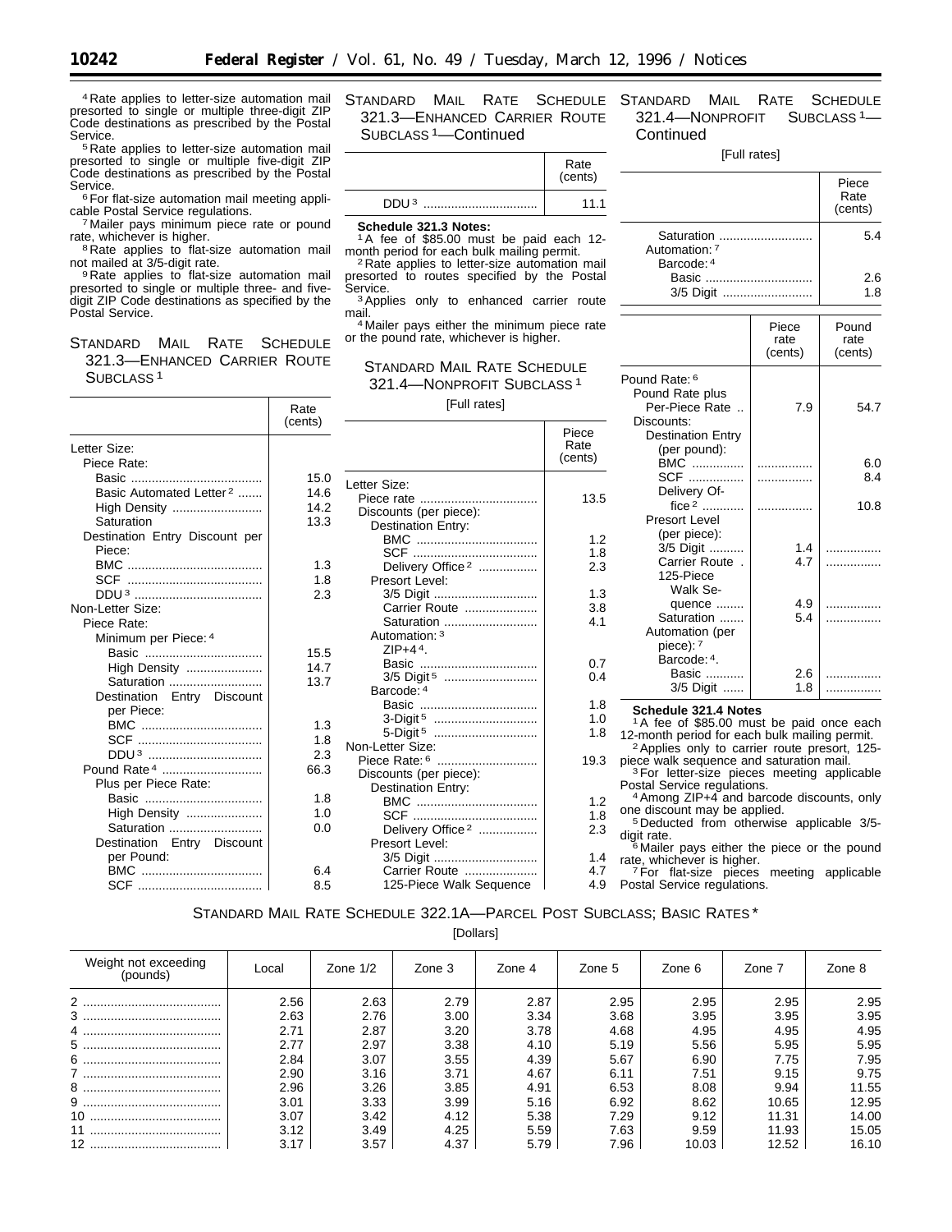[4] Rate applies to letter-size automation mail presorted to single or multiple three-digit ZIP Code destinations as prescribed by the Postal Service.

[5] Rate applies to letter-size automation mail presorted to single or multiple five-digit ZIP Code destinations as prescribed by the Postal Service.

[6] For flat-size automation mail meeting applicable Postal Service regulations.

[7] Mailer pays minimum piece rate or pound rate, whichever is higher.

[8] Rate applies to flat-size automation mail not mailed at 3/5-digit rate.

[9] Rate applies to flat-size automation mail presorted to single or multiple three- and five-digit ZIP Code destinations as specified by the Postal Service.

## STANDARD MAIL RATE SCHEDULE 321.3—ENHANCED CARRIER ROUTE SUBCLASS [1]

| | Rate (cents) |
|---|---|
| Letter Size: | |
| Piece Rate: | |
| Basic | 15.0 |
| Basic Automated Letter [2] | 14.6 |
| High Density | 14.2 |
| Saturation | 13.3 |
| Destination Entry Discount per Piece: | |
| BMC | 1.3 |
| SCF | 1.8 |
| DDU [3] | 2.3 |
| Non-Letter Size: | |
| Piece Rate: | |
| Minimum per Piece: [4] | |
| Basic | 15.5 |
| High Density | 14.7 |
| Saturation | 13.7 |
| Destination Entry Discount per Piece: | |
| BMC | 1.3 |
| SCF | 1.8 |
| DDU [3] | 2.3 |
| Pound Rate [4] | 66.3 |
| Plus per Piece Rate: | |
| Basic | 1.8 |
| High Density | 1.0 |
| Saturation | 0.0 |
| Destination Entry Discount per Pound: | |
| BMC | 6.4 |
| SCF | 8.5 |
| DDU [3] | 11.1 |

**Schedule 321.3 Notes:**

[1] A fee of $85.00 must be paid each 12-month period for each bulk mailing permit.

[2] Rate applies to letter-size automation mail presorted to routes specified by the Postal Service.

[3] Applies only to enhanced carrier route mail.

[4] Mailer pays either the minimum piece rate or the pound rate, whichever is higher.

## STANDARD MAIL RATE SCHEDULE 321.4—NONPROFIT SUBCLASS [1]

[Full rates]

| | Piece Rate (cents) |
|---|---|
| Letter Size: | |
| Piece rate | 13.5 |
| Discounts (per piece): | |
| Destination Entry: | |
| BMC | 1.2 |
| SCF | 1.8 |
| Delivery Office [2] | 2.3 |
| Presort Level: | |
| 3/5 Digit | 1.3 |
| Carrier Route | 3.8 |
| Saturation | 4.1 |
| Automation: [3] | |
| ZIP+4 [4]. | |
| Basic | 0.7 |
| 3/5 Digit [5] | 0.4 |
| Barcode: [4] | |
| Basic | 1.8 |
| 3-Digit [5] | 1.0 |
| 5-Digit [5] | 1.8 |
| Non-Letter Size: | |
| Piece Rate: [6] | 19.3 |
| Discounts (per piece): | |
| Destination Entry: | |
| BMC | 1.2 |
| SCF | 1.8 |
| Delivery Office [2] | 2.3 |
| Presort Level: | |
| 3/5 Digit | 1.4 |
| Carrier Route | 4.7 |
| 125-Piece Walk Sequence | 4.9 |
| Saturation | 5.4 |
| Automation: [7] | |
| Barcode: [4] | |
| Basic | 2.6 |
| 3/5 Digit | 1.8 |

| | Piece rate (cents) | Pound rate (cents) |
|---|---|---|
| Pound Rate: [6] | | |
| Pound Rate plus Per-Piece Rate .. | 7.9 | 54.7 |
| Discounts: | | |
| Destination Entry (per pound): | | |
| BMC | ................ | 6.0 |
| SCF | ................ | 8.4 |
| Delivery Office [2] | ................ | 10.8 |
| Presort Level (per piece): | | |
| 3/5 Digit | 1.4 | ................ |
| Carrier Route . | 4.7 | ................ |
| 125-Piece Walk Sequence | 4.9 | ................ |
| Saturation | 5.4 | ................ |
| Automation (per piece): [7] | | |
| Barcode: [4]. | | |
| Basic | 2.6 | ................ |
| 3/5 Digit | 1.8 | ................ |

**Schedule 321.4 Notes**

[1] A fee of $85.00 must be paid once each 12-month period for each bulk mailing permit.

[2] Applies only to carrier route presort, 125-piece walk sequence and saturation mail.

[3] For letter-size pieces meeting applicable Postal Service regulations.

[4] Among ZIP+4 and barcode discounts, only one discount may be applied.

[5] Deducted from otherwise applicable 3/5-digit rate.

[6] Mailer pays either the piece or the pound rate, whichever is higher.

[7] For flat-size pieces meeting applicable Postal Service regulations.

## STANDARD MAIL RATE SCHEDULE 322.1A—PARCEL POST SUBCLASS; BASIC RATES *

[Dollars]

| Weight not exceeding (pounds) | Local | Zone 1/2 | Zone 3 | Zone 4 | Zone 5 | Zone 6 | Zone 7 | Zone 8 |
|---|---|---|---|---|---|---|---|---|
| 2 | 2.56 | 2.63 | 2.79 | 2.87 | 2.95 | 2.95 | 2.95 | 2.95 |
| 3 | 2.63 | 2.76 | 3.00 | 3.34 | 3.68 | 3.95 | 3.95 | 3.95 |
| 4 | 2.71 | 2.87 | 3.20 | 3.78 | 4.68 | 4.95 | 4.95 | 4.95 |
| 5 | 2.77 | 2.97 | 3.38 | 4.10 | 5.19 | 5.56 | 5.95 | 5.95 |
| 6 | 2.84 | 3.07 | 3.55 | 4.39 | 5.67 | 6.90 | 7.75 | 7.95 |
| 7 | 2.90 | 3.16 | 3.71 | 4.67 | 6.11 | 7.51 | 9.15 | 9.75 |
| 8 | 2.96 | 3.26 | 3.85 | 4.91 | 6.53 | 8.08 | 9.94 | 11.55 |
| 9 | 3.01 | 3.33 | 3.99 | 5.16 | 6.92 | 8.62 | 10.65 | 12.95 |
| 10 | 3.07 | 3.42 | 4.12 | 5.38 | 7.29 | 9.12 | 11.31 | 14.00 |
| 11 | 3.12 | 3.49 | 4.25 | 5.59 | 7.63 | 9.59 | 11.93 | 15.05 |
| 12 | 3.17 | 3.57 | 4.37 | 5.79 | 7.96 | 10.03 | 12.52 | 16.10 |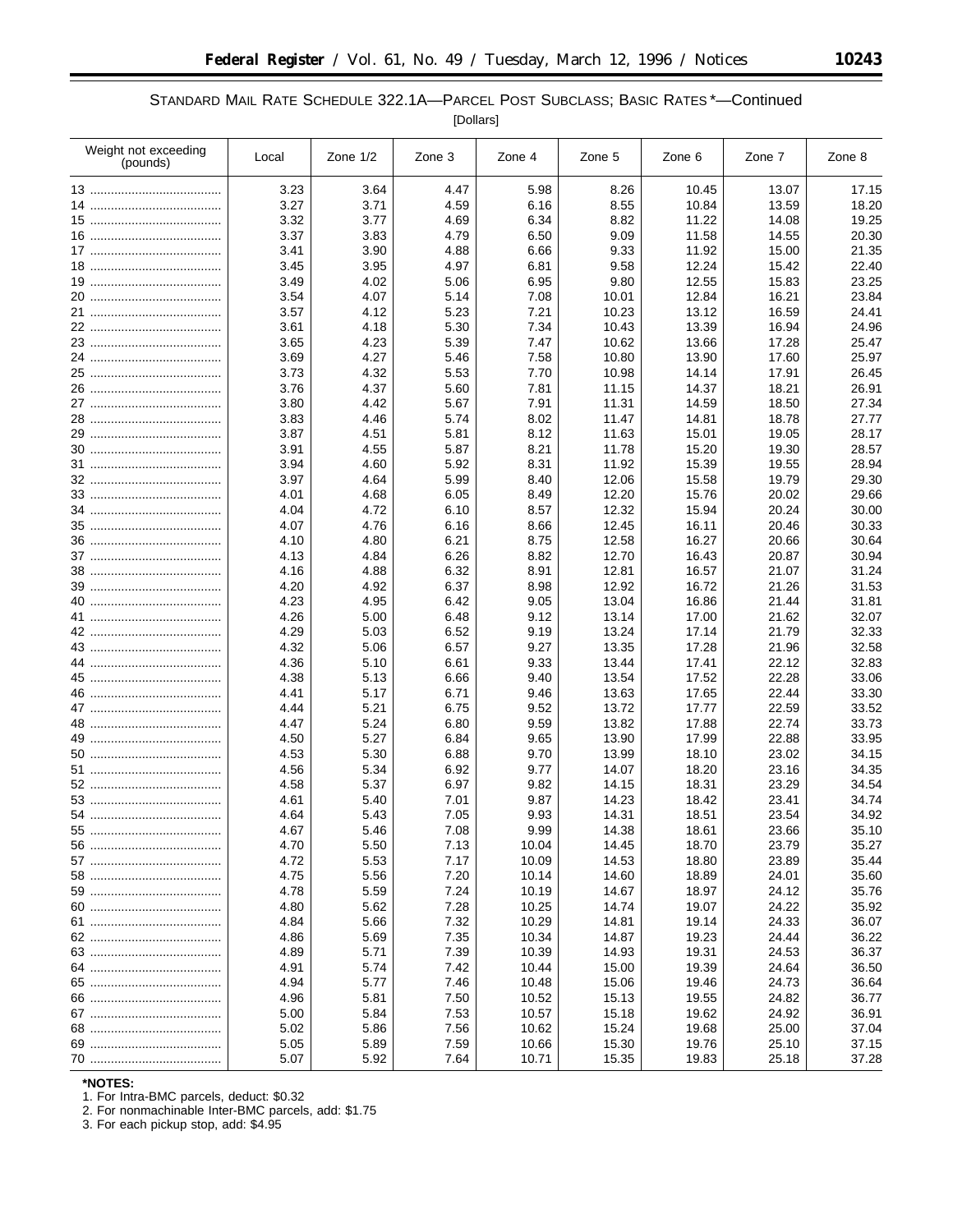STANDARD MAIL RATE SCHEDULE 322.1A—PARCEL POST SUBCLASS; BASIC RATES *—Continued

[Dollars]

| Weight not exceeding (pounds) | Local | Zone 1/2 | Zone 3 | Zone 4 | Zone 5 | Zone 6 | Zone 7 | Zone 8 |
|---|---|---|---|---|---|---|---|---|
| 13 | 3.23 | 3.64 | 4.47 | 5.98 | 8.26 | 10.45 | 13.07 | 17.15 |
| 14 | 3.27 | 3.71 | 4.59 | 6.16 | 8.55 | 10.84 | 13.59 | 18.20 |
| 15 | 3.32 | 3.77 | 4.69 | 6.34 | 8.82 | 11.22 | 14.08 | 19.25 |
| 16 | 3.37 | 3.83 | 4.79 | 6.50 | 9.09 | 11.58 | 14.55 | 20.30 |
| 17 | 3.41 | 3.90 | 4.88 | 6.66 | 9.33 | 11.92 | 15.00 | 21.35 |
| 18 | 3.45 | 3.95 | 4.97 | 6.81 | 9.58 | 12.24 | 15.42 | 22.40 |
| 19 | 3.49 | 4.02 | 5.06 | 6.95 | 9.80 | 12.55 | 15.83 | 23.25 |
| 20 | 3.54 | 4.07 | 5.14 | 7.08 | 10.01 | 12.84 | 16.21 | 23.84 |
| 21 | 3.57 | 4.12 | 5.23 | 7.21 | 10.23 | 13.12 | 16.59 | 24.41 |
| 22 | 3.61 | 4.18 | 5.30 | 7.34 | 10.43 | 13.39 | 16.94 | 24.96 |
| 23 | 3.65 | 4.23 | 5.39 | 7.47 | 10.62 | 13.66 | 17.28 | 25.47 |
| 24 | 3.69 | 4.27 | 5.46 | 7.58 | 10.80 | 13.90 | 17.60 | 25.97 |
| 25 | 3.73 | 4.32 | 5.53 | 7.70 | 10.98 | 14.14 | 17.91 | 26.45 |
| 26 | 3.76 | 4.37 | 5.60 | 7.81 | 11.15 | 14.37 | 18.21 | 26.91 |
| 27 | 3.80 | 4.42 | 5.67 | 7.91 | 11.31 | 14.59 | 18.50 | 27.34 |
| 28 | 3.83 | 4.46 | 5.74 | 8.02 | 11.47 | 14.81 | 18.78 | 27.77 |
| 29 | 3.87 | 4.51 | 5.81 | 8.12 | 11.63 | 15.01 | 19.05 | 28.17 |
| 30 | 3.91 | 4.55 | 5.87 | 8.21 | 11.78 | 15.20 | 19.30 | 28.57 |
| 31 | 3.94 | 4.60 | 5.92 | 8.31 | 11.92 | 15.39 | 19.55 | 28.94 |
| 32 | 3.97 | 4.64 | 5.99 | 8.40 | 12.06 | 15.58 | 19.79 | 29.30 |
| 33 | 4.01 | 4.68 | 6.05 | 8.49 | 12.20 | 15.76 | 20.02 | 29.66 |
| 34 | 4.04 | 4.72 | 6.10 | 8.57 | 12.32 | 15.94 | 20.24 | 30.00 |
| 35 | 4.07 | 4.76 | 6.16 | 8.66 | 12.45 | 16.11 | 20.46 | 30.33 |
| 36 | 4.10 | 4.80 | 6.21 | 8.75 | 12.58 | 16.27 | 20.66 | 30.64 |
| 37 | 4.13 | 4.84 | 6.26 | 8.82 | 12.70 | 16.43 | 20.87 | 30.94 |
| 38 | 4.16 | 4.88 | 6.32 | 8.91 | 12.81 | 16.57 | 21.07 | 31.24 |
| 39 | 4.20 | 4.92 | 6.37 | 8.98 | 12.92 | 16.72 | 21.26 | 31.53 |
| 40 | 4.23 | 4.95 | 6.42 | 9.05 | 13.04 | 16.86 | 21.44 | 31.81 |
| 41 | 4.26 | 5.00 | 6.48 | 9.12 | 13.14 | 17.00 | 21.62 | 32.07 |
| 42 | 4.29 | 5.03 | 6.52 | 9.19 | 13.24 | 17.14 | 21.79 | 32.33 |
| 43 | 4.32 | 5.06 | 6.57 | 9.27 | 13.35 | 17.28 | 21.96 | 32.58 |
| 44 | 4.36 | 5.10 | 6.61 | 9.33 | 13.44 | 17.41 | 22.12 | 32.83 |
| 45 | 4.38 | 5.13 | 6.66 | 9.40 | 13.54 | 17.52 | 22.28 | 33.06 |
| 46 | 4.41 | 5.17 | 6.71 | 9.46 | 13.63 | 17.65 | 22.44 | 33.30 |
| 47 | 4.44 | 5.21 | 6.75 | 9.52 | 13.72 | 17.77 | 22.59 | 33.52 |
| 48 | 4.47 | 5.24 | 6.80 | 9.59 | 13.82 | 17.88 | 22.74 | 33.73 |
| 49 | 4.50 | 5.27 | 6.84 | 9.65 | 13.90 | 17.99 | 22.88 | 33.95 |
| 50 | 4.53 | 5.30 | 6.88 | 9.70 | 13.99 | 18.10 | 23.02 | 34.15 |
| 51 | 4.56 | 5.34 | 6.92 | 9.77 | 14.07 | 18.20 | 23.16 | 34.35 |
| 52 | 4.58 | 5.37 | 6.97 | 9.82 | 14.15 | 18.31 | 23.29 | 34.54 |
| 53 | 4.61 | 5.40 | 7.01 | 9.87 | 14.23 | 18.42 | 23.41 | 34.74 |
| 54 | 4.64 | 5.43 | 7.05 | 9.93 | 14.31 | 18.51 | 23.54 | 34.92 |
| 55 | 4.67 | 5.46 | 7.08 | 9.99 | 14.38 | 18.61 | 23.66 | 35.10 |
| 56 | 4.70 | 5.50 | 7.13 | 10.04 | 14.45 | 18.70 | 23.79 | 35.27 |
| 57 | 4.72 | 5.53 | 7.17 | 10.09 | 14.53 | 18.80 | 23.89 | 35.44 |
| 58 | 4.75 | 5.56 | 7.20 | 10.14 | 14.60 | 18.89 | 24.01 | 35.60 |
| 59 | 4.78 | 5.59 | 7.24 | 10.19 | 14.67 | 18.97 | 24.12 | 35.76 |
| 60 | 4.80 | 5.62 | 7.28 | 10.25 | 14.74 | 19.07 | 24.22 | 35.92 |
| 61 | 4.84 | 5.66 | 7.32 | 10.29 | 14.81 | 19.14 | 24.33 | 36.07 |
| 62 | 4.86 | 5.69 | 7.35 | 10.34 | 14.87 | 19.23 | 24.44 | 36.22 |
| 63 | 4.89 | 5.71 | 7.39 | 10.39 | 14.93 | 19.31 | 24.53 | 36.37 |
| 64 | 4.91 | 5.74 | 7.42 | 10.44 | 15.00 | 19.39 | 24.64 | 36.50 |
| 65 | 4.94 | 5.77 | 7.46 | 10.48 | 15.06 | 19.46 | 24.73 | 36.64 |
| 66 | 4.96 | 5.81 | 7.50 | 10.52 | 15.13 | 19.55 | 24.82 | 36.77 |
| 67 | 5.00 | 5.84 | 7.53 | 10.57 | 15.18 | 19.62 | 24.92 | 36.91 |
| 68 | 5.02 | 5.86 | 7.56 | 10.62 | 15.24 | 19.68 | 25.00 | 37.04 |
| 69 | 5.05 | 5.89 | 7.59 | 10.66 | 15.30 | 19.76 | 25.10 | 37.15 |
| 70 | 5.07 | 5.92 | 7.64 | 10.71 | 15.35 | 19.83 | 25.18 | 37.28 |

**\*NOTES:**

1. For Intra-BMC parcels, deduct: $0.32
2. For nonmachinable Inter-BMC parcels, add: $1.75
3. For each pickup stop, add: $4.95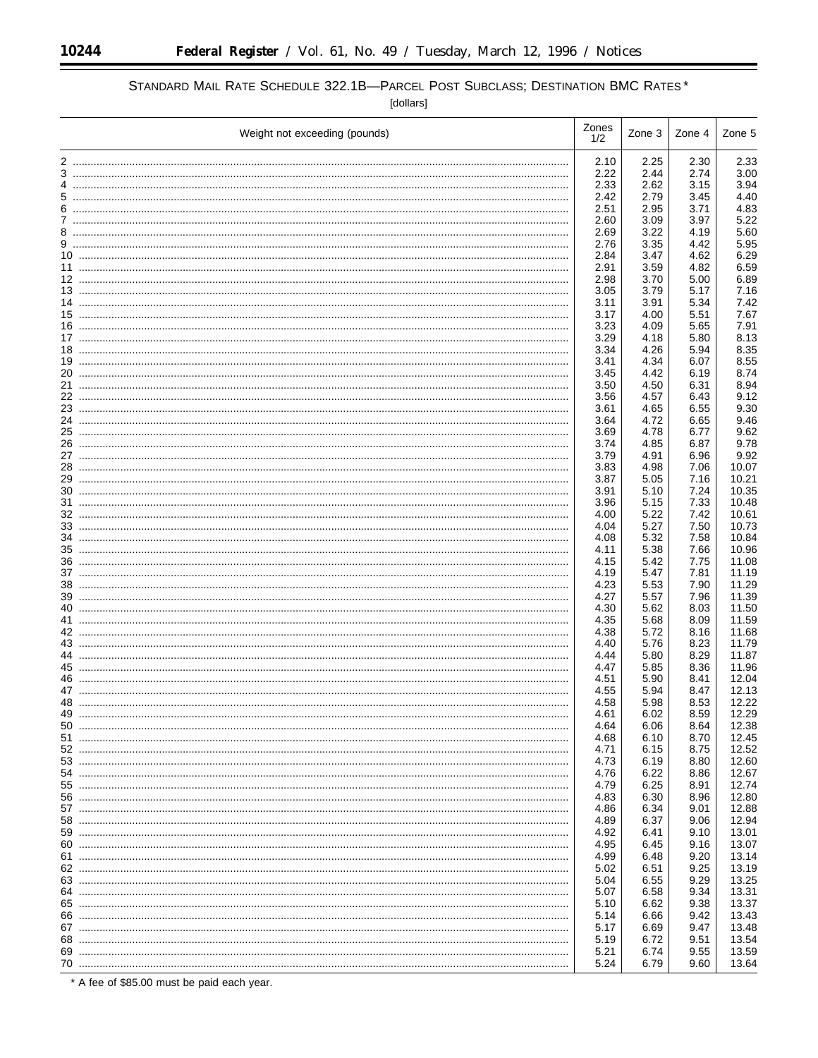STANDARD MAIL RATE SCHEDULE 322.1B—PARCEL POST SUBCLASS; DESTINATION BMC RATES *

[dollars]

| Weight not exceeding (pounds) | Zones 1/2 | Zone 3 | Zone 4 | Zone 5 |
|---|---|---|---|---|
| 2 | 2.10 | 2.25 | 2.30 | 2.33 |
| 3 | 2.22 | 2.44 | 2.74 | 3.00 |
| 4 | 2.33 | 2.62 | 3.15 | 3.94 |
| 5 | 2.42 | 2.79 | 3.45 | 4.40 |
| 6 | 2.51 | 2.95 | 3.71 | 4.83 |
| 7 | 2.60 | 3.09 | 3.97 | 5.22 |
| 8 | 2.69 | 3.22 | 4.19 | 5.60 |
| 9 | 2.76 | 3.35 | 4.42 | 5.95 |
| 10 | 2.84 | 3.47 | 4.62 | 6.29 |
| 11 | 2.91 | 3.59 | 4.82 | 6.59 |
| 12 | 2.98 | 3.70 | 5.00 | 6.89 |
| 13 | 3.05 | 3.79 | 5.17 | 7.16 |
| 14 | 3.11 | 3.91 | 5.34 | 7.42 |
| 15 | 3.17 | 4.00 | 5.51 | 7.67 |
| 16 | 3.23 | 4.09 | 5.65 | 7.91 |
| 17 | 3.29 | 4.18 | 5.80 | 8.13 |
| 18 | 3.34 | 4.26 | 5.94 | 8.35 |
| 19 | 3.41 | 4.34 | 6.07 | 8.55 |
| 20 | 3.45 | 4.42 | 6.19 | 8.74 |
| 21 | 3.50 | 4.50 | 6.31 | 8.94 |
| 22 | 3.56 | 4.57 | 6.43 | 9.12 |
| 23 | 3.61 | 4.65 | 6.55 | 9.30 |
| 24 | 3.64 | 4.72 | 6.65 | 9.46 |
| 25 | 3.69 | 4.78 | 6.77 | 9.62 |
| 26 | 3.74 | 4.85 | 6.87 | 9.78 |
| 27 | 3.79 | 4.91 | 6.96 | 9.92 |
| 28 | 3.83 | 4.98 | 7.06 | 10.07 |
| 29 | 3.87 | 5.05 | 7.16 | 10.21 |
| 30 | 3.91 | 5.10 | 7.24 | 10.35 |
| 31 | 3.96 | 5.15 | 7.33 | 10.48 |
| 32 | 4.00 | 5.22 | 7.42 | 10.61 |
| 33 | 4.04 | 5.27 | 7.50 | 10.73 |
| 34 | 4.08 | 5.32 | 7.58 | 10.84 |
| 35 | 4.11 | 5.38 | 7.66 | 10.96 |
| 36 | 4.15 | 5.42 | 7.75 | 11.08 |
| 37 | 4.19 | 5.47 | 7.81 | 11.19 |
| 38 | 4.23 | 5.53 | 7.90 | 11.29 |
| 39 | 4.27 | 5.57 | 7.96 | 11.39 |
| 40 | 4.30 | 5.62 | 8.03 | 11.50 |
| 41 | 4.35 | 5.68 | 8.09 | 11.59 |
| 42 | 4.38 | 5.72 | 8.16 | 11.68 |
| 43 | 4.40 | 5.76 | 8.23 | 11.79 |
| 44 | 4.44 | 5.80 | 8.29 | 11.87 |
| 45 | 4.47 | 5.85 | 8.36 | 11.96 |
| 46 | 4.51 | 5.90 | 8.41 | 12.04 |
| 47 | 4.55 | 5.94 | 8.47 | 12.13 |
| 48 | 4.58 | 5.98 | 8.53 | 12.22 |
| 49 | 4.61 | 6.02 | 8.59 | 12.29 |
| 50 | 4.64 | 6.06 | 8.64 | 12.38 |
| 51 | 4.68 | 6.10 | 8.70 | 12.45 |
| 52 | 4.71 | 6.15 | 8.75 | 12.52 |
| 53 | 4.73 | 6.19 | 8.80 | 12.60 |
| 54 | 4.76 | 6.22 | 8.86 | 12.67 |
| 55 | 4.79 | 6.25 | 8.91 | 12.74 |
| 56 | 4.83 | 6.30 | 8.96 | 12.80 |
| 57 | 4.86 | 6.34 | 9.01 | 12.88 |
| 58 | 4.89 | 6.37 | 9.06 | 12.94 |
| 59 | 4.92 | 6.41 | 9.10 | 13.01 |
| 60 | 4.95 | 6.45 | 9.16 | 13.07 |
| 61 | 4.99 | 6.48 | 9.20 | 13.14 |
| 62 | 5.02 | 6.51 | 9.25 | 13.19 |
| 63 | 5.04 | 6.55 | 9.29 | 13.25 |
| 64 | 5.07 | 6.58 | 9.34 | 13.31 |
| 65 | 5.10 | 6.62 | 9.38 | 13.37 |
| 66 | 5.14 | 6.66 | 9.42 | 13.43 |
| 67 | 5.17 | 6.69 | 9.47 | 13.48 |
| 68 | 5.19 | 6.72 | 9.51 | 13.54 |
| 69 | 5.21 | 6.74 | 9.55 | 13.59 |
| 70 | 5.24 | 6.79 | 9.60 | 13.64 |

* A fee of $85.00 must be paid each year.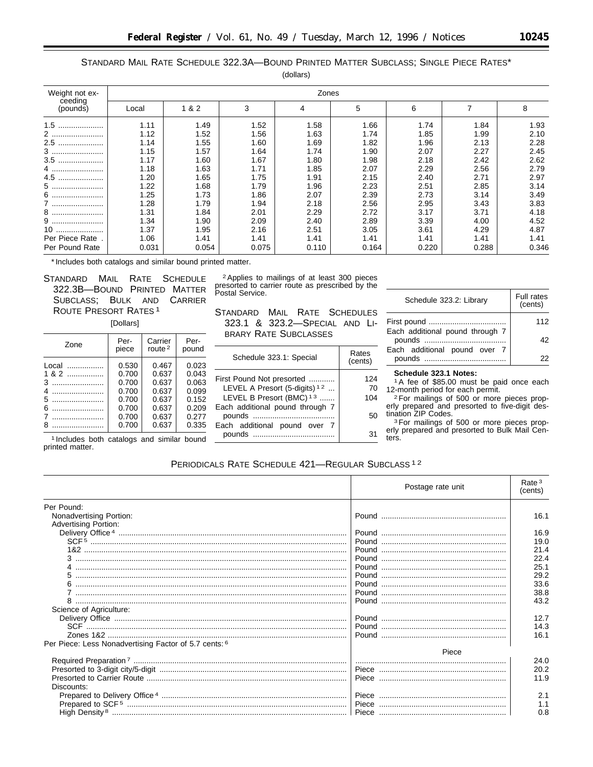STANDARD MAIL RATE SCHEDULE 322.3A—BOUND PRINTED MATTER SUBCLASS; SINGLE PIECE RATES*

(dollars)

| Weight not exceeding (pounds) | Zones | | | | | | | |
|---|---|---|---|---|---|---|---|---|
| | Local | 1 & 2 | 3 | 4 | 5 | 6 | 7 | 8 |
| 1.5 | 1.11 | 1.49 | 1.52 | 1.58 | 1.66 | 1.74 | 1.84 | 1.93 |
| 2 | 1.12 | 1.52 | 1.56 | 1.63 | 1.74 | 1.85 | 1.99 | 2.10 |
| 2.5 | 1.14 | 1.55 | 1.60 | 1.69 | 1.82 | 1.96 | 2.13 | 2.28 |
| 3 | 1.15 | 1.57 | 1.64 | 1.74 | 1.90 | 2.07 | 2.27 | 2.45 |
| 3.5 | 1.17 | 1.60 | 1.67 | 1.80 | 1.98 | 2.18 | 2.42 | 2.62 |
| 4 | 1.18 | 1.63 | 1.71 | 1.85 | 2.07 | 2.29 | 2.56 | 2.79 |
| 4.5 | 1.20 | 1.65 | 1.75 | 1.91 | 2.15 | 2.40 | 2.71 | 2.97 |
| 5 | 1.22 | 1.68 | 1.79 | 1.96 | 2.23 | 2.51 | 2.85 | 3.14 |
| 6 | 1.25 | 1.73 | 1.86 | 2.07 | 2.39 | 2.73 | 3.14 | 3.49 |
| 7 | 1.28 | 1.79 | 1.94 | 2.18 | 2.56 | 2.95 | 3.43 | 3.83 |
| 8 | 1.31 | 1.84 | 2.01 | 2.29 | 2.72 | 3.17 | 3.71 | 4.18 |
| 9 | 1.34 | 1.90 | 2.09 | 2.40 | 2.89 | 3.39 | 4.00 | 4.52 |
| 10 | 1.37 | 1.95 | 2.16 | 2.51 | 3.05 | 3.61 | 4.29 | 4.87 |
| Per Piece Rate | 1.06 | 1.41 | 1.41 | 1.41 | 1.41 | 1.41 | 1.41 | 1.41 |
| Per Pound Rate | 0.031 | 0.054 | 0.075 | 0.110 | 0.164 | 0.220 | 0.288 | 0.346 |

* Includes both catalogs and similar bound printed matter.

STANDARD MAIL RATE SCHEDULE 322.3B—BOUND PRINTED MATTER SUBCLASS; BULK AND CARRIER ROUTE PRESORT RATES [1]

[Dollars]

| Zone | Per-piece | Carrier route [2] | Per-pound |
|---|---|---|---|
| Local | 0.530 | 0.467 | 0.023 |
| 1 & 2 | 0.700 | 0.637 | 0.043 |
| 3 | 0.700 | 0.637 | 0.063 |
| 4 | 0.700 | 0.637 | 0.099 |
| 5 | 0.700 | 0.637 | 0.152 |
| 6 | 0.700 | 0.637 | 0.209 |
| 7 | 0.700 | 0.637 | 0.277 |
| 8 | 0.700 | 0.637 | 0.335 |

[1] Includes both catalogs and similar bound printed matter.

[2] Applies to mailings of at least 300 pieces presorted to carrier route as prescribed by the Postal Service.

STANDARD MAIL RATE SCHEDULES 323.1 & 323.2—SPECIAL AND LIBRARY RATE SUBCLASSES

| Schedule 323.1: Special | Rates (cents) |
|---|---|
| First Pound Not presorted | 124 |
| LEVEL A Presort (5-digits) [1 2] | 70 |
| LEVEL B Presort (BMC) [1 3] | 104 |
| Each additional pound through 7 pounds | 50 |
| Each additional pound over 7 pounds | 31 |

| Schedule 323.2: Library | Full rates (cents) |
|---|---|
| First pound | 112 |
| Each additional pound through 7 pounds | 42 |
| Each additional pound over 7 pounds | 22 |

**Schedule 323.1 Notes:**

[1] A fee of $85.00 must be paid once each 12-month period for each permit.

[2] For mailings of 500 or more pieces properly prepared and presorted to five-digit destination ZIP Codes.

[3] For mailings of 500 or more pieces properly prepared and presorted to Bulk Mail Centers.

PERIODICALS RATE SCHEDULE 421—REGULAR SUBCLASS [1 2]

| | Postage rate unit | Rate [3] (cents) |
|---|---|---|
| Per Pound: | | |
| Nonadvertising Portion: | Pound | 16.1 |
| Advertising Portion: | | |
| Delivery Office [4] | Pound | 16.9 |
| SCF [5] | Pound | 19.0 |
| 1&2 | Pound | 21.4 |
| 3 | Pound | 22.4 |
| 4 | Pound | 25.1 |
| 5 | Pound | 29.2 |
| 6 | Pound | 33.6 |
| 7 | Pound | 38.8 |
| 8 | Pound | 43.2 |
| Science of Agriculture: | | |
| Delivery Office | Pound | 12.7 |
| SCF | Pound | 14.3 |
| Zones 1&2 | Pound | 16.1 |
| Per Piece: Less Nonadvertising Factor of 5.7 cents: [6] | Piece | |
| Required Preparation [7] | | 24.0 |
| Presorted to 3-digit city/5-digit | Piece | 20.2 |
| Presorted to Carrier Route | Piece | 11.9 |
| Discounts: | | |
| Prepared to Delivery Office [4] | Piece | 2.1 |
| Prepared to SCF [5] | Piece | 1.1 |
| High Density [8] | Piece | 0.8 |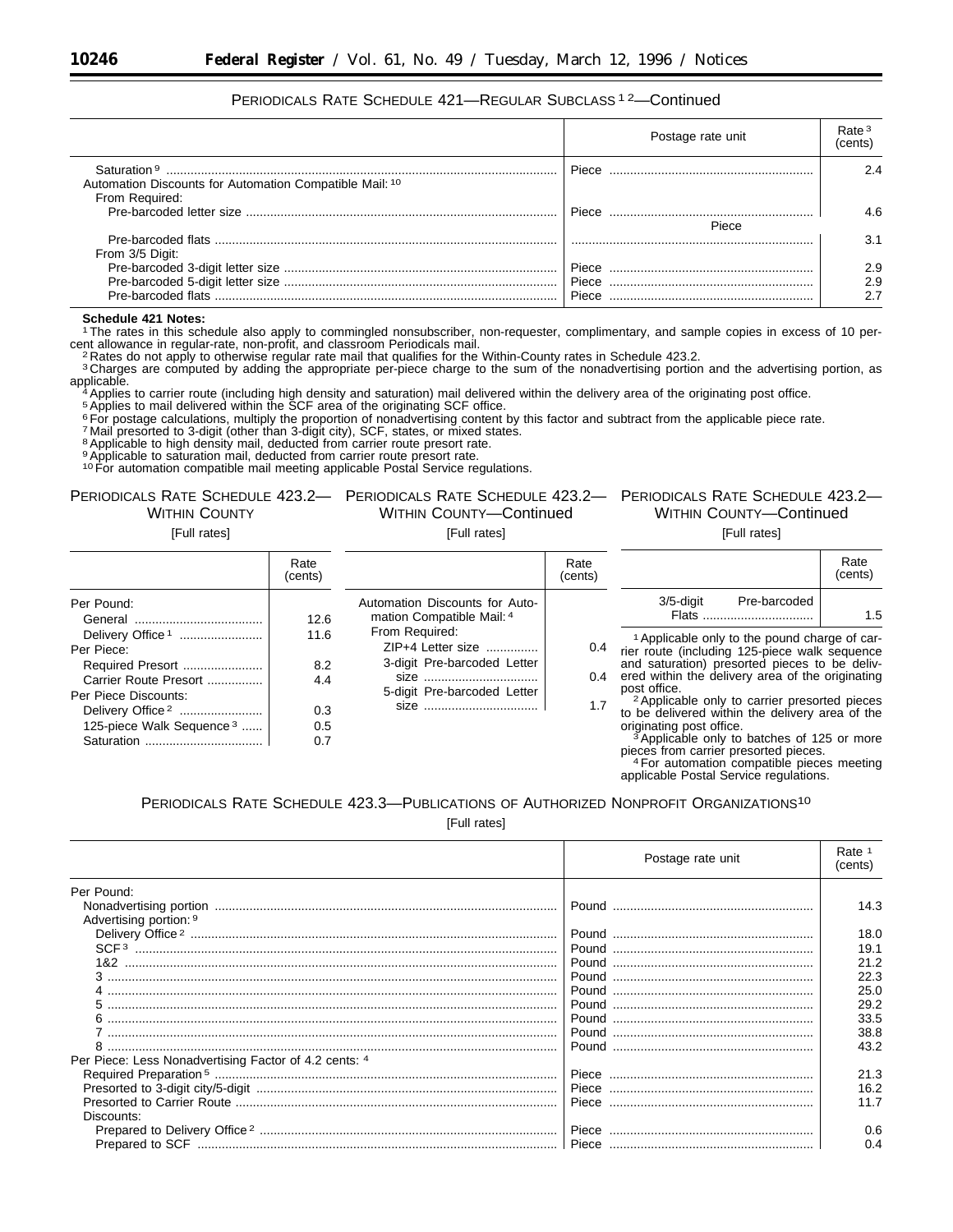## PERIODICALS RATE SCHEDULE 421—REGULAR SUBCLASS [1] [2]—Continued

| | Postage rate unit | Rate [3] (cents) |
|---|---|---|
| Saturation [9] | Piece | 2.4 |
| Automation Discounts for Automation Compatible Mail: [10] | | |
| From Required: | | |
| Pre-barcoded letter size | Piece | 4.6 |
| Pre-barcoded flats | Piece | 3.1 |
| From 3/5 Digit: | | |
| Pre-barcoded 3-digit letter size | Piece | 2.9 |
| Pre-barcoded 5-digit letter size | Piece | 2.9 |
| Pre-barcoded flats | Piece | 2.7 |

**Schedule 421 Notes:**

[1] The rates in this schedule also apply to commingled nonsubscriber, non-requester, complimentary, and sample copies in excess of 10 percent allowance in regular-rate, non-profit, and classroom Periodicals mail.

[2] Rates do not apply to otherwise regular rate mail that qualifies for the Within-County rates in Schedule 423.2.

[3] Charges are computed by adding the appropriate per-piece charge to the sum of the nonadvertising portion and the advertising portion, as applicable.

[4] Applies to carrier route (including high density and saturation) mail delivered within the delivery area of the originating post office.

[5] Applies to mail delivered within the SCF area of the originating SCF office.

[6] For postage calculations, multiply the proportion of nonadvertising content by this factor and subtract from the applicable piece rate.

[7] Mail presorted to 3-digit (other than 3-digit city), SCF, states, or mixed states.

[8] Applicable to high density mail, deducted from carrier route presort rate.

[9] Applicable to saturation mail, deducted from carrier route presort rate.

[10] For automation compatible mail meeting applicable Postal Service regulations.

## PERIODICALS RATE SCHEDULE 423.2—WITHIN COUNTY

[Full rates]

| | Rate (cents) |
|---|---|
| Per Pound: | |
| General | 12.6 |
| Delivery Office [1] | 11.6 |
| Per Piece: | |
| Required Presort | 8.2 |
| Carrier Route Presort | 4.4 |
| Per Piece Discounts: | |
| Delivery Office [2] | 0.3 |
| 125-piece Walk Sequence [3] | 0.5 |
| Saturation | 0.7 |
| Automation Discounts for Automation Compatible Mail: [4] | |
| From Required: | |
| ZIP+4 Letter size | 0.4 |
| 3-digit Pre-barcoded Letter size | 0.4 |
| 5-digit Pre-barcoded Letter size | 1.7 |
| 3/5-digit Pre-barcoded Flats | 1.5 |

[1] Applicable only to the pound charge of carrier route (including 125-piece walk sequence and saturation) presorted pieces to be delivered within the delivery area of the originating post office.

[2] Applicable only to carrier presorted pieces to be delivered within the delivery area of the originating post office.

[3] Applicable only to batches of 125 or more pieces from carrier presorted pieces.

[4] For automation compatible pieces meeting applicable Postal Service regulations.

## PERIODICALS RATE SCHEDULE 423.3—PUBLICATIONS OF AUTHORIZED NONPROFIT ORGANIZATIONS[10]

[Full rates]

| | Postage rate unit | Rate [1] (cents) |
|---|---|---|
| Per Pound: | | |
| Nonadvertising portion | Pound | 14.3 |
| Advertising portion: [9] | | |
| Delivery Office [2] | Pound | 18.0 |
| SCF [3] | Pound | 19.1 |
| 1&2 | Pound | 21.2 |
| 3 | Pound | 22.3 |
| 4 | Pound | 25.0 |
| 5 | Pound | 29.2 |
| 6 | Pound | 33.5 |
| 7 | Pound | 38.8 |
| 8 | Pound | 43.2 |
| Per Piece: Less Nonadvertising Factor of 4.2 cents: [4] | | |
| Required Preparation [5] | Piece | 21.3 |
| Presorted to 3-digit city/5-digit | Piece | 16.2 |
| Presorted to Carrier Route | Piece | 11.7 |
| Discounts: | | |
| Prepared to Delivery Office [2] | Piece | 0.6 |
| Prepared to SCF | Piece | 0.4 |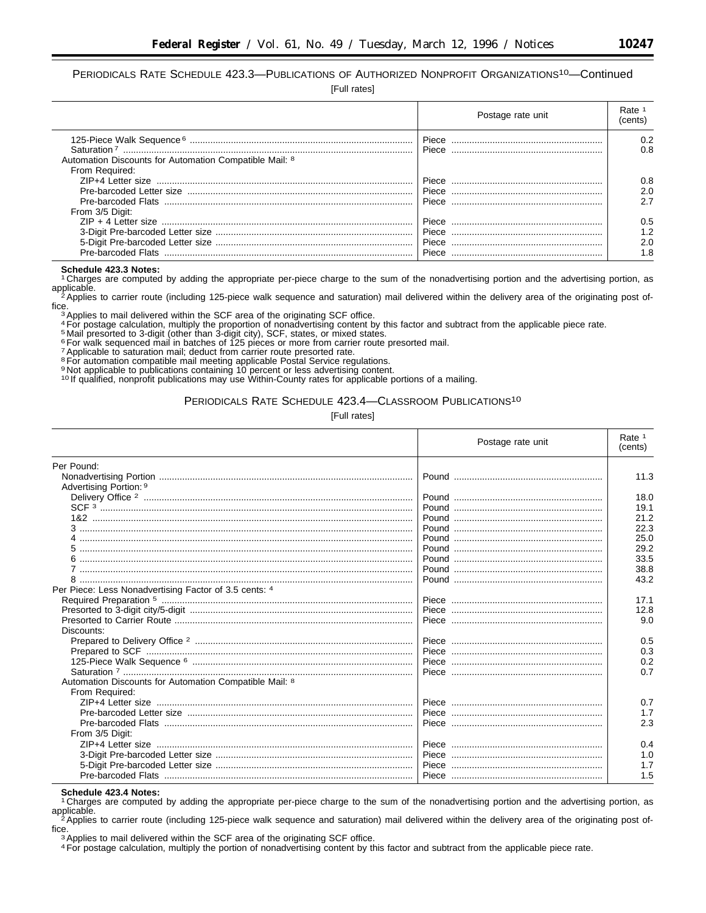PERIODICALS RATE SCHEDULE 423.3—PUBLICATIONS OF AUTHORIZED NONPROFIT ORGANIZATIONS[10]—Continued

[Full rates]

| | Postage rate unit | Rate [1] (cents) |
|---|---|---|
| 125-Piece Walk Sequence [6] | Piece | 0.2 |
| Saturation [7] | Piece | 0.8 |
| Automation Discounts for Automation Compatible Mail: [8] | | |
| From Required: | | |
| ZIP+4 Letter size | Piece | 0.8 |
| Pre-barcoded Letter size | Piece | 2.0 |
| Pre-barcoded Flats | Piece | 2.7 |
| From 3/5 Digit: | | |
| ZIP + 4 Letter size | Piece | 0.5 |
| 3-Digit Pre-barcoded Letter size | Piece | 1.2 |
| 5-Digit Pre-barcoded Letter size | Piece | 2.0 |
| Pre-barcoded Flats | Piece | 1.8 |

**Schedule 423.3 Notes:**

[1] Charges are computed by adding the appropriate per-piece charge to the sum of the nonadvertising portion and the advertising portion, as applicable.

[2] Applies to carrier route (including 125-piece walk sequence and saturation) mail delivered within the delivery area of the originating post office.

[3] Applies to mail delivered within the SCF area of the originating SCF office.

[4] For postage calculation, multiply the proportion of nonadvertising content by this factor and subtract from the applicable piece rate.

[5] Mail presorted to 3-digit (other than 3-digit city), SCF, states, or mixed states.

[6] For walk sequenced mail in batches of 125 pieces or more from carrier route presorted mail.

[7] Applicable to saturation mail; deduct from carrier route presorted rate.

[8] For automation compatible mail meeting applicable Postal Service regulations.

[9] Not applicable to publications containing 10 percent or less advertising content.

[10] If qualified, nonprofit publications may use Within-County rates for applicable portions of a mailing.

PERIODICALS RATE SCHEDULE 423.4—CLASSROOM PUBLICATIONS[10]

[Full rates]

| | Postage rate unit | Rate [1] (cents) |
|---|---|---|
| Per Pound: | | |
| Nonadvertising Portion | Pound | 11.3 |
| Advertising Portion: [9] | | |
| Delivery Office [2] | Pound | 18.0 |
| SCF [3] | Pound | 19.1 |
| 1&2 | Pound | 21.2 |
| 3 | Pound | 22.3 |
| 4 | Pound | 25.0 |
| 5 | Pound | 29.2 |
| 6 | Pound | 33.5 |
| 7 | Pound | 38.8 |
| 8 | Pound | 43.2 |
| Per Piece: Less Nonadvertising Factor of 3.5 cents: [4] | | |
| Required Preparation [5] | Piece | 17.1 |
| Presorted to 3-digit city/5-digit | Piece | 12.8 |
| Presorted to Carrier Route | Piece | 9.0 |
| Discounts: | | |
| Prepared to Delivery Office [2] | Piece | 0.5 |
| Prepared to SCF | Piece | 0.3 |
| 125-Piece Walk Sequence [6] | Piece | 0.2 |
| Saturation [7] | Piece | 0.7 |
| Automation Discounts for Automation Compatible Mail: [8] | | |
| From Required: | | |
| ZIP+4 Letter size | Piece | 0.7 |
| Pre-barcoded Letter size | Piece | 1.7 |
| Pre-barcoded Flats | Piece | 2.3 |
| From 3/5 Digit: | | |
| ZIP+4 Letter size | Piece | 0.4 |
| 3-Digit Pre-barcoded Letter size | Piece | 1.0 |
| 5-Digit Pre-barcoded Letter size | Piece | 1.7 |
| Pre-barcoded Flats | Piece | 1.5 |

**Schedule 423.4 Notes:**

[1] Charges are computed by adding the appropriate per-piece charge to the sum of the nonadvertising portion and the advertising portion, as applicable.

[2] Applies to carrier route (including 125-piece walk sequence and saturation) mail delivered within the delivery area of the originating post office.

[3] Applies to mail delivered within the SCF area of the originating SCF office.

[4] For postage calculation, multiply the portion of nonadvertising content by this factor and subtract from the applicable piece rate.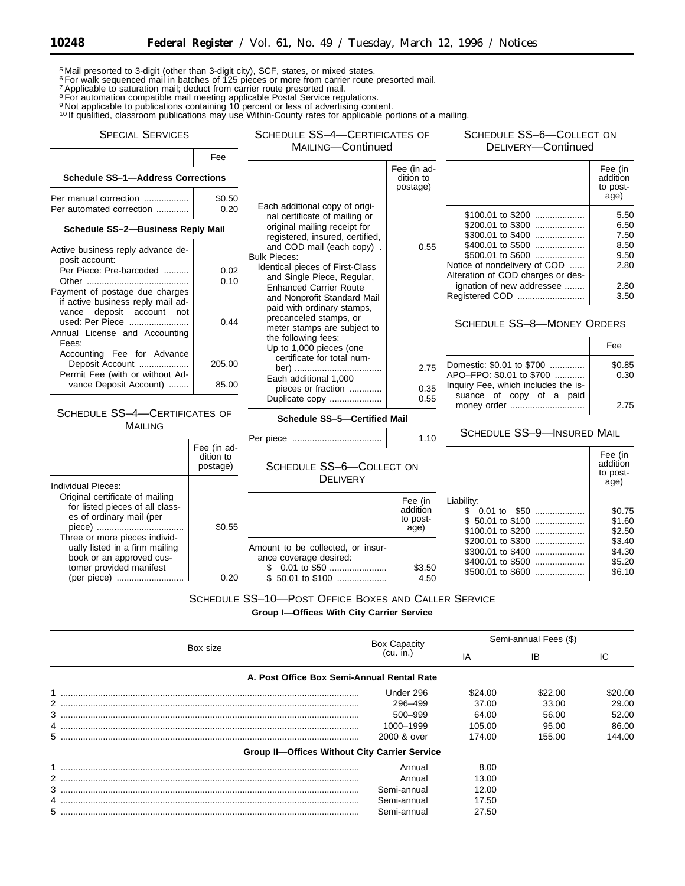[5] Mail presorted to 3-digit (other than 3-digit city), SCF, states, or mixed states.
[6] For walk sequenced mail in batches of 125 pieces or more from carrier route presorted mail.
[7] Applicable to saturation mail; deduct from carrier route presorted mail.
[8] For automation compatible mail meeting applicable Postal Service regulations.
[9] Not applicable to publications containing 10 percent or less of advertising content.
[10] If qualified, classroom publications may use Within-County rates for applicable portions of a mailing.

## Special Services

| | Fee |
|---|---|
| **Schedule SS–1—Address Corrections** | |
| Per manual correction | $0.50 |
| Per automated correction | 0.20 |
| **Schedule SS–2—Business Reply Mail** | |
| Active business reply advance deposit account: | |
| Per Piece: Pre-barcoded | 0.02 |
| Other | 0.10 |
| Payment of postage due charges if active business reply mail advance deposit account not used: Per Piece | 0.44 |
| Annual License and Accounting Fees: | |
| Accounting Fee for Advance Deposit Account | 205.00 |
| Permit Fee (with or without Advance Deposit Account) | 85.00 |

## Schedule SS–4—Certificates of Mailing

| | Fee (in addition to postage) |
|---|---|
| Individual Pieces: | |
| Original certificate of mailing for listed pieces of all classes of ordinary mail (per piece) | $0.55 |
| Three or more pieces individually listed in a firm mailing book or an approved customer provided manifest (per piece) | 0.20 |
| Each additional copy of original certificate of mailing or original mailing receipt for registered, insured, certified, and COD mail (each copy) | 0.55 |
| Bulk Pieces: | |
| Identical pieces of First-Class and Single Piece, Regular, Enhanced Carrier Route and Nonprofit Standard Mail paid with ordinary stamps, precanceled stamps, or meter stamps are subject to the following fees: | |
| Up to 1,000 pieces (one certificate for total number) | 2.75 |
| Each additional 1,000 pieces or fraction | 0.35 |
| Duplicate copy | 0.55 |

**Schedule SS–5—Certified Mail**

| | |
|---|---|
| Per piece | 1.10 |

## Schedule SS–6—Collect on Delivery

| | Fee (in addition to postage) |
|---|---|
| Amount to be collected, or insurance coverage desired: | |
| $ 0.01 to $50 | $3.50 |
| $ 50.01 to $100 | 4.50 |
| $100.01 to $200 | 5.50 |
| $200.01 to $300 | 6.50 |
| $300.01 to $400 | 7.50 |
| $400.01 to $500 | 8.50 |
| $500.01 to $600 | 9.50 |
| Notice of nondelivery of COD | 2.80 |
| Alteration of COD charges or designation of new addressee | 2.80 |
| Registered COD | 3.50 |

## Schedule SS–8—Money Orders

| | Fee |
|---|---|
| Domestic: $0.01 to $700 | $0.85 |
| APO–FPO: $0.01 to $700 | 0.30 |
| Inquiry Fee, which includes the issuance of copy of a paid money order | 2.75 |

## Schedule SS–9—Insured Mail

| | Fee (in addition to postage) |
|---|---|
| Liability: | |
| $ 0.01 to $50 | $0.75 |
| $ 50.01 to $100 | $1.60 |
| $100.01 to $200 | $2.50 |
| $200.01 to $300 | $3.40 |
| $300.01 to $400 | $4.30 |
| $400.01 to $500 | $5.20 |
| $500.01 to $600 | $6.10 |

## Schedule SS–10—Post Office Boxes and Caller Service

**Group I—Offices With City Carrier Service**

| Box size | Box Capacity (cu. in.) | Semi-annual Fees ($) | | |
|---|---|---|---|---|
| | | IA | IB | IC |
| **A. Post Office Box Semi-Annual Rental Rate** | | | | |
| 1 | Under 296 | $24.00 | $22.00 | $20.00 |
| 2 | 296–499 | 37.00 | 33.00 | 29.00 |
| 3 | 500–999 | 64.00 | 56.00 | 52.00 |
| 4 | 1000–1999 | 105.00 | 95.00 | 86.00 |
| 5 | 2000 & over | 174.00 | 155.00 | 144.00 |
| **Group II—Offices Without City Carrier Service** | | | | |
| 1 | Annual | 8.00 | | |
| 2 | Annual | 13.00 | | |
| 3 | Semi-annual | 12.00 | | |
| 4 | Semi-annual | 17.50 | | |
| 5 | Semi-annual | 27.50 | | |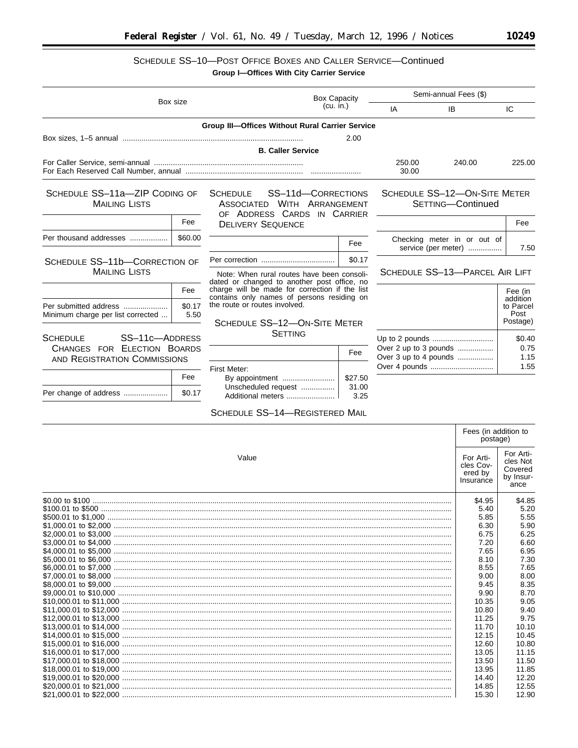## SCHEDULE SS–10—POST OFFICE BOXES AND CALLER SERVICE—Continued

**Group I—Offices With City Carrier Service**

| Box size | Box Capacity (cu. in.) | Semi-annual Fees ($) | | |
|---|---|---|---|---|
| | | IA | IB | IC |
| **Group III—Offices Without Rural Carrier Service** | | | | |
| Box sizes, 1–5 annual | 2.00 | | | |
| **B. Caller Service** | | | | |
| For Caller Service, semi-annual | | 250.00 | 240.00 | 225.00 |
| For Each Reserved Call Number, annual | | 30.00 | | |

## SCHEDULE SS–11a—ZIP CODING OF MAILING LISTS

| | Fee |
|---|---|
| Per thousand addresses | $60.00 |

## SCHEDULE SS–11b—CORRECTION OF MAILING LISTS

| | Fee |
|---|---|
| Per submitted address | $0.17 |
| Minimum charge per list corrected | 5.50 |

## SCHEDULE SS–11c—ADDRESS CHANGES FOR ELECTION BOARDS AND REGISTRATION COMMISSIONS

| | Fee |
|---|---|
| Per change of address | $0.17 |

## SCHEDULE SS–11d—CORRECTIONS ASSOCIATED WITH ARRANGEMENT OF ADDRESS CARDS IN CARRIER DELIVERY SEQUENCE

| | Fee |
|---|---|
| Per correction | $0.17 |

Note: When rural routes have been consolidated or changed to another post office, no charge will be made for correction if the list contains only names of persons residing on the route or routes involved.

## SCHEDULE SS–12—ON-SITE METER SETTING

| | Fee |
|---|---|
| First Meter: | |
| By appointment | $27.50 |
| Unscheduled request | 31.00 |
| Additional meters | 3.25 |
| Checking meter in or out of service (per meter) | 7.50 |

## SCHEDULE SS–13—PARCEL AIR LIFT

| | Fee (in addition to Parcel Post Postage) |
|---|---|
| Up to 2 pounds | $0.40 |
| Over 2 up to 3 pounds | 0.75 |
| Over 3 up to 4 pounds | 1.15 |
| Over 4 pounds | 1.55 |

## SCHEDULE SS–14—REGISTERED MAIL

| Value | Fees (in addition to postage) | |
|---|---|---|
| | For Articles Covered by Insurance | For Articles Not Covered by Insurance |
| $0.00 to $100 | $4.95 | $4.85 |
| $100.01 to $500 | 5.40 | 5.20 |
| $500.01 to $1,000 | 5.85 | 5.55 |
| $1,000.01 to $2,000 | 6.30 | 5.90 |
| $2,000.01 to $3,000 | 6.75 | 6.25 |
| $3,000.01 to $4,000 | 7.20 | 6.60 |
| $4,000.01 to $5,000 | 7.65 | 6.95 |
| $5,000.01 to $6,000 | 8.10 | 7.30 |
| $6,000.01 to $7,000 | 8.55 | 7.65 |
| $7,000.01 to $8,000 | 9.00 | 8.00 |
| $8,000.01 to $9,000 | 9.45 | 8.35 |
| $9,000.01 to $10,000 | 9.90 | 8.70 |
| $10,000.01 to $11,000 | 10.35 | 9.05 |
| $11,000.01 to $12,000 | 10.80 | 9.40 |
| $12,000.01 to $13,000 | 11.25 | 9.75 |
| $13,000.01 to $14,000 | 11.70 | 10.10 |
| $14,000.01 to $15,000 | 12.15 | 10.45 |
| $15,000.01 to $16,000 | 12.60 | 10.80 |
| $16,000.01 to $17,000 | 13.05 | 11.15 |
| $17,000.01 to $18,000 | 13.50 | 11.50 |
| $18,000.01 to $19,000 | 13.95 | 11.85 |
| $19,000.01 to $20,000 | 14.40 | 12.20 |
| $20,000.01 to $21,000 | 14.85 | 12.55 |
| $21,000.01 to $22,000 | 15.30 | 12.90 |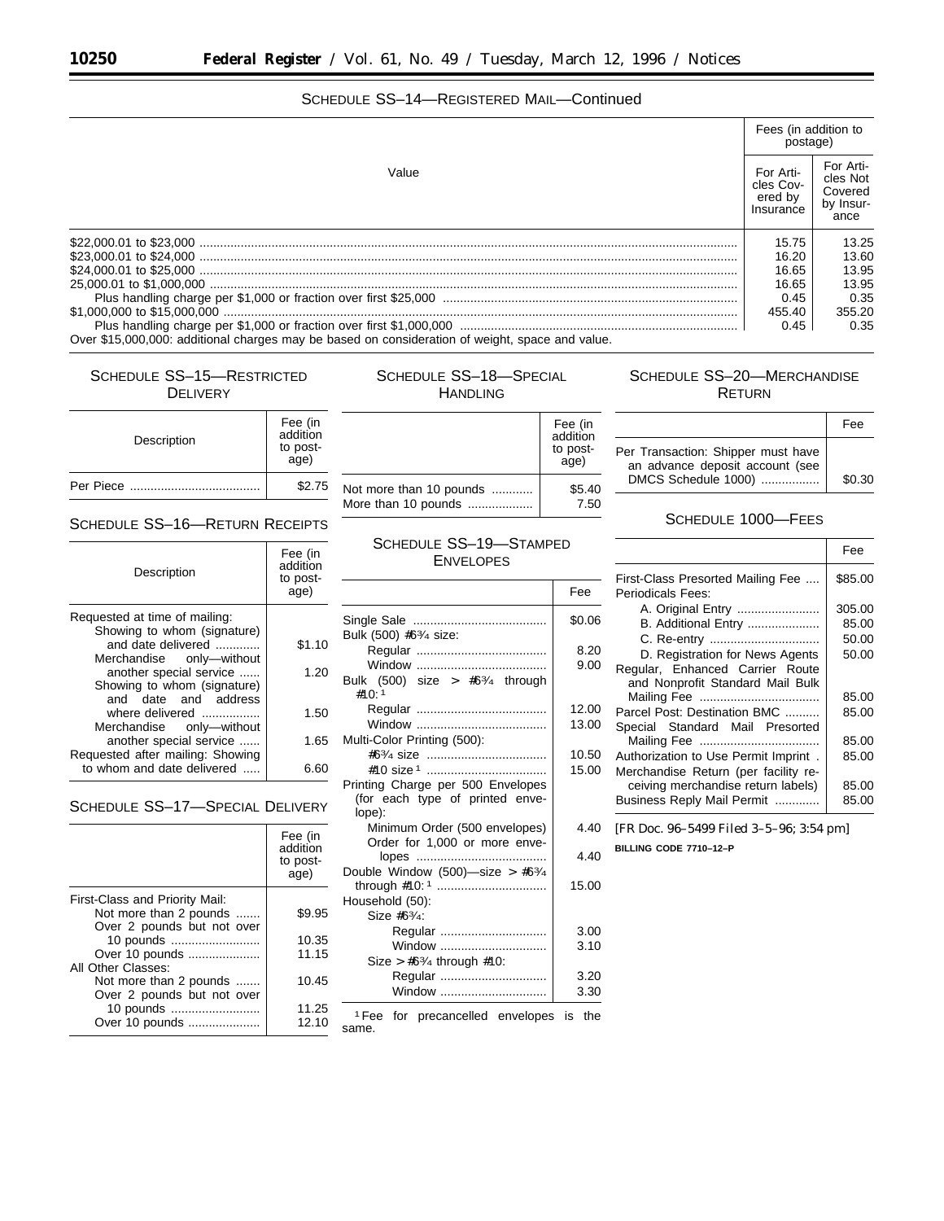## SCHEDULE SS–14—REGISTERED MAIL—Continued

| Value | Fees (in addition to postage) | |
|---|---|---|
| | For Articles Covered by Insurance | For Articles Not Covered by Insurance |
| $22,000.01 to $23,000 | 15.75 | 13.25 |
| $23,000.01 to $24,000 | 16.20 | 13.60 |
| $24,000.01 to $25,000 | 16.65 | 13.95 |
| 25,000.01 to $1,000,000 | 16.65 | 13.95 |
| Plus handling charge per $1,000 or fraction over first $25,000 | 0.45 | 0.35 |
| $1,000,000 to $15,000,000 | 455.40 | 355.20 |
| Plus handling charge per $1,000 or fraction over first $1,000,000 | 0.45 | 0.35 |
| Over $15,000,000: additional charges may be based on consideration of weight, space and value. | | |

## SCHEDULE SS–15—RESTRICTED DELIVERY

| Description | Fee (in addition to postage) |
|---|---|
| Per Piece | $2.75 |

## SCHEDULE SS–16—RETURN RECEIPTS

| Description | Fee (in addition to postage) |
|---|---|
| Requested at time of mailing: | |
| Showing to whom (signature) and date delivered | $1.10 |
| Merchandise only—without another special service | 1.20 |
| Showing to whom (signature) and date and address where delivered | 1.50 |
| Merchandise only—without another special service | 1.65 |
| Requested after mailing: Showing to whom and date delivered | 6.60 |

## SCHEDULE SS–17—SPECIAL DELIVERY

| | Fee (in addition to postage) |
|---|---|
| First-Class and Priority Mail: | |
| Not more than 2 pounds | $9.95 |
| Over 2 pounds but not over 10 pounds | 10.35 |
| Over 10 pounds | 11.15 |
| All Other Classes: | |
| Not more than 2 pounds | 10.45 |
| Over 2 pounds but not over 10 pounds | 11.25 |
| Over 10 pounds | 12.10 |

## SCHEDULE SS–18—SPECIAL HANDLING

| | Fee (in addition to postage) |
|---|---|
| Not more than 10 pounds | $5.40 |
| More than 10 pounds | 7.50 |

## SCHEDULE SS–19—STAMPED ENVELOPES

| | Fee |
|---|---|
| Single Sale | $0.06 |
| Bulk (500) #6¾ size: | |
| Regular | 8.20 |
| Window | 9.00 |
| Bulk (500) size > #6¾ through #10: [1] | |
| Regular | 12.00 |
| Window | 13.00 |
| Multi-Color Printing (500): | |
| #6¾ size | 10.50 |
| #10 size [1] | 15.00 |
| Printing Charge per 500 Envelopes (for each type of printed envelope): | |
| Minimum Order (500 envelopes) | 4.40 |
| Order for 1,000 or more envelopes | 4.40 |
| Double Window (500)—size > #6¾ through #10: [1] | 15.00 |
| Household (50): | |
| Size #6¾: | |
| Regular | 3.00 |
| Window | 3.10 |
| Size > #6¾ through #10: | |
| Regular | 3.20 |
| Window | 3.30 |

[1] Fee for precancelled envelopes is the same.

## SCHEDULE SS–20—MERCHANDISE RETURN

| | Fee |
|---|---|
| Per Transaction: Shipper must have an advance deposit account (see DMCS Schedule 1000) | $0.30 |

## SCHEDULE 1000—FEES

| | Fee |
|---|---|
| First-Class Presorted Mailing Fee | $85.00 |
| Periodicals Fees: | |
| A. Original Entry | 305.00 |
| B. Additional Entry | 85.00 |
| C. Re-entry | 50.00 |
| D. Registration for News Agents | 50.00 |
| Regular, Enhanced Carrier Route and Nonprofit Standard Mail Bulk Mailing Fee | 85.00 |
| Parcel Post: Destination BMC | 85.00 |
| Special Standard Mail Presorted Mailing Fee | 85.00 |
| Authorization to Use Permit Imprint | 85.00 |
| Merchandise Return (per facility receiving merchandise return labels) | 85.00 |
| Business Reply Mail Permit | 85.00 |

[FR Doc. 96–5499 Filed 3–5–96; 3:54 pm]

BILLING CODE 7710–12–P